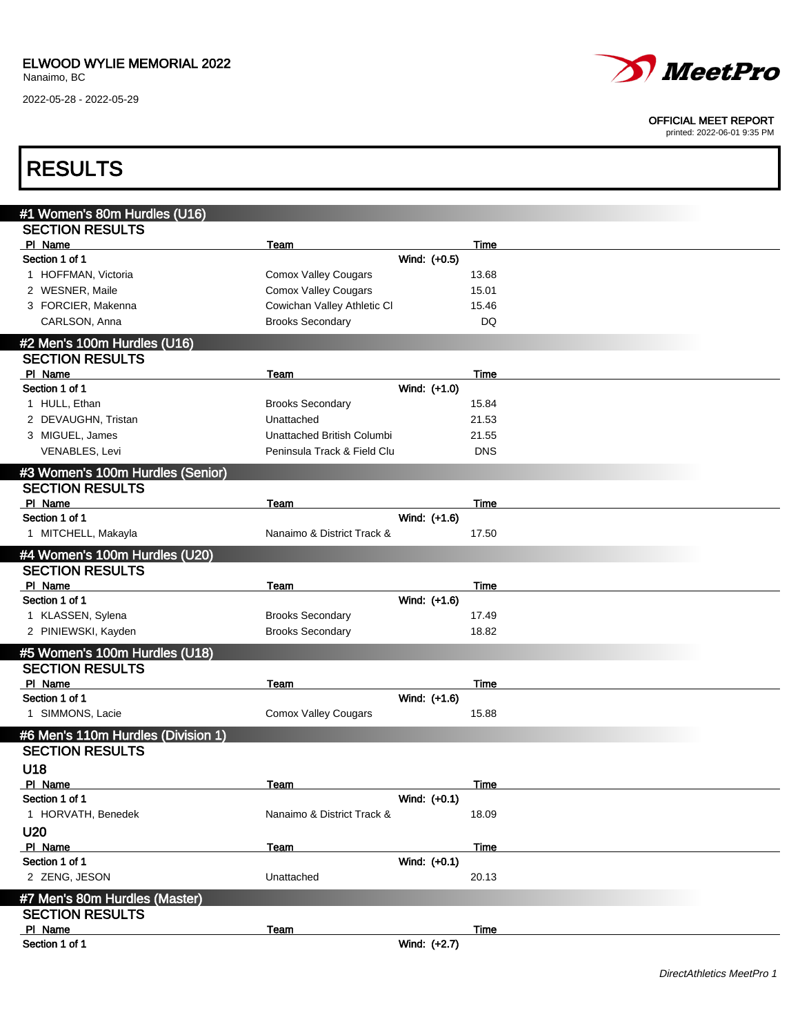ELWOOD WYLIE MEMORIAL 2022
Nanaimo, BC

2022-05-28 - 2022-05-29

OFFICIAL MEET REPORT
printed: 2022-06-01 9:35 PM

# RESULTS

## #1 Women's 80m Hurdles (U16)

### SECTION RESULTS

| Pl | Name | Team | Time |
|---|---|---|---|
| Section 1 of 1 | | Wind: (+0.5) | |
| 1 | HOFFMAN, Victoria | Comox Valley Cougars | 13.68 |
| 2 | WESNER, Maile | Comox Valley Cougars | 15.01 |
| 3 | FORCIER, Makenna | Cowichan Valley Athletic Cl | 15.46 |
| | CARLSON, Anna | Brooks Secondary | DQ |

## #2 Men's 100m Hurdles (U16)

### SECTION RESULTS

| Pl | Name | Team | Time |
|---|---|---|---|
| Section 1 of 1 | | Wind: (+1.0) | |
| 1 | HULL, Ethan | Brooks Secondary | 15.84 |
| 2 | DEVAUGHN, Tristan | Unattached | 21.53 |
| 3 | MIGUEL, James | Unattached British Columbi | 21.55 |
| | VENABLES, Levi | Peninsula Track & Field Clu | DNS |

## #3 Women's 100m Hurdles (Senior)

### SECTION RESULTS

| Pl | Name | Team | Time |
|---|---|---|---|
| Section 1 of 1 | | Wind: (+1.6) | |
| 1 | MITCHELL, Makayla | Nanaimo & District Track & | 17.50 |

## #4 Women's 100m Hurdles (U20)

### SECTION RESULTS

| Pl | Name | Team | Time |
|---|---|---|---|
| Section 1 of 1 | | Wind: (+1.6) | |
| 1 | KLASSEN, Sylena | Brooks Secondary | 17.49 |
| 2 | PINIEWSKI, Kayden | Brooks Secondary | 18.82 |

## #5 Women's 100m Hurdles (U18)

### SECTION RESULTS

| Pl | Name | Team | Time |
|---|---|---|---|
| Section 1 of 1 | | Wind: (+1.6) | |
| 1 | SIMMONS, Lacie | Comox Valley Cougars | 15.88 |

## #6 Men's 110m Hurdles (Division 1)

### SECTION RESULTS

#### U18

| Pl | Name | Team | Time |
|---|---|---|---|
| Section 1 of 1 | | Wind: (+0.1) | |
| 1 | HORVATH, Benedek | Nanaimo & District Track & | 18.09 |

#### U20

| Pl | Name | Team | Time |
|---|---|---|---|
| Section 1 of 1 | | Wind: (+0.1) | |
| 2 | ZENG, JESON | Unattached | 20.13 |

## #7 Men's 80m Hurdles (Master)

### SECTION RESULTS

| Pl | Name | Team | Time |
|---|---|---|---|
| Section 1 of 1 | | Wind: (+2.7) | |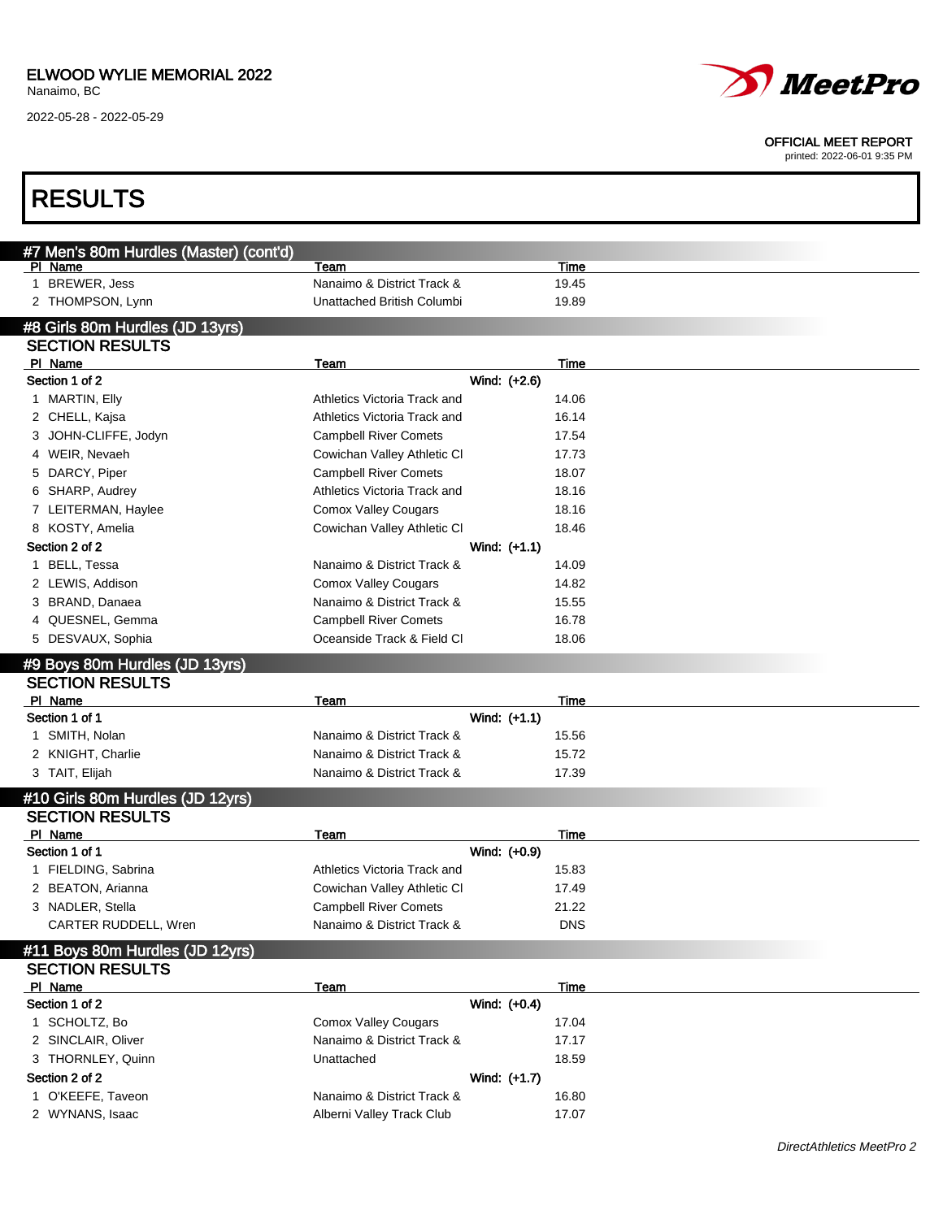## RESULTS

### #7 Men's 80m Hurdles (Master) (cont'd)

| Pl | Name | Team | Time |
|---|---|---|---|
| 1 | BREWER, Jess | Nanaimo & District Track & | 19.45 |
| 2 | THOMPSON, Lynn | Unattached British Columbi | 19.89 |

### #8 Girls 80m Hurdles (JD 13yrs)

**SECTION RESULTS**

| Pl | Name | Team | Time |
|---|---|---|---|
| **Section 1 of 2** | | Wind: (+2.6) | |
| 1 | MARTIN, Elly | Athletics Victoria Track and | 14.06 |
| 2 | CHELL, Kajsa | Athletics Victoria Track and | 16.14 |
| 3 | JOHN-CLIFFE, Jodyn | Campbell River Comets | 17.54 |
| 4 | WEIR, Nevaeh | Cowichan Valley Athletic Cl | 17.73 |
| 5 | DARCY, Piper | Campbell River Comets | 18.07 |
| 6 | SHARP, Audrey | Athletics Victoria Track and | 18.16 |
| 7 | LEITERMAN, Haylee | Comox Valley Cougars | 18.16 |
| 8 | KOSTY, Amelia | Cowichan Valley Athletic Cl | 18.46 |
| **Section 2 of 2** | | Wind: (+1.1) | |
| 1 | BELL, Tessa | Nanaimo & District Track & | 14.09 |
| 2 | LEWIS, Addison | Comox Valley Cougars | 14.82 |
| 3 | BRAND, Danaea | Nanaimo & District Track & | 15.55 |
| 4 | QUESNEL, Gemma | Campbell River Comets | 16.78 |
| 5 | DESVAUX, Sophia | Oceanside Track & Field Cl | 18.06 |

### #9 Boys 80m Hurdles (JD 13yrs)

**SECTION RESULTS**

| Pl | Name | Team | Time |
|---|---|---|---|
| **Section 1 of 1** | | Wind: (+1.1) | |
| 1 | SMITH, Nolan | Nanaimo & District Track & | 15.56 |
| 2 | KNIGHT, Charlie | Nanaimo & District Track & | 15.72 |
| 3 | TAIT, Elijah | Nanaimo & District Track & | 17.39 |

### #10 Girls 80m Hurdles (JD 12yrs)

**SECTION RESULTS**

| Pl | Name | Team | Time |
|---|---|---|---|
| **Section 1 of 1** | | Wind: (+0.9) | |
| 1 | FIELDING, Sabrina | Athletics Victoria Track and | 15.83 |
| 2 | BEATON, Arianna | Cowichan Valley Athletic Cl | 17.49 |
| 3 | NADLER, Stella | Campbell River Comets | 21.22 |
| | CARTER RUDDELL, Wren | Nanaimo & District Track & | DNS |

### #11 Boys 80m Hurdles (JD 12yrs)

**SECTION RESULTS**

| Pl | Name | Team | Time |
|---|---|---|---|
| **Section 1 of 2** | | Wind: (+0.4) | |
| 1 | SCHOLTZ, Bo | Comox Valley Cougars | 17.04 |
| 2 | SINCLAIR, Oliver | Nanaimo & District Track & | 17.17 |
| 3 | THORNLEY, Quinn | Unattached | 18.59 |
| **Section 2 of 2** | | Wind: (+1.7) | |
| 1 | O'KEEFE, Taveon | Nanaimo & District Track & | 16.80 |
| 2 | WYNANS, Isaac | Alberni Valley Track Club | 17.07 |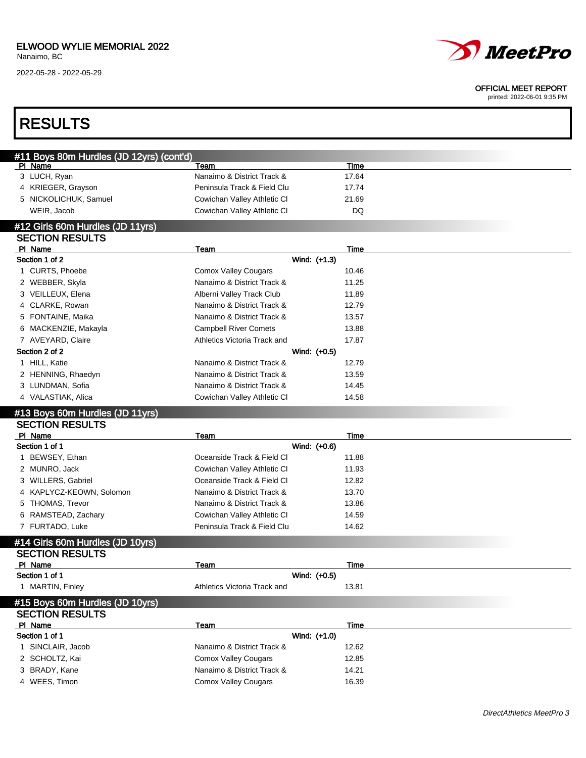ELWOOD WYLIE MEMORIAL 2022
Nanaimo, BC
2022-05-28 - 2022-05-29

OFFICIAL MEET REPORT
printed: 2022-06-01 9:35 PM

# RESULTS

## #11 Boys 80m Hurdles (JD 12yrs) (cont'd)

| Pl | Name | Team | Time |
|---|---|---|---|
| 3 | LUCH, Ryan | Nanaimo & District Track & | 17.64 |
| 4 | KRIEGER, Grayson | Peninsula Track & Field Clu | 17.74 |
| 5 | NICKOLICHUK, Samuel | Cowichan Valley Athletic Cl | 21.69 |
| | WEIR, Jacob | Cowichan Valley Athletic Cl | DQ |

## #12 Girls 60m Hurdles (JD 11yrs)

### SECTION RESULTS

| Pl | Name | Team | Time |
|---|---|---|---|
| **Section 1 of 2** | | **Wind: (+1.3)** | |
| 1 | CURTS, Phoebe | Comox Valley Cougars | 10.46 |
| 2 | WEBBER, Skyla | Nanaimo & District Track & | 11.25 |
| 3 | VEILLEUX, Elena | Alberni Valley Track Club | 11.89 |
| 4 | CLARKE, Rowan | Nanaimo & District Track & | 12.79 |
| 5 | FONTAINE, Maika | Nanaimo & District Track & | 13.57 |
| 6 | MACKENZIE, Makayla | Campbell River Comets | 13.88 |
| 7 | AVEYARD, Claire | Athletics Victoria Track and | 17.87 |
| **Section 2 of 2** | | **Wind: (+0.5)** | |
| 1 | HILL, Katie | Nanaimo & District Track & | 12.79 |
| 2 | HENNING, Rhaedyn | Nanaimo & District Track & | 13.59 |
| 3 | LUNDMAN, Sofia | Nanaimo & District Track & | 14.45 |
| 4 | VALASTIAK, Alica | Cowichan Valley Athletic Cl | 14.58 |

## #13 Boys 60m Hurdles (JD 11yrs)

### SECTION RESULTS

| Pl | Name | Team | Time |
|---|---|---|---|
| **Section 1 of 1** | | **Wind: (+0.6)** | |
| 1 | BEWSEY, Ethan | Oceanside Track & Field Cl | 11.88 |
| 2 | MUNRO, Jack | Cowichan Valley Athletic Cl | 11.93 |
| 3 | WILLERS, Gabriel | Oceanside Track & Field Cl | 12.82 |
| 4 | KAPLYCZ-KEOWN, Solomon | Nanaimo & District Track & | 13.70 |
| 5 | THOMAS, Trevor | Nanaimo & District Track & | 13.86 |
| 6 | RAMSTEAD, Zachary | Cowichan Valley Athletic Cl | 14.59 |
| 7 | FURTADO, Luke | Peninsula Track & Field Clu | 14.62 |

## #14 Girls 60m Hurdles (JD 10yrs)

### SECTION RESULTS

| Pl | Name | Team | Time |
|---|---|---|---|
| **Section 1 of 1** | | **Wind: (+0.5)** | |
| 1 | MARTIN, Finley | Athletics Victoria Track and | 13.81 |

## #15 Boys 60m Hurdles (JD 10yrs)

### SECTION RESULTS

| Pl | Name | Team | Time |
|---|---|---|---|
| **Section 1 of 1** | | **Wind: (+1.0)** | |
| 1 | SINCLAIR, Jacob | Nanaimo & District Track & | 12.62 |
| 2 | SCHOLTZ, Kai | Comox Valley Cougars | 12.85 |
| 3 | BRADY, Kane | Nanaimo & District Track & | 14.21 |
| 4 | WEES, Timon | Comox Valley Cougars | 16.39 |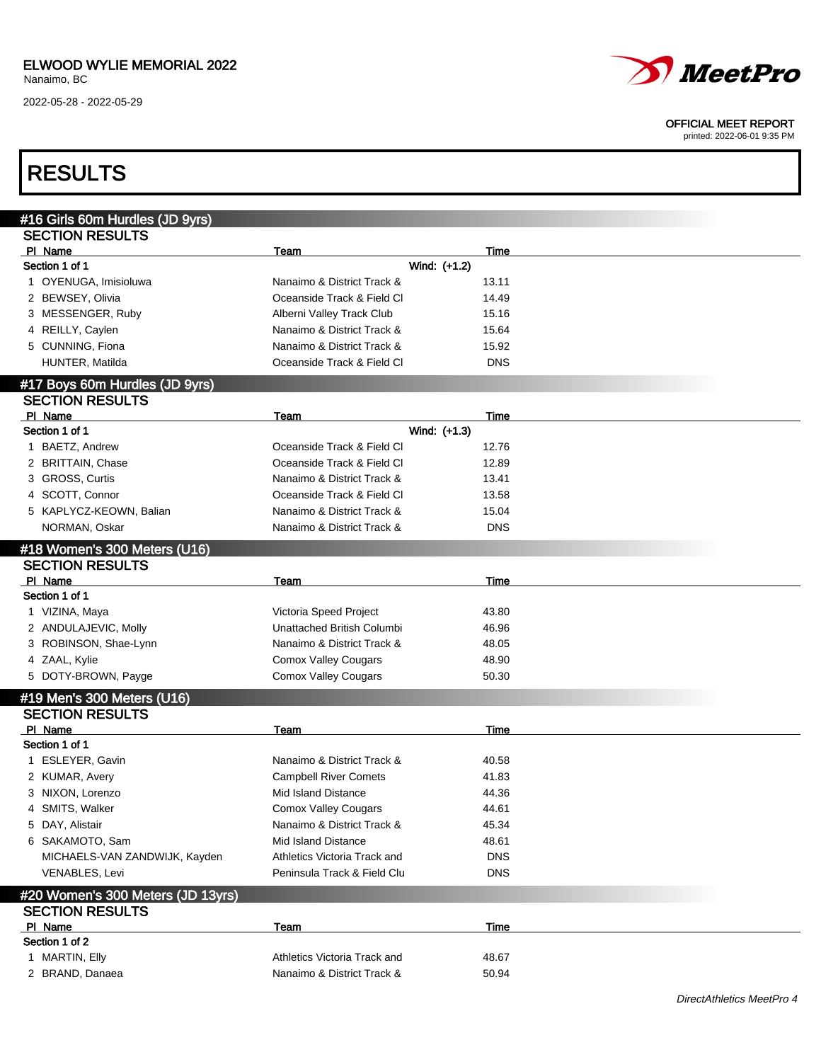ELWOOD WYLIE MEMORIAL 2022
Nanaimo, BC
2022-05-28 - 2022-05-29

OFFICIAL MEET REPORT
printed: 2022-06-01 9:35 PM

# RESULTS

## #16 Girls 60m Hurdles (JD 9yrs)

### SECTION RESULTS

Section 1 of 1 — Wind: (+1.2)

| Pl | Name | Team | Time |
|---|---|---|---|
| 1 | OYENUGA, Imisioluwa | Nanaimo & District Track & | 13.11 |
| 2 | BEWSEY, Olivia | Oceanside Track & Field Cl | 14.49 |
| 3 | MESSENGER, Ruby | Alberni Valley Track Club | 15.16 |
| 4 | REILLY, Caylen | Nanaimo & District Track & | 15.64 |
| 5 | CUNNING, Fiona | Nanaimo & District Track & | 15.92 |
| | HUNTER, Matilda | Oceanside Track & Field Cl | DNS |

## #17 Boys 60m Hurdles (JD 9yrs)

### SECTION RESULTS

Section 1 of 1 — Wind: (+1.3)

| Pl | Name | Team | Time |
|---|---|---|---|
| 1 | BAETZ, Andrew | Oceanside Track & Field Cl | 12.76 |
| 2 | BRITTAIN, Chase | Oceanside Track & Field Cl | 12.89 |
| 3 | GROSS, Curtis | Nanaimo & District Track & | 13.41 |
| 4 | SCOTT, Connor | Oceanside Track & Field Cl | 13.58 |
| 5 | KAPLYCZ-KEOWN, Balian | Nanaimo & District Track & | 15.04 |
| | NORMAN, Oskar | Nanaimo & District Track & | DNS |

## #18 Women's 300 Meters (U16)

### SECTION RESULTS

Section 1 of 1

| Pl | Name | Team | Time |
|---|---|---|---|
| 1 | VIZINA, Maya | Victoria Speed Project | 43.80 |
| 2 | ANDULAJEVIC, Molly | Unattached British Columbi | 46.96 |
| 3 | ROBINSON, Shae-Lynn | Nanaimo & District Track & | 48.05 |
| 4 | ZAAL, Kylie | Comox Valley Cougars | 48.90 |
| 5 | DOTY-BROWN, Payge | Comox Valley Cougars | 50.30 |

## #19 Men's 300 Meters (U16)

### SECTION RESULTS

Section 1 of 1

| Pl | Name | Team | Time |
|---|---|---|---|
| 1 | ESLEYER, Gavin | Nanaimo & District Track & | 40.58 |
| 2 | KUMAR, Avery | Campbell River Comets | 41.83 |
| 3 | NIXON, Lorenzo | Mid Island Distance | 44.36 |
| 4 | SMITS, Walker | Comox Valley Cougars | 44.61 |
| 5 | DAY, Alistair | Nanaimo & District Track & | 45.34 |
| 6 | SAKAMOTO, Sam | Mid Island Distance | 48.61 |
| | MICHAELS-VAN ZANDWIJK, Kayden | Athletics Victoria Track and | DNS |
| | VENABLES, Levi | Peninsula Track & Field Clu | DNS |

## #20 Women's 300 Meters (JD 13yrs)

### SECTION RESULTS

Section 1 of 2

| Pl | Name | Team | Time |
|---|---|---|---|
| 1 | MARTIN, Elly | Athletics Victoria Track and | 48.67 |
| 2 | BRAND, Danaea | Nanaimo & District Track & | 50.94 |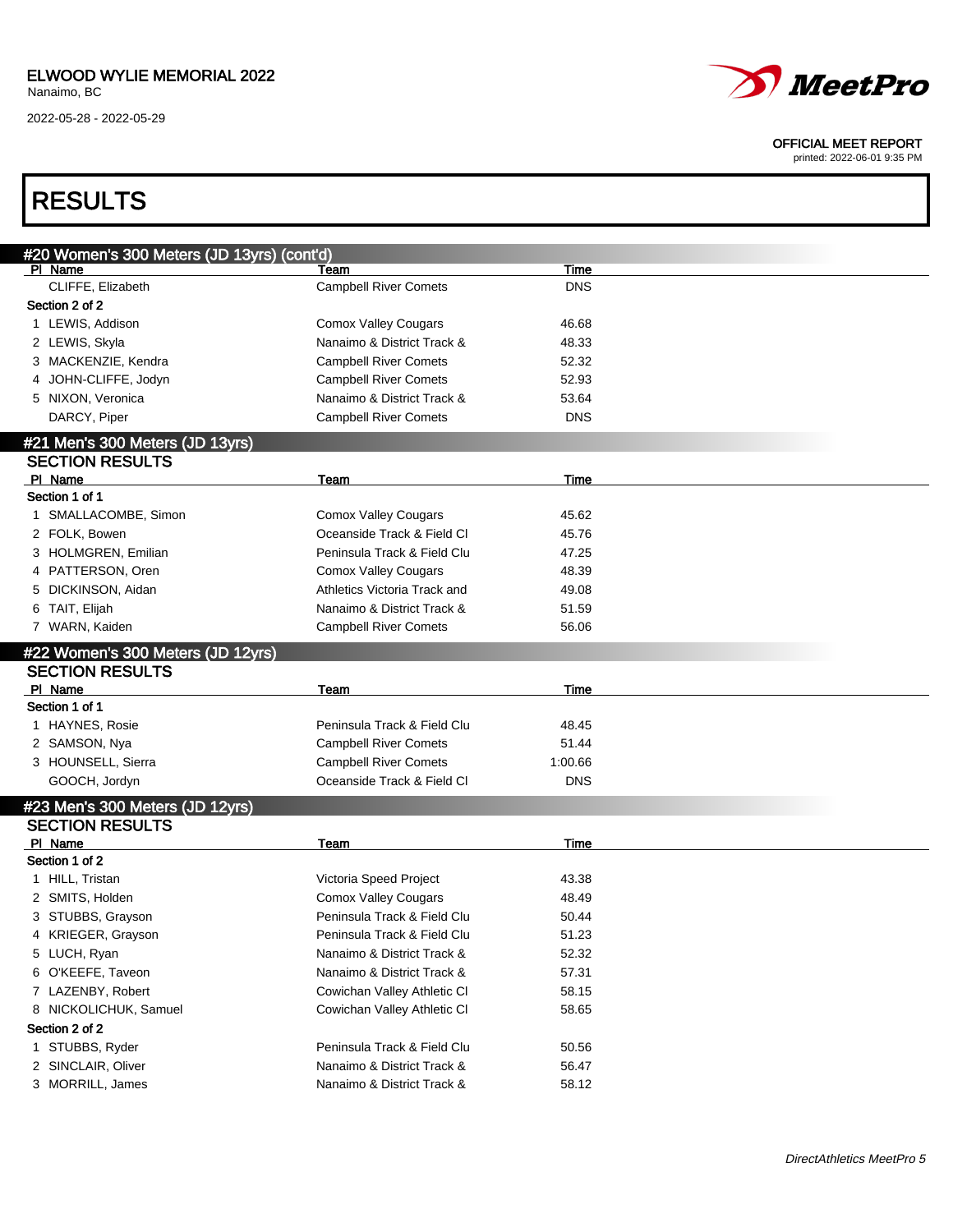# RESULTS

## #20 Women's 300 Meters (JD 13yrs) (cont'd)

| Pl | Name | Team | Time |
|---|---|---|---|
| | CLIFFE, Elizabeth | Campbell River Comets | DNS |
| **Section 2 of 2** | | | |
| 1 | LEWIS, Addison | Comox Valley Cougars | 46.68 |
| 2 | LEWIS, Skyla | Nanaimo & District Track & | 48.33 |
| 3 | MACKENZIE, Kendra | Campbell River Comets | 52.32 |
| 4 | JOHN-CLIFFE, Jodyn | Campbell River Comets | 52.93 |
| 5 | NIXON, Veronica | Nanaimo & District Track & | 53.64 |
| | DARCY, Piper | Campbell River Comets | DNS |

## #21 Men's 300 Meters (JD 13yrs)

### SECTION RESULTS

| Pl | Name | Team | Time |
|---|---|---|---|
| **Section 1 of 1** | | | |
| 1 | SMALLACOMBE, Simon | Comox Valley Cougars | 45.62 |
| 2 | FOLK, Bowen | Oceanside Track & Field Cl | 45.76 |
| 3 | HOLMGREN, Emilian | Peninsula Track & Field Clu | 47.25 |
| 4 | PATTERSON, Oren | Comox Valley Cougars | 48.39 |
| 5 | DICKINSON, Aidan | Athletics Victoria Track and | 49.08 |
| 6 | TAIT, Elijah | Nanaimo & District Track & | 51.59 |
| 7 | WARN, Kaiden | Campbell River Comets | 56.06 |

## #22 Women's 300 Meters (JD 12yrs)

### SECTION RESULTS

| Pl | Name | Team | Time |
|---|---|---|---|
| **Section 1 of 1** | | | |
| 1 | HAYNES, Rosie | Peninsula Track & Field Clu | 48.45 |
| 2 | SAMSON, Nya | Campbell River Comets | 51.44 |
| 3 | HOUNSELL, Sierra | Campbell River Comets | 1:00.66 |
| | GOOCH, Jordyn | Oceanside Track & Field Cl | DNS |

## #23 Men's 300 Meters (JD 12yrs)

### SECTION RESULTS

| Pl | Name | Team | Time |
|---|---|---|---|
| **Section 1 of 2** | | | |
| 1 | HILL, Tristan | Victoria Speed Project | 43.38 |
| 2 | SMITS, Holden | Comox Valley Cougars | 48.49 |
| 3 | STUBBS, Grayson | Peninsula Track & Field Clu | 50.44 |
| 4 | KRIEGER, Grayson | Peninsula Track & Field Clu | 51.23 |
| 5 | LUCH, Ryan | Nanaimo & District Track & | 52.32 |
| 6 | O'KEEFE, Taveon | Nanaimo & District Track & | 57.31 |
| 7 | LAZENBY, Robert | Cowichan Valley Athletic Cl | 58.15 |
| 8 | NICKOLICHUK, Samuel | Cowichan Valley Athletic Cl | 58.65 |
| **Section 2 of 2** | | | |
| 1 | STUBBS, Ryder | Peninsula Track & Field Clu | 50.56 |
| 2 | SINCLAIR, Oliver | Nanaimo & District Track & | 56.47 |
| 3 | MORRILL, James | Nanaimo & District Track & | 58.12 |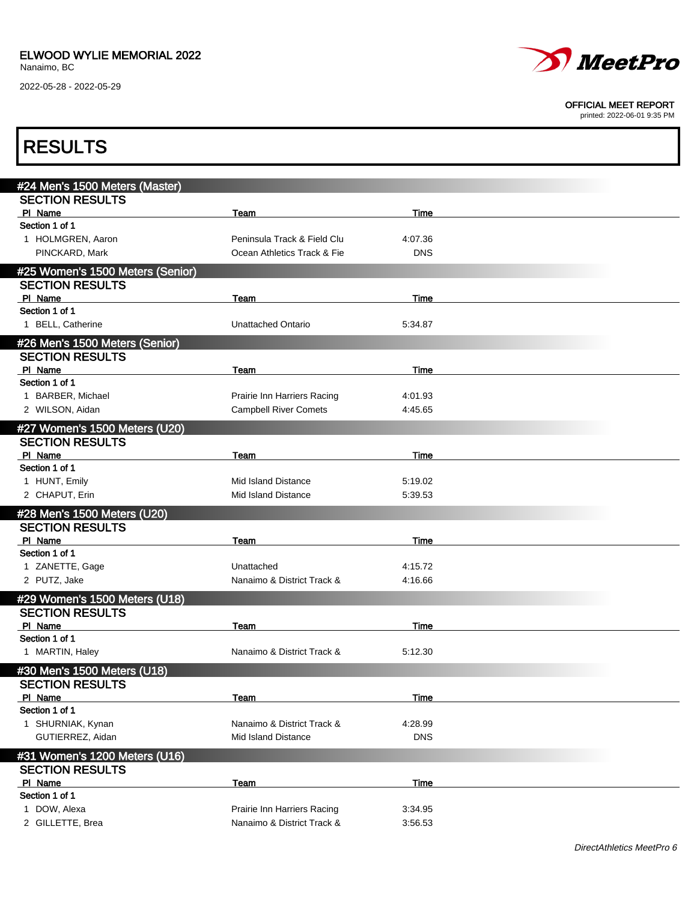## RESULTS

### #24 Men's 1500 Meters (Master)

**SECTION RESULTS**

| Pl | Name | Team | Time |
|---|---|---|---|
| **Section 1 of 1** | | | |
| 1 | HOLMGREN, Aaron | Peninsula Track & Field Clu | 4:07.36 |
| | PINCKARD, Mark | Ocean Athletics Track & Fie | DNS |

### #25 Women's 1500 Meters (Senior)

**SECTION RESULTS**

| Pl | Name | Team | Time |
|---|---|---|---|
| **Section 1 of 1** | | | |
| 1 | BELL, Catherine | Unattached Ontario | 5:34.87 |

### #26 Men's 1500 Meters (Senior)

**SECTION RESULTS**

| Pl | Name | Team | Time |
|---|---|---|---|
| **Section 1 of 1** | | | |
| 1 | BARBER, Michael | Prairie Inn Harriers Racing | 4:01.93 |
| 2 | WILSON, Aidan | Campbell River Comets | 4:45.65 |

### #27 Women's 1500 Meters (U20)

**SECTION RESULTS**

| Pl | Name | Team | Time |
|---|---|---|---|
| **Section 1 of 1** | | | |
| 1 | HUNT, Emily | Mid Island Distance | 5:19.02 |
| 2 | CHAPUT, Erin | Mid Island Distance | 5:39.53 |

### #28 Men's 1500 Meters (U20)

**SECTION RESULTS**

| Pl | Name | Team | Time |
|---|---|---|---|
| **Section 1 of 1** | | | |
| 1 | ZANETTE, Gage | Unattached | 4:15.72 |
| 2 | PUTZ, Jake | Nanaimo & District Track & | 4:16.66 |

### #29 Women's 1500 Meters (U18)

**SECTION RESULTS**

| Pl | Name | Team | Time |
|---|---|---|---|
| **Section 1 of 1** | | | |
| 1 | MARTIN, Haley | Nanaimo & District Track & | 5:12.30 |

### #30 Men's 1500 Meters (U18)

**SECTION RESULTS**

| Pl | Name | Team | Time |
|---|---|---|---|
| **Section 1 of 1** | | | |
| 1 | SHURNIAK, Kynan | Nanaimo & District Track & | 4:28.99 |
| | GUTIERREZ, Aidan | Mid Island Distance | DNS |

### #31 Women's 1200 Meters (U16)

**SECTION RESULTS**

| Pl | Name | Team | Time |
|---|---|---|---|
| **Section 1 of 1** | | | |
| 1 | DOW, Alexa | Prairie Inn Harriers Racing | 3:34.95 |
| 2 | GILLETTE, Brea | Nanaimo & District Track & | 3:56.53 |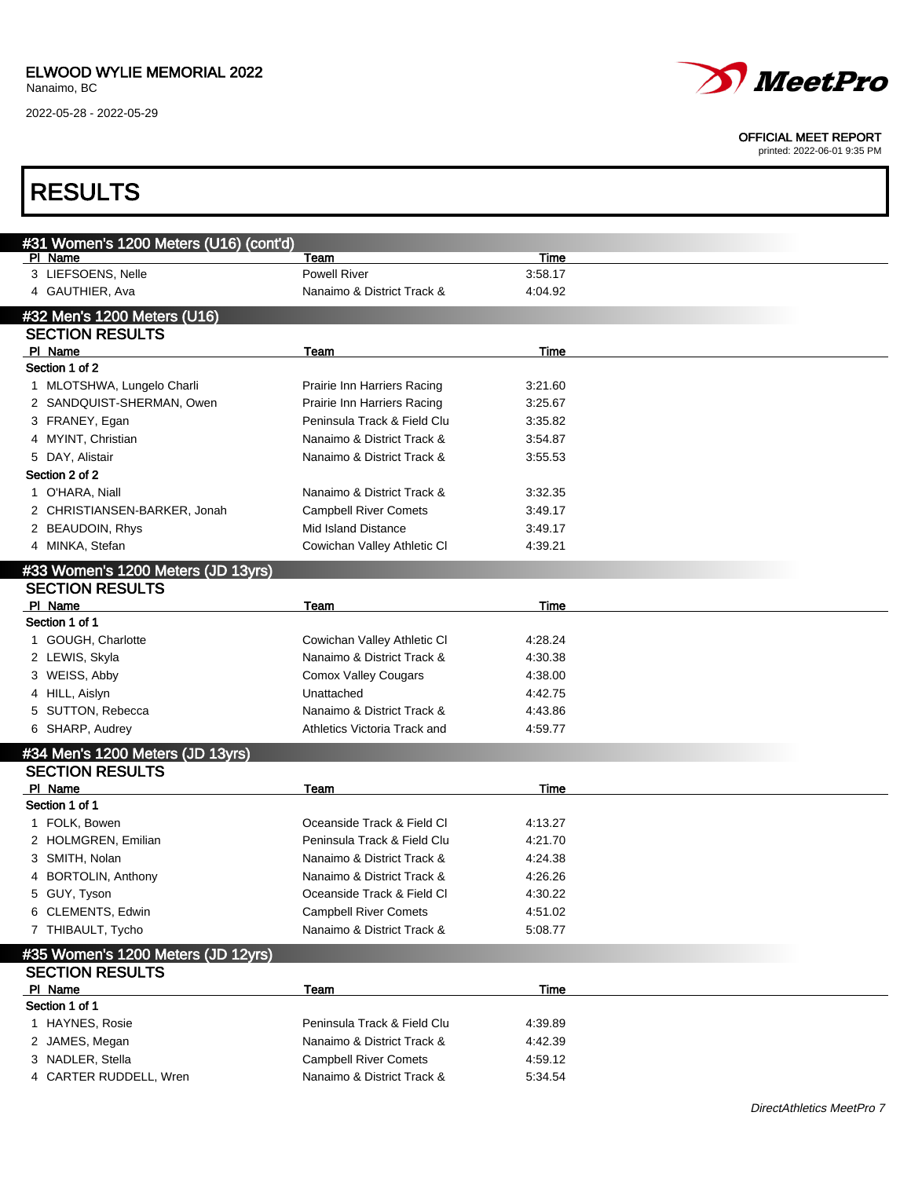ELWOOD WYLIE MEMORIAL 2022
Nanaimo, BC
2022-05-28 - 2022-05-29

OFFICIAL MEET REPORT
printed: 2022-06-01 9:35 PM

# RESULTS

## #31 Women's 1200 Meters (U16) (cont'd)

| Pl | Name | Team | Time |
|---|---|---|---|
| 3 | LIEFSOENS, Nelle | Powell River | 3:58.17 |
| 4 | GAUTHIER, Ava | Nanaimo & District Track & | 4:04.92 |

## #32 Men's 1200 Meters (U16)

### SECTION RESULTS

| Pl | Name | Team | Time |
|---|---|---|---|
| **Section 1 of 2** | | | |
| 1 | MLOTSHWA, Lungelo Charli | Prairie Inn Harriers Racing | 3:21.60 |
| 2 | SANDQUIST-SHERMAN, Owen | Prairie Inn Harriers Racing | 3:25.67 |
| 3 | FRANEY, Egan | Peninsula Track & Field Clu | 3:35.82 |
| 4 | MYINT, Christian | Nanaimo & District Track & | 3:54.87 |
| 5 | DAY, Alistair | Nanaimo & District Track & | 3:55.53 |
| **Section 2 of 2** | | | |
| 1 | O'HARA, Niall | Nanaimo & District Track & | 3:32.35 |
| 2 | CHRISTIANSEN-BARKER, Jonah | Campbell River Comets | 3:49.17 |
| 2 | BEAUDOIN, Rhys | Mid Island Distance | 3:49.17 |
| 4 | MINKA, Stefan | Cowichan Valley Athletic Cl | 4:39.21 |

## #33 Women's 1200 Meters (JD 13yrs)

### SECTION RESULTS

| Pl | Name | Team | Time |
|---|---|---|---|
| **Section 1 of 1** | | | |
| 1 | GOUGH, Charlotte | Cowichan Valley Athletic Cl | 4:28.24 |
| 2 | LEWIS, Skyla | Nanaimo & District Track & | 4:30.38 |
| 3 | WEISS, Abby | Comox Valley Cougars | 4:38.00 |
| 4 | HILL, Aislyn | Unattached | 4:42.75 |
| 5 | SUTTON, Rebecca | Nanaimo & District Track & | 4:43.86 |
| 6 | SHARP, Audrey | Athletics Victoria Track and | 4:59.77 |

## #34 Men's 1200 Meters (JD 13yrs)

### SECTION RESULTS

| Pl | Name | Team | Time |
|---|---|---|---|
| **Section 1 of 1** | | | |
| 1 | FOLK, Bowen | Oceanside Track & Field Cl | 4:13.27 |
| 2 | HOLMGREN, Emilian | Peninsula Track & Field Clu | 4:21.70 |
| 3 | SMITH, Nolan | Nanaimo & District Track & | 4:24.38 |
| 4 | BORTOLIN, Anthony | Nanaimo & District Track & | 4:26.26 |
| 5 | GUY, Tyson | Oceanside Track & Field Cl | 4:30.22 |
| 6 | CLEMENTS, Edwin | Campbell River Comets | 4:51.02 |
| 7 | THIBAULT, Tycho | Nanaimo & District Track & | 5:08.77 |

## #35 Women's 1200 Meters (JD 12yrs)

### SECTION RESULTS

| Pl | Name | Team | Time |
|---|---|---|---|
| **Section 1 of 1** | | | |
| 1 | HAYNES, Rosie | Peninsula Track & Field Clu | 4:39.89 |
| 2 | JAMES, Megan | Nanaimo & District Track & | 4:42.39 |
| 3 | NADLER, Stella | Campbell River Comets | 4:59.12 |
| 4 | CARTER RUDDELL, Wren | Nanaimo & District Track & | 5:34.54 |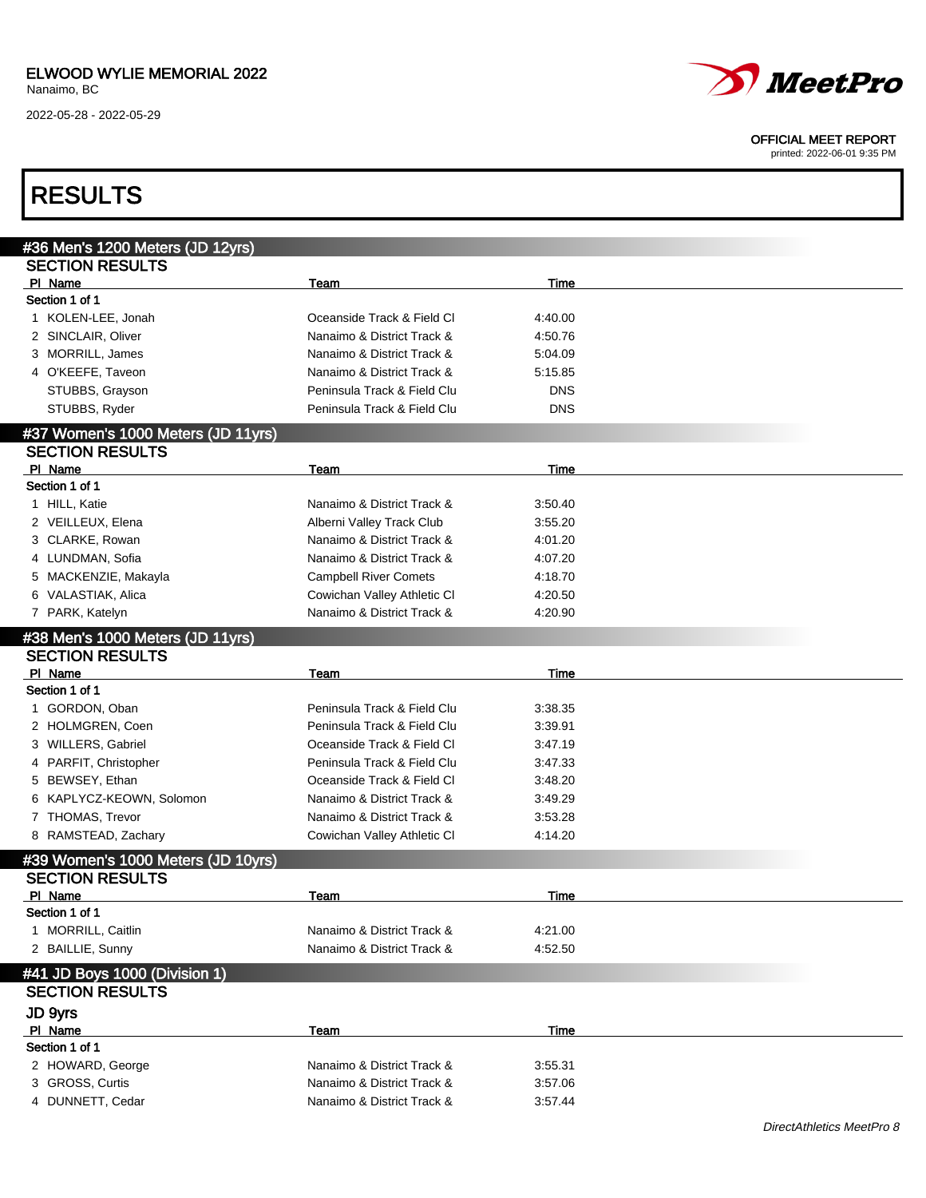# RESULTS

## #36 Men's 1200 Meters (JD 12yrs)

### SECTION RESULTS

| Pl | Name | Team | Time |
|---|---|---|---|
| **Section 1 of 1** | | | |
| 1 | KOLEN-LEE, Jonah | Oceanside Track & Field Cl | 4:40.00 |
| 2 | SINCLAIR, Oliver | Nanaimo & District Track & | 4:50.76 |
| 3 | MORRILL, James | Nanaimo & District Track & | 5:04.09 |
| 4 | O'KEEFE, Taveon | Nanaimo & District Track & | 5:15.85 |
| | STUBBS, Grayson | Peninsula Track & Field Clu | DNS |
| | STUBBS, Ryder | Peninsula Track & Field Clu | DNS |

## #37 Women's 1000 Meters (JD 11yrs)

### SECTION RESULTS

| Pl | Name | Team | Time |
|---|---|---|---|
| **Section 1 of 1** | | | |
| 1 | HILL, Katie | Nanaimo & District Track & | 3:50.40 |
| 2 | VEILLEUX, Elena | Alberni Valley Track Club | 3:55.20 |
| 3 | CLARKE, Rowan | Nanaimo & District Track & | 4:01.20 |
| 4 | LUNDMAN, Sofia | Nanaimo & District Track & | 4:07.20 |
| 5 | MACKENZIE, Makayla | Campbell River Comets | 4:18.70 |
| 6 | VALASTIAK, Alica | Cowichan Valley Athletic Cl | 4:20.50 |
| 7 | PARK, Katelyn | Nanaimo & District Track & | 4:20.90 |

## #38 Men's 1000 Meters (JD 11yrs)

### SECTION RESULTS

| Pl | Name | Team | Time |
|---|---|---|---|
| **Section 1 of 1** | | | |
| 1 | GORDON, Oban | Peninsula Track & Field Clu | 3:38.35 |
| 2 | HOLMGREN, Coen | Peninsula Track & Field Clu | 3:39.91 |
| 3 | WILLERS, Gabriel | Oceanside Track & Field Cl | 3:47.19 |
| 4 | PARFIT, Christopher | Peninsula Track & Field Clu | 3:47.33 |
| 5 | BEWSEY, Ethan | Oceanside Track & Field Cl | 3:48.20 |
| 6 | KAPLYCZ-KEOWN, Solomon | Nanaimo & District Track & | 3:49.29 |
| 7 | THOMAS, Trevor | Nanaimo & District Track & | 3:53.28 |
| 8 | RAMSTEAD, Zachary | Cowichan Valley Athletic Cl | 4:14.20 |

## #39 Women's 1000 Meters (JD 10yrs)

### SECTION RESULTS

| Pl | Name | Team | Time |
|---|---|---|---|
| **Section 1 of 1** | | | |
| 1 | MORRILL, Caitlin | Nanaimo & District Track & | 4:21.00 |
| 2 | BAILLIE, Sunny | Nanaimo & District Track & | 4:52.50 |

## #41 JD Boys 1000 (Division 1)

### SECTION RESULTS

#### JD 9yrs

| Pl | Name | Team | Time |
|---|---|---|---|
| **Section 1 of 1** | | | |
| 2 | HOWARD, George | Nanaimo & District Track & | 3:55.31 |
| 3 | GROSS, Curtis | Nanaimo & District Track & | 3:57.06 |
| 4 | DUNNETT, Cedar | Nanaimo & District Track & | 3:57.44 |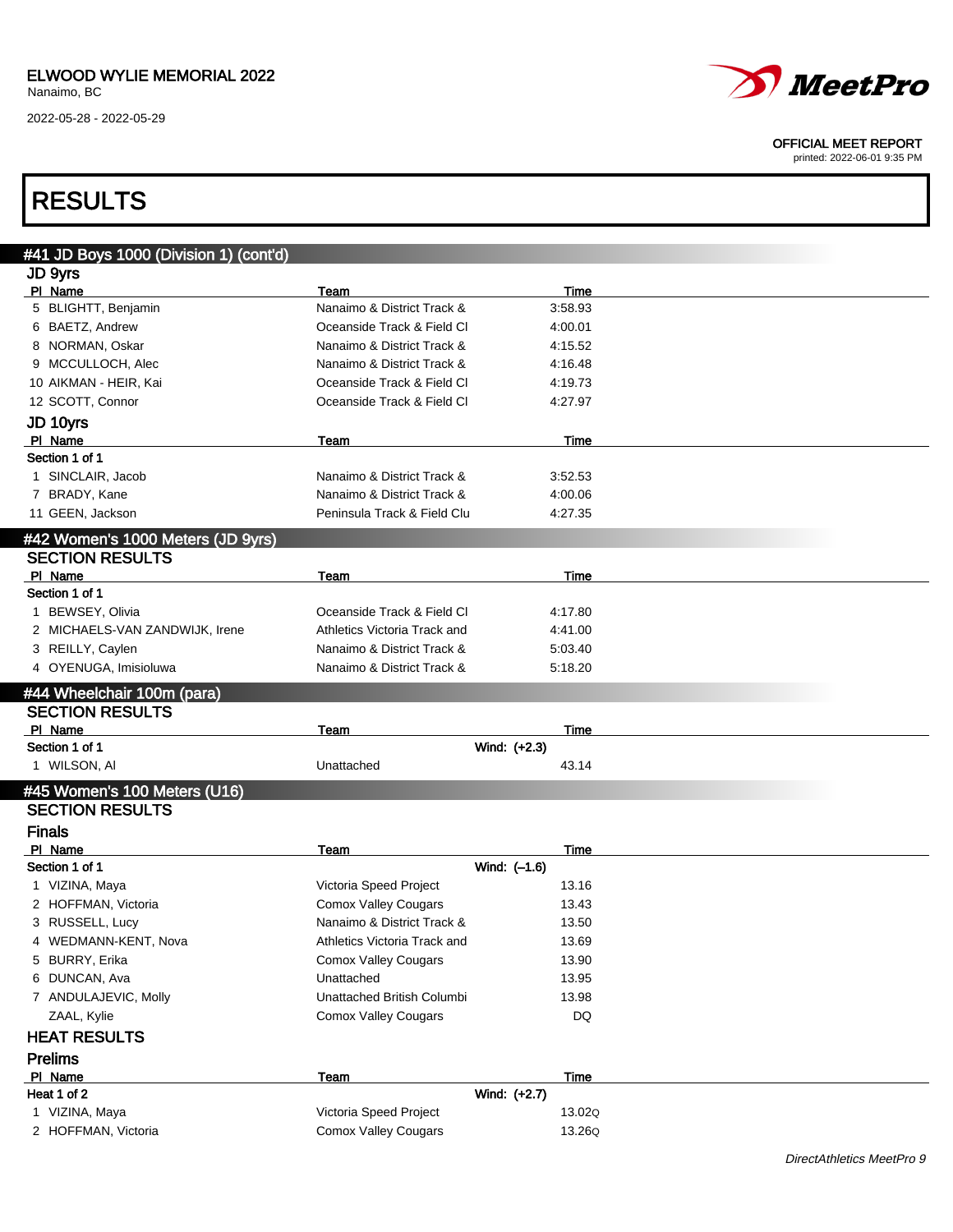ELWOOD WYLIE MEMORIAL 2022
Nanaimo, BC
2022-05-28 - 2022-05-29

OFFICIAL MEET REPORT
printed: 2022-06-01 9:35 PM

# RESULTS

## #41 JD Boys 1000 (Division 1) (cont'd)

### JD 9yrs

| Pl | Name | Team | Time |
|---|---|---|---|
| 5 | BLIGHTT, Benjamin | Nanaimo & District Track & | 3:58.93 |
| 6 | BAETZ, Andrew | Oceanside Track & Field Cl | 4:00.01 |
| 8 | NORMAN, Oskar | Nanaimo & District Track & | 4:15.52 |
| 9 | MCCULLOCH, Alec | Nanaimo & District Track & | 4:16.48 |
| 10 | AIKMAN - HEIR, Kai | Oceanside Track & Field Cl | 4:19.73 |
| 12 | SCOTT, Connor | Oceanside Track & Field Cl | 4:27.97 |

### JD 10yrs

Section 1 of 1

| Pl | Name | Team | Time |
|---|---|---|---|
| 1 | SINCLAIR, Jacob | Nanaimo & District Track & | 3:52.53 |
| 7 | BRADY, Kane | Nanaimo & District Track & | 4:00.06 |
| 11 | GEEN, Jackson | Peninsula Track & Field Clu | 4:27.35 |

## #42 Women's 1000 Meters (JD 9yrs)

### SECTION RESULTS

Section 1 of 1

| Pl | Name | Team | Time |
|---|---|---|---|
| 1 | BEWSEY, Olivia | Oceanside Track & Field Cl | 4:17.80 |
| 2 | MICHAELS-VAN ZANDWIJK, Irene | Athletics Victoria Track and | 4:41.00 |
| 3 | REILLY, Caylen | Nanaimo & District Track & | 5:03.40 |
| 4 | OYENUGA, Imisioluwa | Nanaimo & District Track & | 5:18.20 |

## #44 Wheelchair 100m (para)

### SECTION RESULTS

Section 1 of 1 — Wind: (+2.3)

| Pl | Name | Team | Time |
|---|---|---|---|
| 1 | WILSON, Al | Unattached | 43.14 |

## #45 Women's 100 Meters (U16)

### SECTION RESULTS

### Finals

Section 1 of 1 — Wind: (–1.6)

| Pl | Name | Team | Time |
|---|---|---|---|
| 1 | VIZINA, Maya | Victoria Speed Project | 13.16 |
| 2 | HOFFMAN, Victoria | Comox Valley Cougars | 13.43 |
| 3 | RUSSELL, Lucy | Nanaimo & District Track & | 13.50 |
| 4 | WEDMANN-KENT, Nova | Athletics Victoria Track and | 13.69 |
| 5 | BURRY, Erika | Comox Valley Cougars | 13.90 |
| 6 | DUNCAN, Ava | Unattached | 13.95 |
| 7 | ANDULAJEVIC, Molly | Unattached British Columbi | 13.98 |
|  | ZAAL, Kylie | Comox Valley Cougars | DQ |

### HEAT RESULTS

### Prelims

Heat 1 of 2 — Wind: (+2.7)

| Pl | Name | Team | Time |
|---|---|---|---|
| 1 | VIZINA, Maya | Victoria Speed Project | 13.02Q |
| 2 | HOFFMAN, Victoria | Comox Valley Cougars | 13.26Q |

DirectAthletics MeetPro 9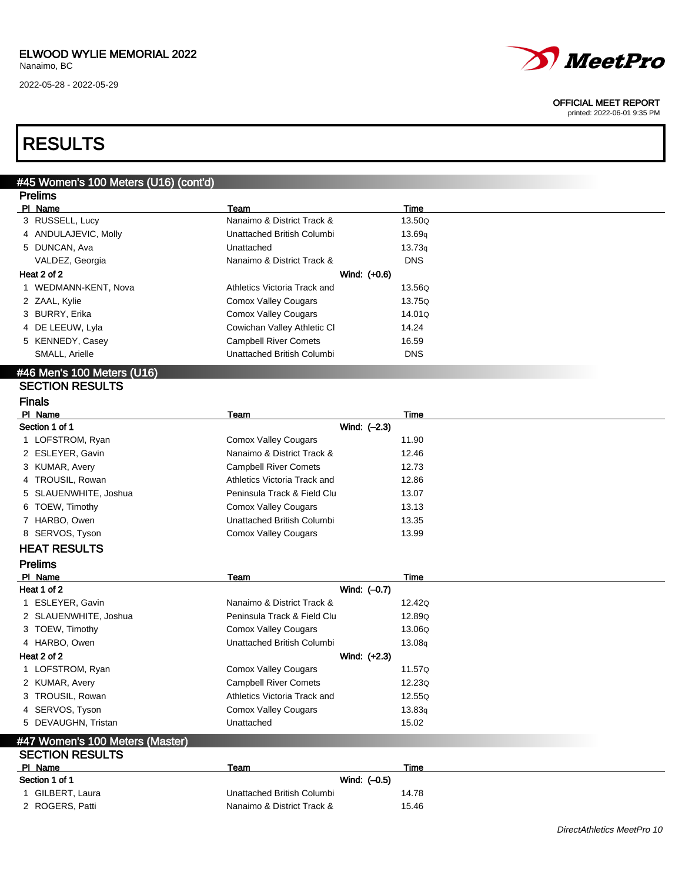# RESULTS

## #45 Women's 100 Meters (U16) (cont'd)

### Prelims

| Pl | Name | Team | Time |
|---|---|---|---|
| 3 | RUSSELL, Lucy | Nanaimo & District Track & | 13.50Q |
| 4 | ANDULAJEVIC, Molly | Unattached British Columbi | 13.69q |
| 5 | DUNCAN, Ava | Unattached | 13.73q |
| | VALDEZ, Georgia | Nanaimo & District Track & | DNS |
| **Heat 2 of 2** | | Wind: (+0.6) | |
| 1 | WEDMANN-KENT, Nova | Athletics Victoria Track and | 13.56Q |
| 2 | ZAAL, Kylie | Comox Valley Cougars | 13.75Q |
| 3 | BURRY, Erika | Comox Valley Cougars | 14.01Q |
| 4 | DE LEEUW, Lyla | Cowichan Valley Athletic Cl | 14.24 |
| 5 | KENNEDY, Casey | Campbell River Comets | 16.59 |
| | SMALL, Arielle | Unattached British Columbi | DNS |

## #46 Men's 100 Meters (U16)

### SECTION RESULTS

### Finals

| Pl | Name | Team | Time |
|---|---|---|---|
| **Section 1 of 1** | | Wind: (–2.3) | |
| 1 | LOFSTROM, Ryan | Comox Valley Cougars | 11.90 |
| 2 | ESLEYER, Gavin | Nanaimo & District Track & | 12.46 |
| 3 | KUMAR, Avery | Campbell River Comets | 12.73 |
| 4 | TROUSIL, Rowan | Athletics Victoria Track and | 12.86 |
| 5 | SLAUENWHITE, Joshua | Peninsula Track & Field Clu | 13.07 |
| 6 | TOEW, Timothy | Comox Valley Cougars | 13.13 |
| 7 | HARBO, Owen | Unattached British Columbi | 13.35 |
| 8 | SERVOS, Tyson | Comox Valley Cougars | 13.99 |

### HEAT RESULTS

### Prelims

| Pl | Name | Team | Time |
|---|---|---|---|
| **Heat 1 of 2** | | Wind: (–0.7) | |
| 1 | ESLEYER, Gavin | Nanaimo & District Track & | 12.42Q |
| 2 | SLAUENWHITE, Joshua | Peninsula Track & Field Clu | 12.89Q |
| 3 | TOEW, Timothy | Comox Valley Cougars | 13.06Q |
| 4 | HARBO, Owen | Unattached British Columbi | 13.08q |
| **Heat 2 of 2** | | Wind: (+2.3) | |
| 1 | LOFSTROM, Ryan | Comox Valley Cougars | 11.57Q |
| 2 | KUMAR, Avery | Campbell River Comets | 12.23Q |
| 3 | TROUSIL, Rowan | Athletics Victoria Track and | 12.55Q |
| 4 | SERVOS, Tyson | Comox Valley Cougars | 13.83q |
| 5 | DEVAUGHN, Tristan | Unattached | 15.02 |

## #47 Women's 100 Meters (Master)

### SECTION RESULTS

| Pl | Name | Team | Time |
|---|---|---|---|
| **Section 1 of 1** | | Wind: (–0.5) | |
| 1 | GILBERT, Laura | Unattached British Columbi | 14.78 |
| 2 | ROGERS, Patti | Nanaimo & District Track & | 15.46 |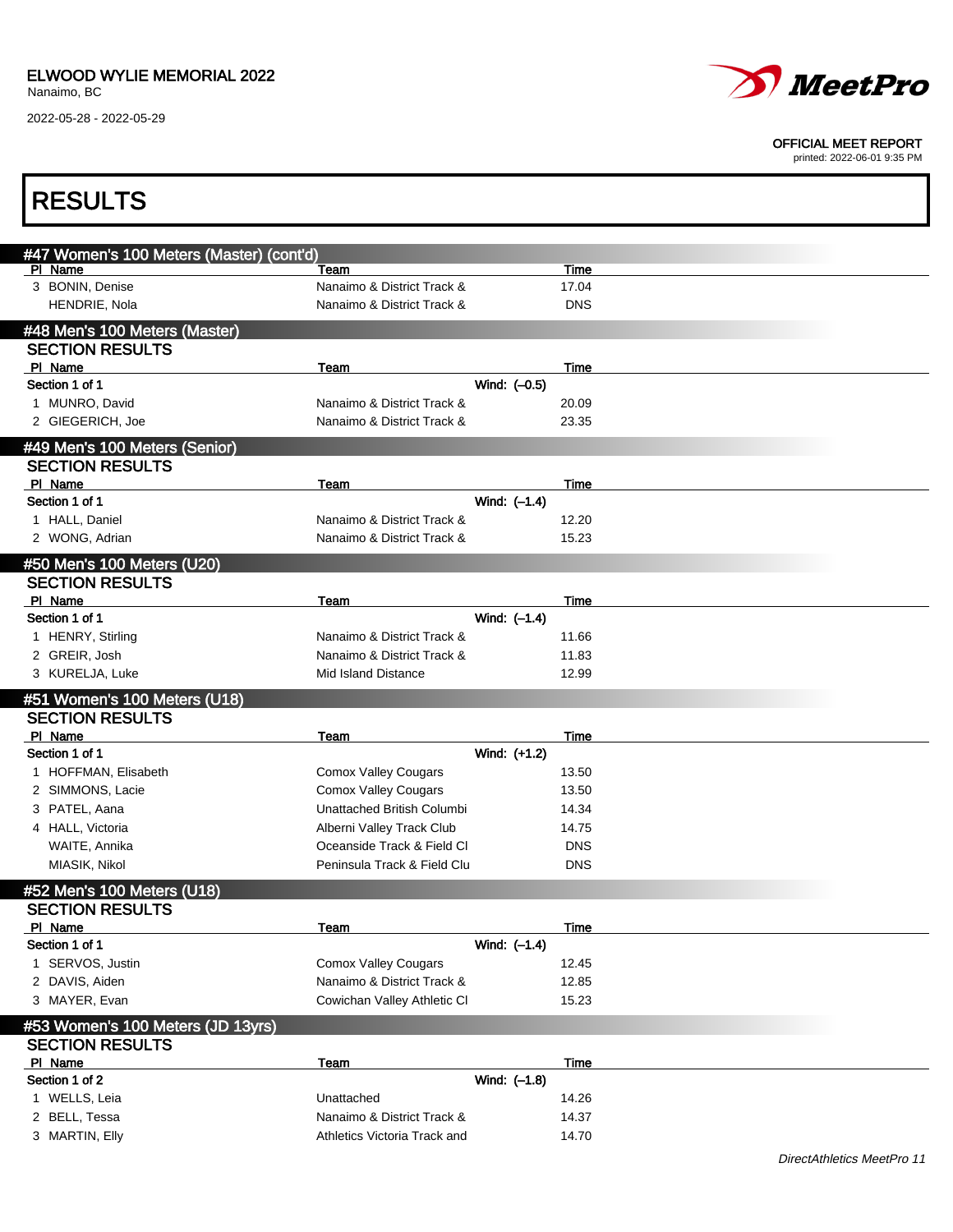# RESULTS

## #47 Women's 100 Meters (Master) (cont'd)

| Pl | Name | Team | Time |
|---|---|---|---|
| 3 | BONIN, Denise | Nanaimo & District Track & | 17.04 |
| | HENDRIE, Nola | Nanaimo & District Track & | DNS |

## #48 Men's 100 Meters (Master)

### SECTION RESULTS

| Pl | Name | Team | Time |
|---|---|---|---|
| **Section 1 of 1** | | **Wind: (–0.5)** | |
| 1 | MUNRO, David | Nanaimo & District Track & | 20.09 |
| 2 | GIEGERICH, Joe | Nanaimo & District Track & | 23.35 |

## #49 Men's 100 Meters (Senior)

### SECTION RESULTS

| Pl | Name | Team | Time |
|---|---|---|---|
| **Section 1 of 1** | | **Wind: (–1.4)** | |
| 1 | HALL, Daniel | Nanaimo & District Track & | 12.20 |
| 2 | WONG, Adrian | Nanaimo & District Track & | 15.23 |

## #50 Men's 100 Meters (U20)

### SECTION RESULTS

| Pl | Name | Team | Time |
|---|---|---|---|
| **Section 1 of 1** | | **Wind: (–1.4)** | |
| 1 | HENRY, Stirling | Nanaimo & District Track & | 11.66 |
| 2 | GREIR, Josh | Nanaimo & District Track & | 11.83 |
| 3 | KURELJA, Luke | Mid Island Distance | 12.99 |

## #51 Women's 100 Meters (U18)

### SECTION RESULTS

| Pl | Name | Team | Time |
|---|---|---|---|
| **Section 1 of 1** | | **Wind: (+1.2)** | |
| 1 | HOFFMAN, Elisabeth | Comox Valley Cougars | 13.50 |
| 2 | SIMMONS, Lacie | Comox Valley Cougars | 13.50 |
| 3 | PATEL, Aana | Unattached British Columbi | 14.34 |
| 4 | HALL, Victoria | Alberni Valley Track Club | 14.75 |
| | WAITE, Annika | Oceanside Track & Field Cl | DNS |
| | MIASIK, Nikol | Peninsula Track & Field Clu | DNS |

## #52 Men's 100 Meters (U18)

### SECTION RESULTS

| Pl | Name | Team | Time |
|---|---|---|---|
| **Section 1 of 1** | | **Wind: (–1.4)** | |
| 1 | SERVOS, Justin | Comox Valley Cougars | 12.45 |
| 2 | DAVIS, Aiden | Nanaimo & District Track & | 12.85 |
| 3 | MAYER, Evan | Cowichan Valley Athletic Cl | 15.23 |

## #53 Women's 100 Meters (JD 13yrs)

### SECTION RESULTS

| Pl | Name | Team | Time |
|---|---|---|---|
| **Section 1 of 2** | | **Wind: (–1.8)** | |
| 1 | WELLS, Leia | Unattached | 14.26 |
| 2 | BELL, Tessa | Nanaimo & District Track & | 14.37 |
| 3 | MARTIN, Elly | Athletics Victoria Track and | 14.70 |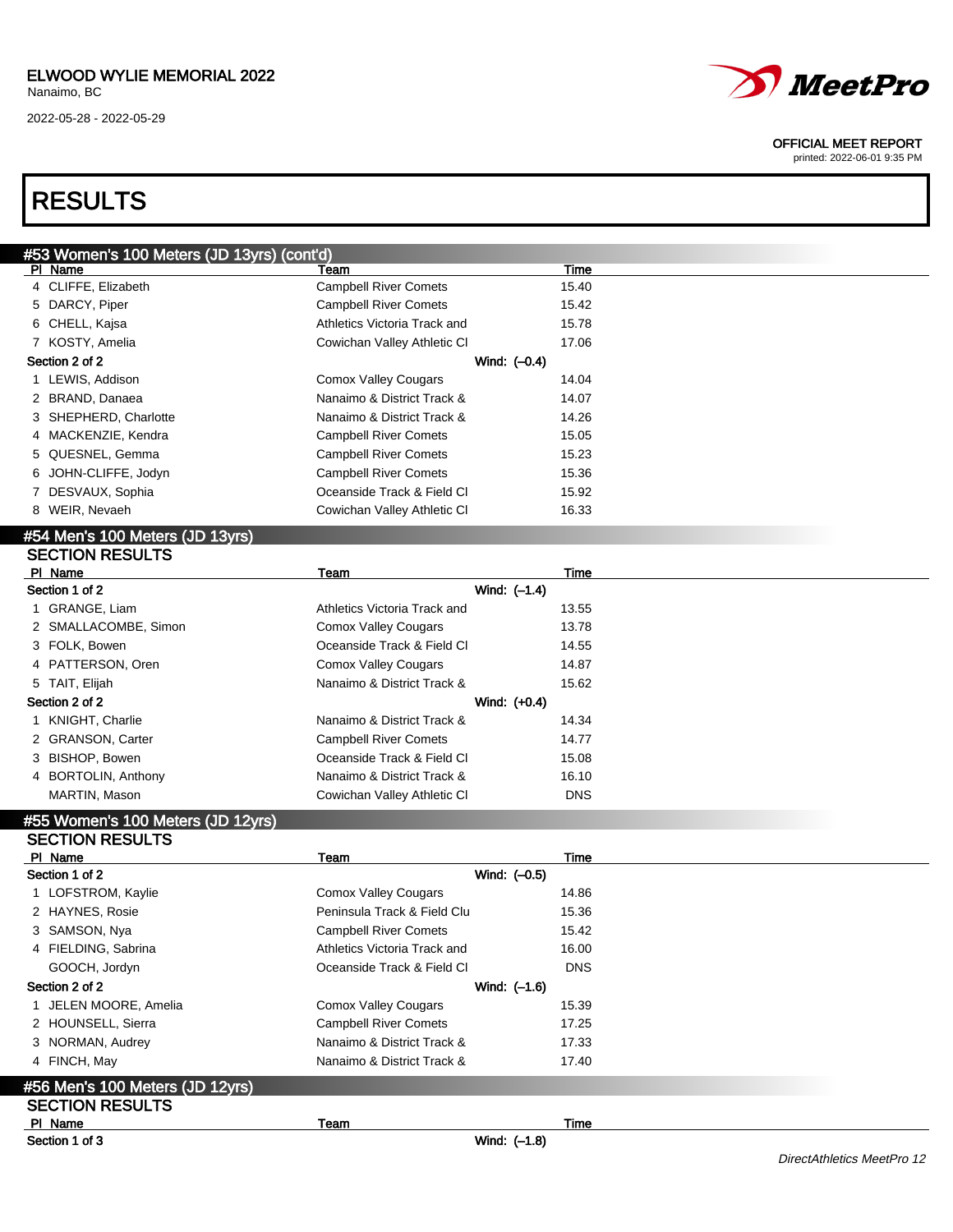## #53 Women's 100 Meters (JD 13yrs) (cont'd)

| Pl | Name | Team | Time |
|---|---|---|---|
| 4 | CLIFFE, Elizabeth | Campbell River Comets | 15.40 |
| 5 | DARCY, Piper | Campbell River Comets | 15.42 |
| 6 | CHELL, Kajsa | Athletics Victoria Track and | 15.78 |
| 7 | KOSTY, Amelia | Cowichan Valley Athletic Cl | 17.06 |
| **Section 2 of 2** | | **Wind: (–0.4)** | |
| 1 | LEWIS, Addison | Comox Valley Cougars | 14.04 |
| 2 | BRAND, Danaea | Nanaimo & District Track & | 14.07 |
| 3 | SHEPHERD, Charlotte | Nanaimo & District Track & | 14.26 |
| 4 | MACKENZIE, Kendra | Campbell River Comets | 15.05 |
| 5 | QUESNEL, Gemma | Campbell River Comets | 15.23 |
| 6 | JOHN-CLIFFE, Jodyn | Campbell River Comets | 15.36 |
| 7 | DESVAUX, Sophia | Oceanside Track & Field Cl | 15.92 |
| 8 | WEIR, Nevaeh | Cowichan Valley Athletic Cl | 16.33 |

## #54 Men's 100 Meters (JD 13yrs)

### SECTION RESULTS

| Pl | Name | Team | Time |
|---|---|---|---|
| **Section 1 of 2** | | **Wind: (–1.4)** | |
| 1 | GRANGE, Liam | Athletics Victoria Track and | 13.55 |
| 2 | SMALLACOMBE, Simon | Comox Valley Cougars | 13.78 |
| 3 | FOLK, Bowen | Oceanside Track & Field Cl | 14.55 |
| 4 | PATTERSON, Oren | Comox Valley Cougars | 14.87 |
| 5 | TAIT, Elijah | Nanaimo & District Track & | 15.62 |
| **Section 2 of 2** | | **Wind: (+0.4)** | |
| 1 | KNIGHT, Charlie | Nanaimo & District Track & | 14.34 |
| 2 | GRANSON, Carter | Campbell River Comets | 14.77 |
| 3 | BISHOP, Bowen | Oceanside Track & Field Cl | 15.08 |
| 4 | BORTOLIN, Anthony | Nanaimo & District Track & | 16.10 |
| | MARTIN, Mason | Cowichan Valley Athletic Cl | DNS |

## #55 Women's 100 Meters (JD 12yrs)

### SECTION RESULTS

| Pl | Name | Team | Time |
|---|---|---|---|
| **Section 1 of 2** | | **Wind: (–0.5)** | |
| 1 | LOFSTROM, Kaylie | Comox Valley Cougars | 14.86 |
| 2 | HAYNES, Rosie | Peninsula Track & Field Clu | 15.36 |
| 3 | SAMSON, Nya | Campbell River Comets | 15.42 |
| 4 | FIELDING, Sabrina | Athletics Victoria Track and | 16.00 |
| | GOOCH, Jordyn | Oceanside Track & Field Cl | DNS |
| **Section 2 of 2** | | **Wind: (–1.6)** | |
| 1 | JELEN MOORE, Amelia | Comox Valley Cougars | 15.39 |
| 2 | HOUNSELL, Sierra | Campbell River Comets | 17.25 |
| 3 | NORMAN, Audrey | Nanaimo & District Track & | 17.33 |
| 4 | FINCH, May | Nanaimo & District Track & | 17.40 |

## #56 Men's 100 Meters (JD 12yrs)

### SECTION RESULTS

| Pl | Name | Team | Time |
|---|---|---|---|
| **Section 1 of 3** | | **Wind: (–1.8)** | |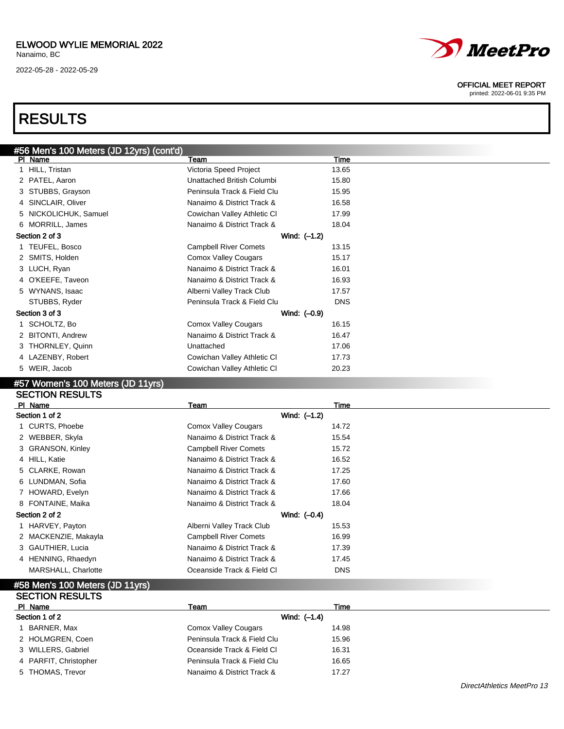# RESULTS

## #56 Men's 100 Meters (JD 12yrs) (cont'd)

| Pl | Name | Team | Time |
|---|---|---|---|
| 1 | HILL, Tristan | Victoria Speed Project | 13.65 |
| 2 | PATEL, Aaron | Unattached British Columbi | 15.80 |
| 3 | STUBBS, Grayson | Peninsula Track & Field Clu | 15.95 |
| 4 | SINCLAIR, Oliver | Nanaimo & District Track & | 16.58 |
| 5 | NICKOLICHUK, Samuel | Cowichan Valley Athletic Cl | 17.99 |
| 6 | MORRILL, James | Nanaimo & District Track & | 18.04 |
| **Section 2 of 3** | | **Wind: (–1.2)** | |
| 1 | TEUFEL, Bosco | Campbell River Comets | 13.15 |
| 2 | SMITS, Holden | Comox Valley Cougars | 15.17 |
| 3 | LUCH, Ryan | Nanaimo & District Track & | 16.01 |
| 4 | O'KEEFE, Taveon | Nanaimo & District Track & | 16.93 |
| 5 | WYNANS, Isaac | Alberni Valley Track Club | 17.57 |
| | STUBBS, Ryder | Peninsula Track & Field Clu | DNS |
| **Section 3 of 3** | | **Wind: (–0.9)** | |
| 1 | SCHOLTZ, Bo | Comox Valley Cougars | 16.15 |
| 2 | BITONTI, Andrew | Nanaimo & District Track & | 16.47 |
| 3 | THORNLEY, Quinn | Unattached | 17.06 |
| 4 | LAZENBY, Robert | Cowichan Valley Athletic Cl | 17.73 |
| 5 | WEIR, Jacob | Cowichan Valley Athletic Cl | 20.23 |

## #57 Women's 100 Meters (JD 11yrs)

### SECTION RESULTS

| Pl | Name | Team | Time |
|---|---|---|---|
| **Section 1 of 2** | | **Wind: (–1.2)** | |
| 1 | CURTS, Phoebe | Comox Valley Cougars | 14.72 |
| 2 | WEBBER, Skyla | Nanaimo & District Track & | 15.54 |
| 3 | GRANSON, Kinley | Campbell River Comets | 15.72 |
| 4 | HILL, Katie | Nanaimo & District Track & | 16.52 |
| 5 | CLARKE, Rowan | Nanaimo & District Track & | 17.25 |
| 6 | LUNDMAN, Sofia | Nanaimo & District Track & | 17.60 |
| 7 | HOWARD, Evelyn | Nanaimo & District Track & | 17.66 |
| 8 | FONTAINE, Maika | Nanaimo & District Track & | 18.04 |
| **Section 2 of 2** | | **Wind: (–0.4)** | |
| 1 | HARVEY, Payton | Alberni Valley Track Club | 15.53 |
| 2 | MACKENZIE, Makayla | Campbell River Comets | 16.99 |
| 3 | GAUTHIER, Lucia | Nanaimo & District Track & | 17.39 |
| 4 | HENNING, Rhaedyn | Nanaimo & District Track & | 17.45 |
| | MARSHALL, Charlotte | Oceanside Track & Field Cl | DNS |

## #58 Men's 100 Meters (JD 11yrs)

### SECTION RESULTS

| Pl | Name | Team | Time |
|---|---|---|---|
| **Section 1 of 2** | | **Wind: (–1.4)** | |
| 1 | BARNER, Max | Comox Valley Cougars | 14.98 |
| 2 | HOLMGREN, Coen | Peninsula Track & Field Clu | 15.96 |
| 3 | WILLERS, Gabriel | Oceanside Track & Field Cl | 16.31 |
| 4 | PARFIT, Christopher | Peninsula Track & Field Clu | 16.65 |
| 5 | THOMAS, Trevor | Nanaimo & District Track & | 17.27 |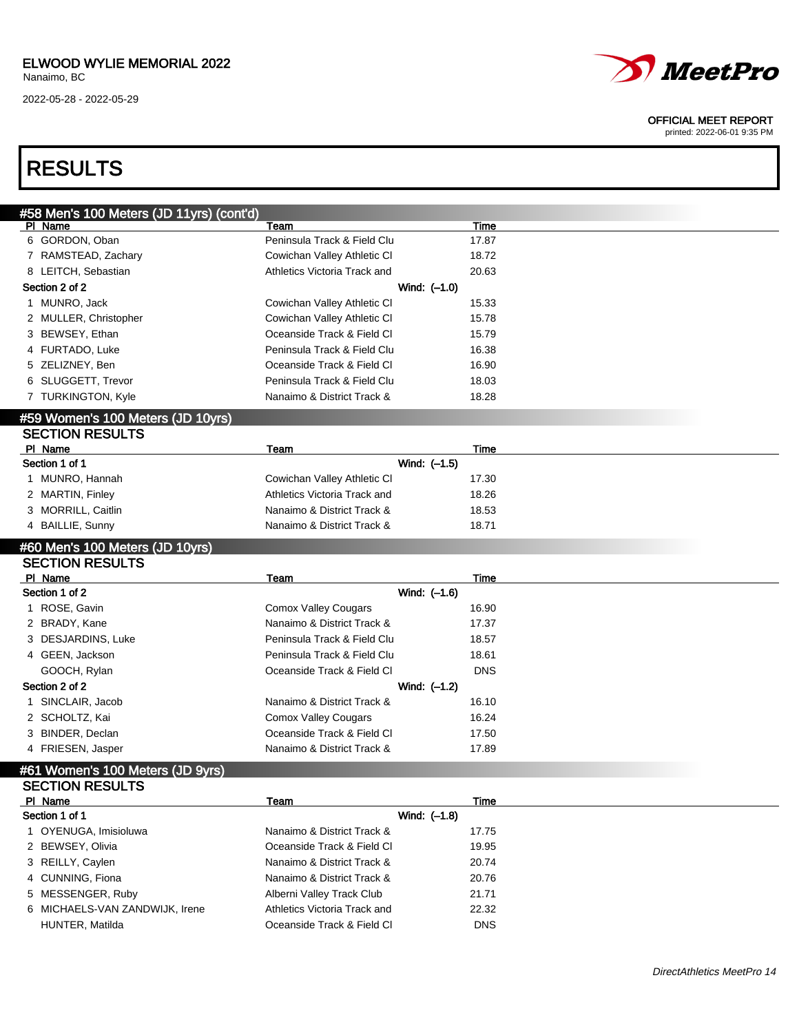ELWOOD WYLIE MEMORIAL 2022
Nanaimo, BC

2022-05-28 - 2022-05-29

OFFICIAL MEET REPORT
printed: 2022-06-01 9:35 PM

# RESULTS

## #58 Men's 100 Meters (JD 11yrs) (cont'd)

| Pl | Name | Team | Time |
|---|---|---|---|
| 6 | GORDON, Oban | Peninsula Track & Field Clu | 17.87 |
| 7 | RAMSTEAD, Zachary | Cowichan Valley Athletic Cl | 18.72 |
| 8 | LEITCH, Sebastian | Athletics Victoria Track and | 20.63 |
| **Section 2 of 2** | | **Wind: (-1.0)** | |
| 1 | MUNRO, Jack | Cowichan Valley Athletic Cl | 15.33 |
| 2 | MULLER, Christopher | Cowichan Valley Athletic Cl | 15.78 |
| 3 | BEWSEY, Ethan | Oceanside Track & Field Cl | 15.79 |
| 4 | FURTADO, Luke | Peninsula Track & Field Clu | 16.38 |
| 5 | ZELIZNEY, Ben | Oceanside Track & Field Cl | 16.90 |
| 6 | SLUGGETT, Trevor | Peninsula Track & Field Clu | 18.03 |
| 7 | TURKINGTON, Kyle | Nanaimo & District Track & | 18.28 |

## #59 Women's 100 Meters (JD 10yrs)

### SECTION RESULTS

| Pl | Name | Team | Time |
|---|---|---|---|
| **Section 1 of 1** | | **Wind: (-1.5)** | |
| 1 | MUNRO, Hannah | Cowichan Valley Athletic Cl | 17.30 |
| 2 | MARTIN, Finley | Athletics Victoria Track and | 18.26 |
| 3 | MORRILL, Caitlin | Nanaimo & District Track & | 18.53 |
| 4 | BAILLIE, Sunny | Nanaimo & District Track & | 18.71 |

## #60 Men's 100 Meters (JD 10yrs)

### SECTION RESULTS

| Pl | Name | Team | Time |
|---|---|---|---|
| **Section 1 of 2** | | **Wind: (-1.6)** | |
| 1 | ROSE, Gavin | Comox Valley Cougars | 16.90 |
| 2 | BRADY, Kane | Nanaimo & District Track & | 17.37 |
| 3 | DESJARDINS, Luke | Peninsula Track & Field Clu | 18.57 |
| 4 | GEEN, Jackson | Peninsula Track & Field Clu | 18.61 |
| | GOOCH, Rylan | Oceanside Track & Field Cl | DNS |
| **Section 2 of 2** | | **Wind: (-1.2)** | |
| 1 | SINCLAIR, Jacob | Nanaimo & District Track & | 16.10 |
| 2 | SCHOLTZ, Kai | Comox Valley Cougars | 16.24 |
| 3 | BINDER, Declan | Oceanside Track & Field Cl | 17.50 |
| 4 | FRIESEN, Jasper | Nanaimo & District Track & | 17.89 |

## #61 Women's 100 Meters (JD 9yrs)

### SECTION RESULTS

| Pl | Name | Team | Time |
|---|---|---|---|
| **Section 1 of 1** | | **Wind: (-1.8)** | |
| 1 | OYENUGA, Imisioluwa | Nanaimo & District Track & | 17.75 |
| 2 | BEWSEY, Olivia | Oceanside Track & Field Cl | 19.95 |
| 3 | REILLY, Caylen | Nanaimo & District Track & | 20.74 |
| 4 | CUNNING, Fiona | Nanaimo & District Track & | 20.76 |
| 5 | MESSENGER, Ruby | Alberni Valley Track Club | 21.71 |
| 6 | MICHAELS-VAN ZANDWIJK, Irene | Athletics Victoria Track and | 22.32 |
| | HUNTER, Matilda | Oceanside Track & Field Cl | DNS |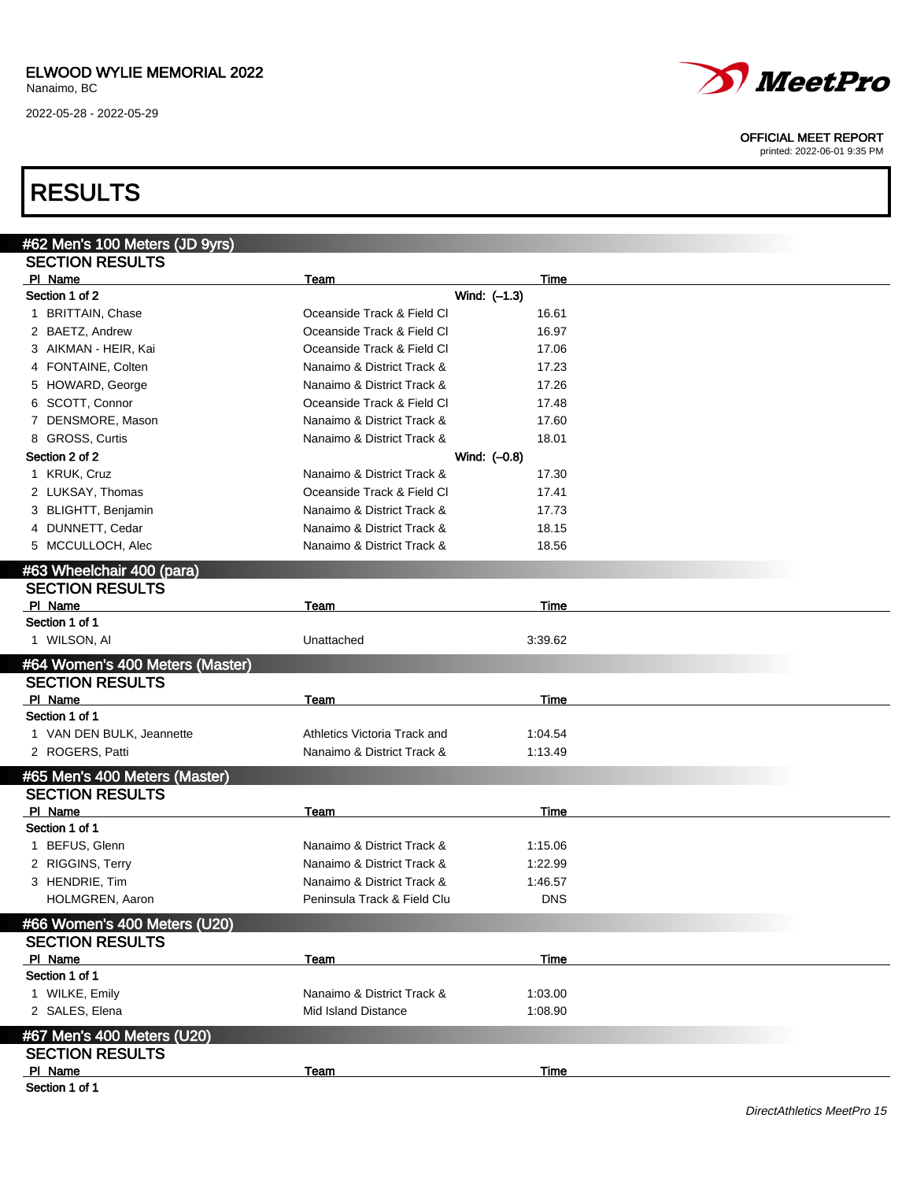# RESULTS

## #62 Men's 100 Meters (JD 9yrs)

### SECTION RESULTS

**Section 1 of 2** — Wind: (–1.3)

| Pl | Name | Team | Time |
|---|---|---|---|
| 1 | BRITTAIN, Chase | Oceanside Track & Field Cl | 16.61 |
| 2 | BAETZ, Andrew | Oceanside Track & Field Cl | 16.97 |
| 3 | AIKMAN - HEIR, Kai | Oceanside Track & Field Cl | 17.06 |
| 4 | FONTAINE, Colten | Nanaimo & District Track & | 17.23 |
| 5 | HOWARD, George | Nanaimo & District Track & | 17.26 |
| 6 | SCOTT, Connor | Oceanside Track & Field Cl | 17.48 |
| 7 | DENSMORE, Mason | Nanaimo & District Track & | 17.60 |
| 8 | GROSS, Curtis | Nanaimo & District Track & | 18.01 |

**Section 2 of 2** — Wind: (–0.8)

| Pl | Name | Team | Time |
|---|---|---|---|
| 1 | KRUK, Cruz | Nanaimo & District Track & | 17.30 |
| 2 | LUKSAY, Thomas | Oceanside Track & Field Cl | 17.41 |
| 3 | BLIGHTT, Benjamin | Nanaimo & District Track & | 17.73 |
| 4 | DUNNETT, Cedar | Nanaimo & District Track & | 18.15 |
| 5 | MCCULLOCH, Alec | Nanaimo & District Track & | 18.56 |

## #63 Wheelchair 400 (para)

### SECTION RESULTS

**Section 1 of 1**

| Pl | Name | Team | Time |
|---|---|---|---|
| 1 | WILSON, Al | Unattached | 3:39.62 |

## #64 Women's 400 Meters (Master)

### SECTION RESULTS

**Section 1 of 1**

| Pl | Name | Team | Time |
|---|---|---|---|
| 1 | VAN DEN BULK, Jeannette | Athletics Victoria Track and | 1:04.54 |
| 2 | ROGERS, Patti | Nanaimo & District Track & | 1:13.49 |

## #65 Men's 400 Meters (Master)

### SECTION RESULTS

**Section 1 of 1**

| Pl | Name | Team | Time |
|---|---|---|---|
| 1 | BEFUS, Glenn | Nanaimo & District Track & | 1:15.06 |
| 2 | RIGGINS, Terry | Nanaimo & District Track & | 1:22.99 |
| 3 | HENDRIE, Tim | Nanaimo & District Track & | 1:46.57 |
| | HOLMGREN, Aaron | Peninsula Track & Field Clu | DNS |

## #66 Women's 400 Meters (U20)

### SECTION RESULTS

**Section 1 of 1**

| Pl | Name | Team | Time |
|---|---|---|---|
| 1 | WILKE, Emily | Nanaimo & District Track & | 1:03.00 |
| 2 | SALES, Elena | Mid Island Distance | 1:08.90 |

## #67 Men's 400 Meters (U20)

### SECTION RESULTS

| Pl | Name | Team | Time |
|---|---|---|---|

**Section 1 of 1**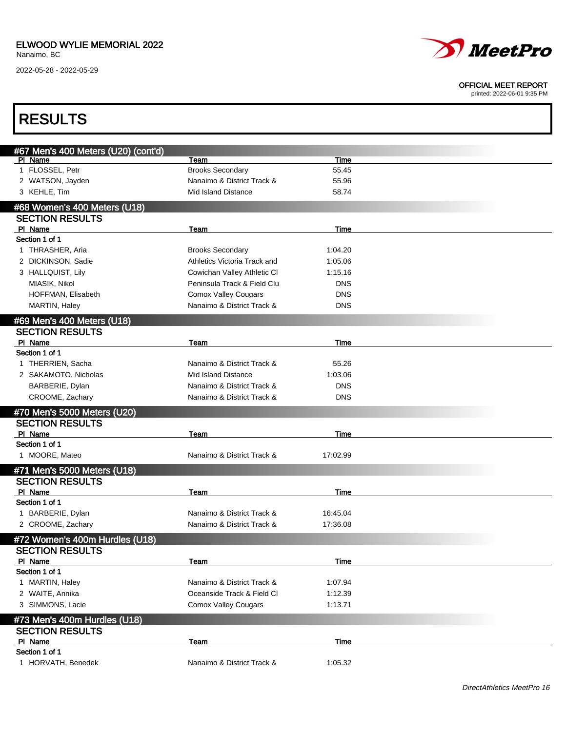# RESULTS

## #67 Men's 400 Meters (U20) (cont'd)

| Pl | Name | Team | Time |
|---|---|---|---|
| 1 | FLOSSEL, Petr | Brooks Secondary | 55.45 |
| 2 | WATSON, Jayden | Nanaimo & District Track & | 55.96 |
| 3 | KEHLE, Tim | Mid Island Distance | 58.74 |

## #68 Women's 400 Meters (U18)

### SECTION RESULTS

| Pl | Name | Team | Time |
|---|---|---|---|
| **Section 1 of 1** | | | |
| 1 | THRASHER, Aria | Brooks Secondary | 1:04.20 |
| 2 | DICKINSON, Sadie | Athletics Victoria Track and | 1:05.06 |
| 3 | HALLQUIST, Lily | Cowichan Valley Athletic Cl | 1:15.16 |
| | MIASIK, Nikol | Peninsula Track & Field Clu | DNS |
| | HOFFMAN, Elisabeth | Comox Valley Cougars | DNS |
| | MARTIN, Haley | Nanaimo & District Track & | DNS |

## #69 Men's 400 Meters (U18)

### SECTION RESULTS

| Pl | Name | Team | Time |
|---|---|---|---|
| **Section 1 of 1** | | | |
| 1 | THERRIEN, Sacha | Nanaimo & District Track & | 55.26 |
| 2 | SAKAMOTO, Nicholas | Mid Island Distance | 1:03.06 |
| | BARBERIE, Dylan | Nanaimo & District Track & | DNS |
| | CROOME, Zachary | Nanaimo & District Track & | DNS |

## #70 Men's 5000 Meters (U20)

### SECTION RESULTS

| Pl | Name | Team | Time |
|---|---|---|---|
| **Section 1 of 1** | | | |
| 1 | MOORE, Mateo | Nanaimo & District Track & | 17:02.99 |

## #71 Men's 5000 Meters (U18)

### SECTION RESULTS

| Pl | Name | Team | Time |
|---|---|---|---|
| **Section 1 of 1** | | | |
| 1 | BARBERIE, Dylan | Nanaimo & District Track & | 16:45.04 |
| 2 | CROOME, Zachary | Nanaimo & District Track & | 17:36.08 |

## #72 Women's 400m Hurdles (U18)

### SECTION RESULTS

| Pl | Name | Team | Time |
|---|---|---|---|
| **Section 1 of 1** | | | |
| 1 | MARTIN, Haley | Nanaimo & District Track & | 1:07.94 |
| 2 | WAITE, Annika | Oceanside Track & Field Cl | 1:12.39 |
| 3 | SIMMONS, Lacie | Comox Valley Cougars | 1:13.71 |

## #73 Men's 400m Hurdles (U18)

### SECTION RESULTS

| Pl | Name | Team | Time |
|---|---|---|---|
| **Section 1 of 1** | | | |
| 1 | HORVATH, Benedek | Nanaimo & District Track & | 1:05.32 |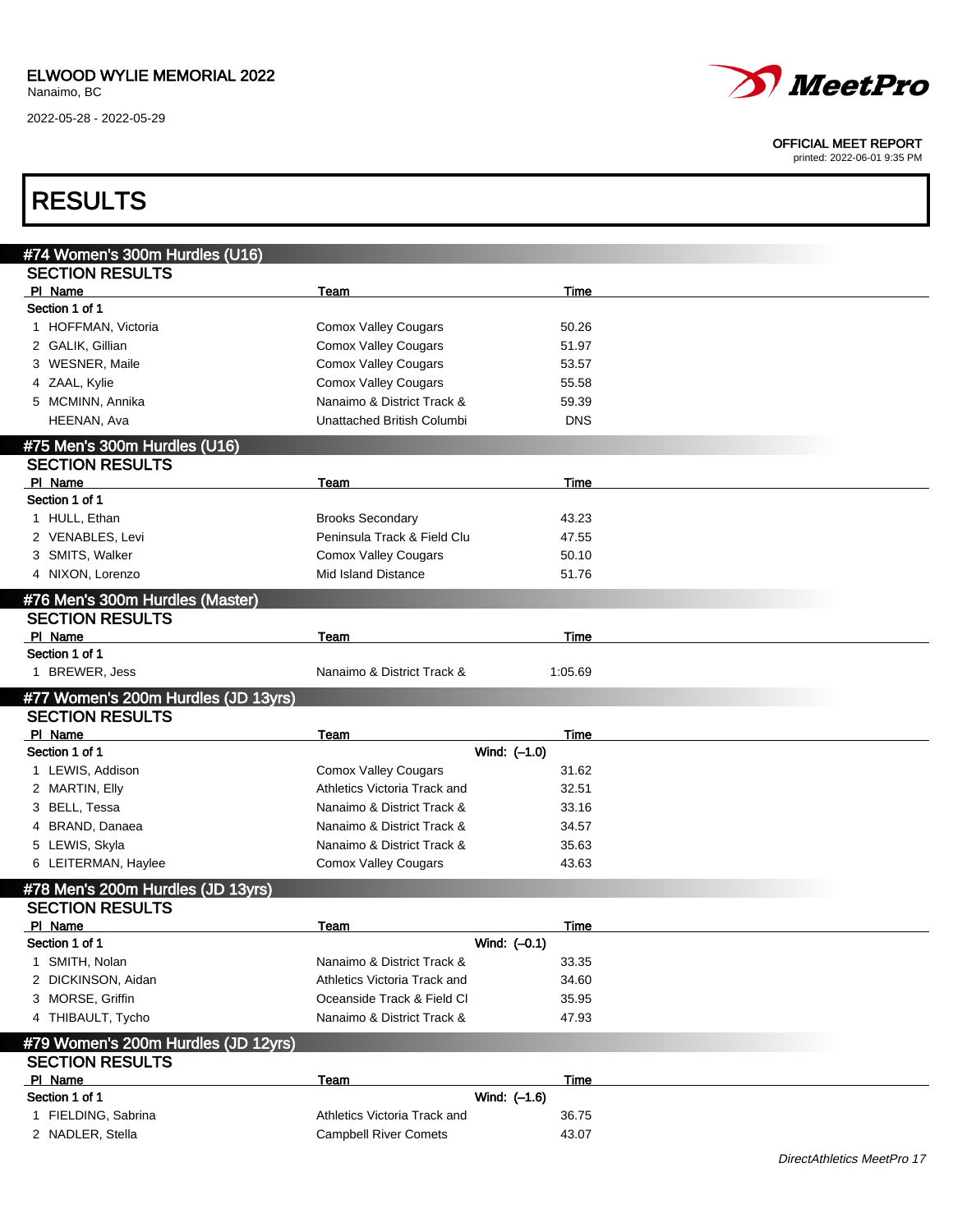ELWOOD WYLIE MEMORIAL 2022
Nanaimo, BC

2022-05-28 - 2022-05-29

OFFICIAL MEET REPORT
printed: 2022-06-01 9:35 PM

# RESULTS

## #74 Women's 300m Hurdles (U16)

### SECTION RESULTS

| Pl | Name | Team | Time |
|---|---|---|---|
| **Section 1 of 1** | | | |
| 1 | HOFFMAN, Victoria | Comox Valley Cougars | 50.26 |
| 2 | GALIK, Gillian | Comox Valley Cougars | 51.97 |
| 3 | WESNER, Maile | Comox Valley Cougars | 53.57 |
| 4 | ZAAL, Kylie | Comox Valley Cougars | 55.58 |
| 5 | MCMINN, Annika | Nanaimo & District Track & | 59.39 |
| | HEENAN, Ava | Unattached British Columbi | DNS |

## #75 Men's 300m Hurdles (U16)

### SECTION RESULTS

| Pl | Name | Team | Time |
|---|---|---|---|
| **Section 1 of 1** | | | |
| 1 | HULL, Ethan | Brooks Secondary | 43.23 |
| 2 | VENABLES, Levi | Peninsula Track & Field Clu | 47.55 |
| 3 | SMITS, Walker | Comox Valley Cougars | 50.10 |
| 4 | NIXON, Lorenzo | Mid Island Distance | 51.76 |

## #76 Men's 300m Hurdles (Master)

### SECTION RESULTS

| Pl | Name | Team | Time |
|---|---|---|---|
| **Section 1 of 1** | | | |
| 1 | BREWER, Jess | Nanaimo & District Track & | 1:05.69 |

## #77 Women's 200m Hurdles (JD 13yrs)

### SECTION RESULTS

| Pl | Name | Team | Time |
|---|---|---|---|
| **Section 1 of 1** | | **Wind: (–1.0)** | |
| 1 | LEWIS, Addison | Comox Valley Cougars | 31.62 |
| 2 | MARTIN, Elly | Athletics Victoria Track and | 32.51 |
| 3 | BELL, Tessa | Nanaimo & District Track & | 33.16 |
| 4 | BRAND, Danaea | Nanaimo & District Track & | 34.57 |
| 5 | LEWIS, Skyla | Nanaimo & District Track & | 35.63 |
| 6 | LEITERMAN, Haylee | Comox Valley Cougars | 43.63 |

## #78 Men's 200m Hurdles (JD 13yrs)

### SECTION RESULTS

| Pl | Name | Team | Time |
|---|---|---|---|
| **Section 1 of 1** | | **Wind: (–0.1)** | |
| 1 | SMITH, Nolan | Nanaimo & District Track & | 33.35 |
| 2 | DICKINSON, Aidan | Athletics Victoria Track and | 34.60 |
| 3 | MORSE, Griffin | Oceanside Track & Field Cl | 35.95 |
| 4 | THIBAULT, Tycho | Nanaimo & District Track & | 47.93 |

## #79 Women's 200m Hurdles (JD 12yrs)

### SECTION RESULTS

| Pl | Name | Team | Time |
|---|---|---|---|
| **Section 1 of 1** | | **Wind: (–1.6)** | |
| 1 | FIELDING, Sabrina | Athletics Victoria Track and | 36.75 |
| 2 | NADLER, Stella | Campbell River Comets | 43.07 |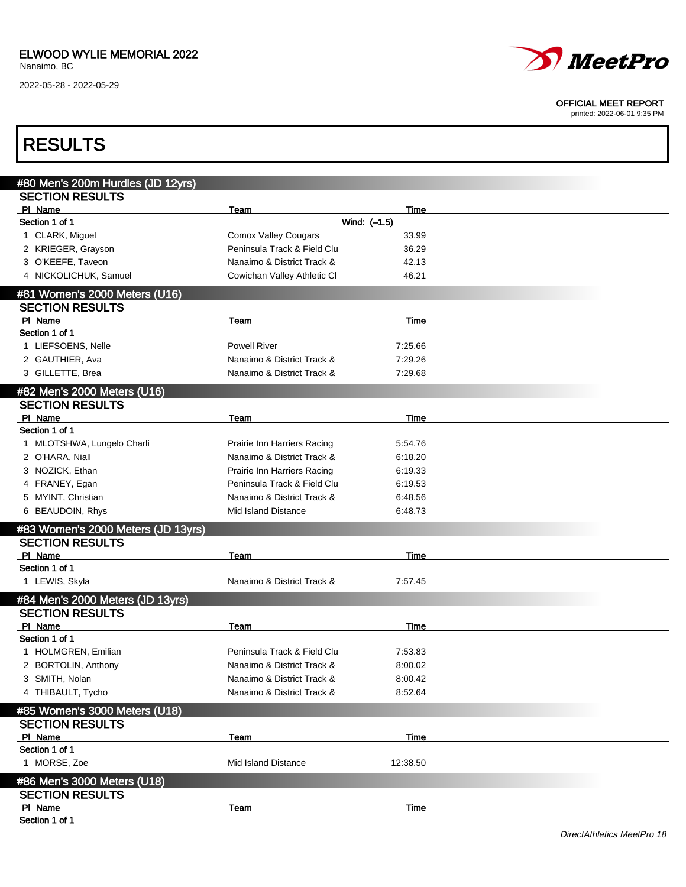ELWOOD WYLIE MEMORIAL 2022
Nanaimo, BC
2022-05-28 - 2022-05-29

OFFICIAL MEET REPORT
printed: 2022-06-01 9:35 PM

# RESULTS

## #80 Men's 200m Hurdles (JD 12yrs)

### SECTION RESULTS

Section 1 of 1 — Wind: (-1.5)

| Pl | Name | Team | Time |
|---|---|---|---|
| 1 | CLARK, Miguel | Comox Valley Cougars | 33.99 |
| 2 | KRIEGER, Grayson | Peninsula Track & Field Clu | 36.29 |
| 3 | O'KEEFE, Taveon | Nanaimo & District Track & | 42.13 |
| 4 | NICKOLICHUK, Samuel | Cowichan Valley Athletic Cl | 46.21 |

## #81 Women's 2000 Meters (U16)

### SECTION RESULTS

Section 1 of 1

| Pl | Name | Team | Time |
|---|---|---|---|
| 1 | LIEFSOENS, Nelle | Powell River | 7:25.66 |
| 2 | GAUTHIER, Ava | Nanaimo & District Track & | 7:29.26 |
| 3 | GILLETTE, Brea | Nanaimo & District Track & | 7:29.68 |

## #82 Men's 2000 Meters (U16)

### SECTION RESULTS

Section 1 of 1

| Pl | Name | Team | Time |
|---|---|---|---|
| 1 | MLOTSHWA, Lungelo Charli | Prairie Inn Harriers Racing | 5:54.76 |
| 2 | O'HARA, Niall | Nanaimo & District Track & | 6:18.20 |
| 3 | NOZICK, Ethan | Prairie Inn Harriers Racing | 6:19.33 |
| 4 | FRANEY, Egan | Peninsula Track & Field Clu | 6:19.53 |
| 5 | MYINT, Christian | Nanaimo & District Track & | 6:48.56 |
| 6 | BEAUDOIN, Rhys | Mid Island Distance | 6:48.73 |

## #83 Women's 2000 Meters (JD 13yrs)

### SECTION RESULTS

Section 1 of 1

| Pl | Name | Team | Time |
|---|---|---|---|
| 1 | LEWIS, Skyla | Nanaimo & District Track & | 7:57.45 |

## #84 Men's 2000 Meters (JD 13yrs)

### SECTION RESULTS

Section 1 of 1

| Pl | Name | Team | Time |
|---|---|---|---|
| 1 | HOLMGREN, Emilian | Peninsula Track & Field Clu | 7:53.83 |
| 2 | BORTOLIN, Anthony | Nanaimo & District Track & | 8:00.02 |
| 3 | SMITH, Nolan | Nanaimo & District Track & | 8:00.42 |
| 4 | THIBAULT, Tycho | Nanaimo & District Track & | 8:52.64 |

## #85 Women's 3000 Meters (U18)

### SECTION RESULTS

Section 1 of 1

| Pl | Name | Team | Time |
|---|---|---|---|
| 1 | MORSE, Zoe | Mid Island Distance | 12:38.50 |

## #86 Men's 3000 Meters (U18)

### SECTION RESULTS

| Pl | Name | Team | Time |
|---|---|---|---|

Section 1 of 1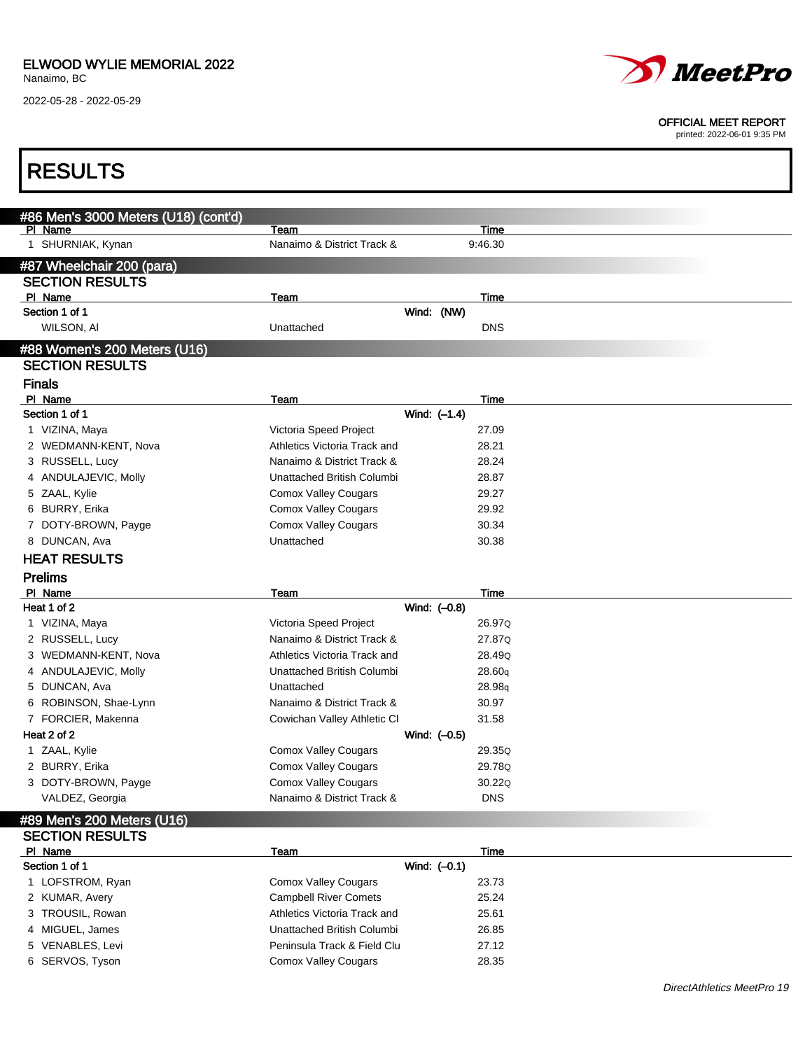ELWOOD WYLIE MEMORIAL 2022
Nanaimo, BC
2022-05-28 - 2022-05-29

OFFICIAL MEET REPORT
printed: 2022-06-01 9:35 PM

# RESULTS

## #86 Men's 3000 Meters (U18) (cont'd)

| Pl | Name | Team | Time |
|---|---|---|---|
| 1 | SHURNIAK, Kynan | Nanaimo & District Track & | 9:46.30 |

## #87 Wheelchair 200 (para)

### SECTION RESULTS

| Pl | Name | Team | Time |
|---|---|---|---|
| **Section 1 of 1** | | Wind: (NW) | |
| | WILSON, Al | Unattached | DNS |

## #88 Women's 200 Meters (U16)

### SECTION RESULTS

### Finals

| Pl | Name | Team | Time |
|---|---|---|---|
| **Section 1 of 1** | | Wind: (–1.4) | |
| 1 | VIZINA, Maya | Victoria Speed Project | 27.09 |
| 2 | WEDMANN-KENT, Nova | Athletics Victoria Track and | 28.21 |
| 3 | RUSSELL, Lucy | Nanaimo & District Track & | 28.24 |
| 4 | ANDULAJEVIC, Molly | Unattached British Columbi | 28.87 |
| 5 | ZAAL, Kylie | Comox Valley Cougars | 29.27 |
| 6 | BURRY, Erika | Comox Valley Cougars | 29.92 |
| 7 | DOTY-BROWN, Payge | Comox Valley Cougars | 30.34 |
| 8 | DUNCAN, Ava | Unattached | 30.38 |

### HEAT RESULTS

### Prelims

| Pl | Name | Team | Time |
|---|---|---|---|
| **Heat 1 of 2** | | Wind: (–0.8) | |
| 1 | VIZINA, Maya | Victoria Speed Project | 26.97Q |
| 2 | RUSSELL, Lucy | Nanaimo & District Track & | 27.87Q |
| 3 | WEDMANN-KENT, Nova | Athletics Victoria Track and | 28.49Q |
| 4 | ANDULAJEVIC, Molly | Unattached British Columbi | 28.60q |
| 5 | DUNCAN, Ava | Unattached | 28.98q |
| 6 | ROBINSON, Shae-Lynn | Nanaimo & District Track & | 30.97 |
| 7 | FORCIER, Makenna | Cowichan Valley Athletic Cl | 31.58 |
| **Heat 2 of 2** | | Wind: (–0.5) | |
| 1 | ZAAL, Kylie | Comox Valley Cougars | 29.35Q |
| 2 | BURRY, Erika | Comox Valley Cougars | 29.78Q |
| 3 | DOTY-BROWN, Payge | Comox Valley Cougars | 30.22Q |
| | VALDEZ, Georgia | Nanaimo & District Track & | DNS |

## #89 Men's 200 Meters (U16)

### SECTION RESULTS

| Pl | Name | Team | Time |
|---|---|---|---|
| **Section 1 of 1** | | Wind: (–0.1) | |
| 1 | LOFSTROM, Ryan | Comox Valley Cougars | 23.73 |
| 2 | KUMAR, Avery | Campbell River Comets | 25.24 |
| 3 | TROUSIL, Rowan | Athletics Victoria Track and | 25.61 |
| 4 | MIGUEL, James | Unattached British Columbi | 26.85 |
| 5 | VENABLES, Levi | Peninsula Track & Field Clu | 27.12 |
| 6 | SERVOS, Tyson | Comox Valley Cougars | 28.35 |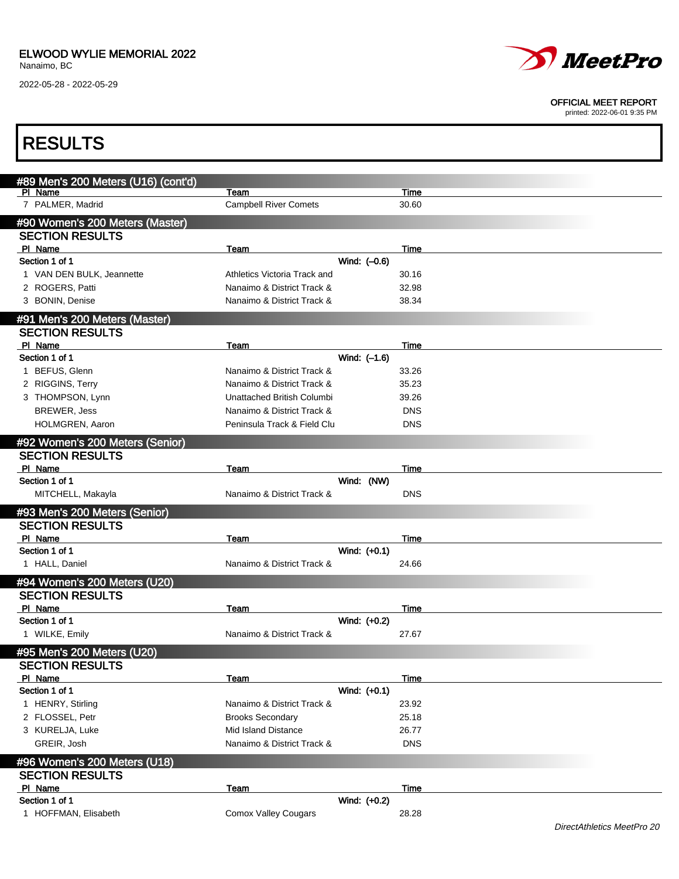## RESULTS

### #89 Men's 200 Meters (U16) (cont'd)

| Pl | Name | Team | Time |
|---|---|---|---|
| 7 | PALMER, Madrid | Campbell River Comets | 30.60 |

### #90 Women's 200 Meters (Master)

**SECTION RESULTS**

| Pl | Name | Team | Time |
|---|---|---|---|
| **Section 1 of 1** | | **Wind: (–0.6)** | |
| 1 | VAN DEN BULK, Jeannette | Athletics Victoria Track and | 30.16 |
| 2 | ROGERS, Patti | Nanaimo & District Track & | 32.98 |
| 3 | BONIN, Denise | Nanaimo & District Track & | 38.34 |

### #91 Men's 200 Meters (Master)

**SECTION RESULTS**

| Pl | Name | Team | Time |
|---|---|---|---|
| **Section 1 of 1** | | **Wind: (–1.6)** | |
| 1 | BEFUS, Glenn | Nanaimo & District Track & | 33.26 |
| 2 | RIGGINS, Terry | Nanaimo & District Track & | 35.23 |
| 3 | THOMPSON, Lynn | Unattached British Columbi | 39.26 |
| | BREWER, Jess | Nanaimo & District Track & | DNS |
| | HOLMGREN, Aaron | Peninsula Track & Field Clu | DNS |

### #92 Women's 200 Meters (Senior)

**SECTION RESULTS**

| Pl | Name | Team | Time |
|---|---|---|---|
| **Section 1 of 1** | | **Wind: (NW)** | |
| | MITCHELL, Makayla | Nanaimo & District Track & | DNS |

### #93 Men's 200 Meters (Senior)

**SECTION RESULTS**

| Pl | Name | Team | Time |
|---|---|---|---|
| **Section 1 of 1** | | **Wind: (+0.1)** | |
| 1 | HALL, Daniel | Nanaimo & District Track & | 24.66 |

### #94 Women's 200 Meters (U20)

**SECTION RESULTS**

| Pl | Name | Team | Time |
|---|---|---|---|
| **Section 1 of 1** | | **Wind: (+0.2)** | |
| 1 | WILKE, Emily | Nanaimo & District Track & | 27.67 |

### #95 Men's 200 Meters (U20)

**SECTION RESULTS**

| Pl | Name | Team | Time |
|---|---|---|---|
| **Section 1 of 1** | | **Wind: (+0.1)** | |
| 1 | HENRY, Stirling | Nanaimo & District Track & | 23.92 |
| 2 | FLOSSEL, Petr | Brooks Secondary | 25.18 |
| 3 | KURELJA, Luke | Mid Island Distance | 26.77 |
| | GREIR, Josh | Nanaimo & District Track & | DNS |

### #96 Women's 200 Meters (U18)

**SECTION RESULTS**

| Pl | Name | Team | Time |
|---|---|---|---|
| **Section 1 of 1** | | **Wind: (+0.2)** | |
| 1 | HOFFMAN, Elisabeth | Comox Valley Cougars | 28.28 |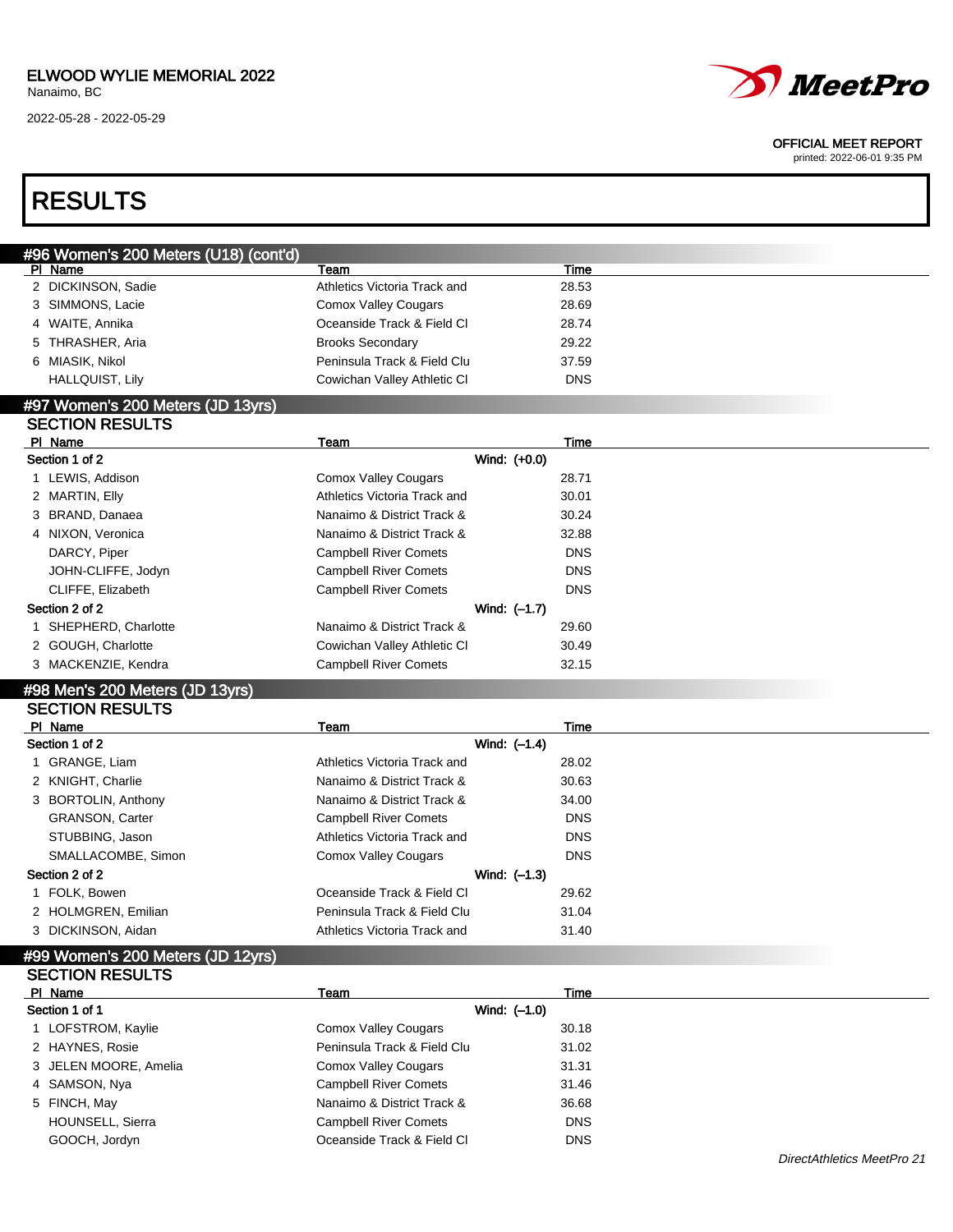# RESULTS

## #96 Women's 200 Meters (U18) (cont'd)

| Pl | Name | Team | Time |
|---|---|---|---|
| 2 | DICKINSON, Sadie | Athletics Victoria Track and | 28.53 |
| 3 | SIMMONS, Lacie | Comox Valley Cougars | 28.69 |
| 4 | WAITE, Annika | Oceanside Track & Field Cl | 28.74 |
| 5 | THRASHER, Aria | Brooks Secondary | 29.22 |
| 6 | MIASIK, Nikol | Peninsula Track & Field Clu | 37.59 |
| | HALLQUIST, Lily | Cowichan Valley Athletic Cl | DNS |

## #97 Women's 200 Meters (JD 13yrs)

### SECTION RESULTS

| Pl | Name | Team | Time |
|---|---|---|---|
| **Section 1 of 2** | | Wind: (+0.0) | |
| 1 | LEWIS, Addison | Comox Valley Cougars | 28.71 |
| 2 | MARTIN, Elly | Athletics Victoria Track and | 30.01 |
| 3 | BRAND, Danaea | Nanaimo & District Track & | 30.24 |
| 4 | NIXON, Veronica | Nanaimo & District Track & | 32.88 |
| | DARCY, Piper | Campbell River Comets | DNS |
| | JOHN-CLIFFE, Jodyn | Campbell River Comets | DNS |
| | CLIFFE, Elizabeth | Campbell River Comets | DNS |
| **Section 2 of 2** | | Wind: (–1.7) | |
| 1 | SHEPHERD, Charlotte | Nanaimo & District Track & | 29.60 |
| 2 | GOUGH, Charlotte | Cowichan Valley Athletic Cl | 30.49 |
| 3 | MACKENZIE, Kendra | Campbell River Comets | 32.15 |

## #98 Men's 200 Meters (JD 13yrs)

### SECTION RESULTS

| Pl | Name | Team | Time |
|---|---|---|---|
| **Section 1 of 2** | | Wind: (–1.4) | |
| 1 | GRANGE, Liam | Athletics Victoria Track and | 28.02 |
| 2 | KNIGHT, Charlie | Nanaimo & District Track & | 30.63 |
| 3 | BORTOLIN, Anthony | Nanaimo & District Track & | 34.00 |
| | GRANSON, Carter | Campbell River Comets | DNS |
| | STUBBING, Jason | Athletics Victoria Track and | DNS |
| | SMALLACOMBE, Simon | Comox Valley Cougars | DNS |
| **Section 2 of 2** | | Wind: (–1.3) | |
| 1 | FOLK, Bowen | Oceanside Track & Field Cl | 29.62 |
| 2 | HOLMGREN, Emilian | Peninsula Track & Field Clu | 31.04 |
| 3 | DICKINSON, Aidan | Athletics Victoria Track and | 31.40 |

## #99 Women's 200 Meters (JD 12yrs)

### SECTION RESULTS

| Pl | Name | Team | Time |
|---|---|---|---|
| **Section 1 of 1** | | Wind: (–1.0) | |
| 1 | LOFSTROM, Kaylie | Comox Valley Cougars | 30.18 |
| 2 | HAYNES, Rosie | Peninsula Track & Field Clu | 31.02 |
| 3 | JELEN MOORE, Amelia | Comox Valley Cougars | 31.31 |
| 4 | SAMSON, Nya | Campbell River Comets | 31.46 |
| 5 | FINCH, May | Nanaimo & District Track & | 36.68 |
| | HOUNSELL, Sierra | Campbell River Comets | DNS |
| | GOOCH, Jordyn | Oceanside Track & Field Cl | DNS |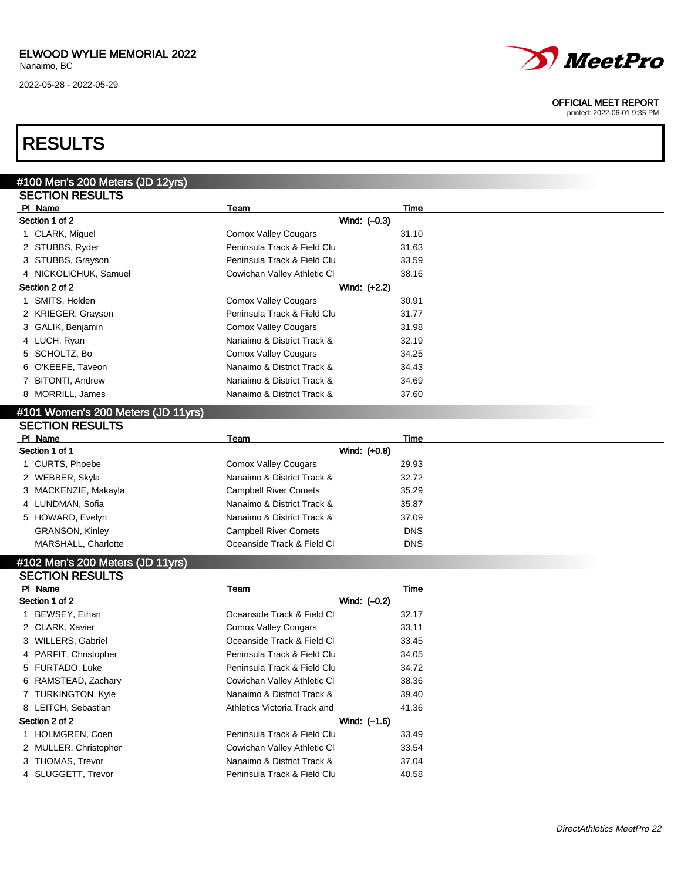ELWOOD WYLIE MEMORIAL 2022
Nanaimo, BC
2022-05-28 - 2022-05-29

OFFICIAL MEET REPORT
printed: 2022-06-01 9:35 PM

# RESULTS

## #100 Men's 200 Meters (JD 12yrs)

### SECTION RESULTS

| Pl | Name | Team | Time |
|---|---|---|---|
| **Section 1 of 2** | | **Wind: (–0.3)** | |
| 1 | CLARK, Miguel | Comox Valley Cougars | 31.10 |
| 2 | STUBBS, Ryder | Peninsula Track & Field Clu | 31.63 |
| 3 | STUBBS, Grayson | Peninsula Track & Field Clu | 33.59 |
| 4 | NICKOLICHUK, Samuel | Cowichan Valley Athletic Cl | 38.16 |
| **Section 2 of 2** | | **Wind: (+2.2)** | |
| 1 | SMITS, Holden | Comox Valley Cougars | 30.91 |
| 2 | KRIEGER, Grayson | Peninsula Track & Field Clu | 31.77 |
| 3 | GALIK, Benjamin | Comox Valley Cougars | 31.98 |
| 4 | LUCH, Ryan | Nanaimo & District Track & | 32.19 |
| 5 | SCHOLTZ, Bo | Comox Valley Cougars | 34.25 |
| 6 | O'KEEFE, Taveon | Nanaimo & District Track & | 34.43 |
| 7 | BITONTI, Andrew | Nanaimo & District Track & | 34.69 |
| 8 | MORRILL, James | Nanaimo & District Track & | 37.60 |

## #101 Women's 200 Meters (JD 11yrs)

### SECTION RESULTS

| Pl | Name | Team | Time |
|---|---|---|---|
| **Section 1 of 1** | | **Wind: (+0.8)** | |
| 1 | CURTS, Phoebe | Comox Valley Cougars | 29.93 |
| 2 | WEBBER, Skyla | Nanaimo & District Track & | 32.72 |
| 3 | MACKENZIE, Makayla | Campbell River Comets | 35.29 |
| 4 | LUNDMAN, Sofia | Nanaimo & District Track & | 35.87 |
| 5 | HOWARD, Evelyn | Nanaimo & District Track & | 37.09 |
| | GRANSON, Kinley | Campbell River Comets | DNS |
| | MARSHALL, Charlotte | Oceanside Track & Field Cl | DNS |

## #102 Men's 200 Meters (JD 11yrs)

### SECTION RESULTS

| Pl | Name | Team | Time |
|---|---|---|---|
| **Section 1 of 2** | | **Wind: (–0.2)** | |
| 1 | BEWSEY, Ethan | Oceanside Track & Field Cl | 32.17 |
| 2 | CLARK, Xavier | Comox Valley Cougars | 33.11 |
| 3 | WILLERS, Gabriel | Oceanside Track & Field Cl | 33.45 |
| 4 | PARFIT, Christopher | Peninsula Track & Field Clu | 34.05 |
| 5 | FURTADO, Luke | Peninsula Track & Field Clu | 34.72 |
| 6 | RAMSTEAD, Zachary | Cowichan Valley Athletic Cl | 38.36 |
| 7 | TURKINGTON, Kyle | Nanaimo & District Track & | 39.40 |
| 8 | LEITCH, Sebastian | Athletics Victoria Track and | 41.36 |
| **Section 2 of 2** | | **Wind: (–1.6)** | |
| 1 | HOLMGREN, Coen | Peninsula Track & Field Clu | 33.49 |
| 2 | MULLER, Christopher | Cowichan Valley Athletic Cl | 33.54 |
| 3 | THOMAS, Trevor | Nanaimo & District Track & | 37.04 |
| 4 | SLUGGETT, Trevor | Peninsula Track & Field Clu | 40.58 |

*DirectAthletics MeetPro 22*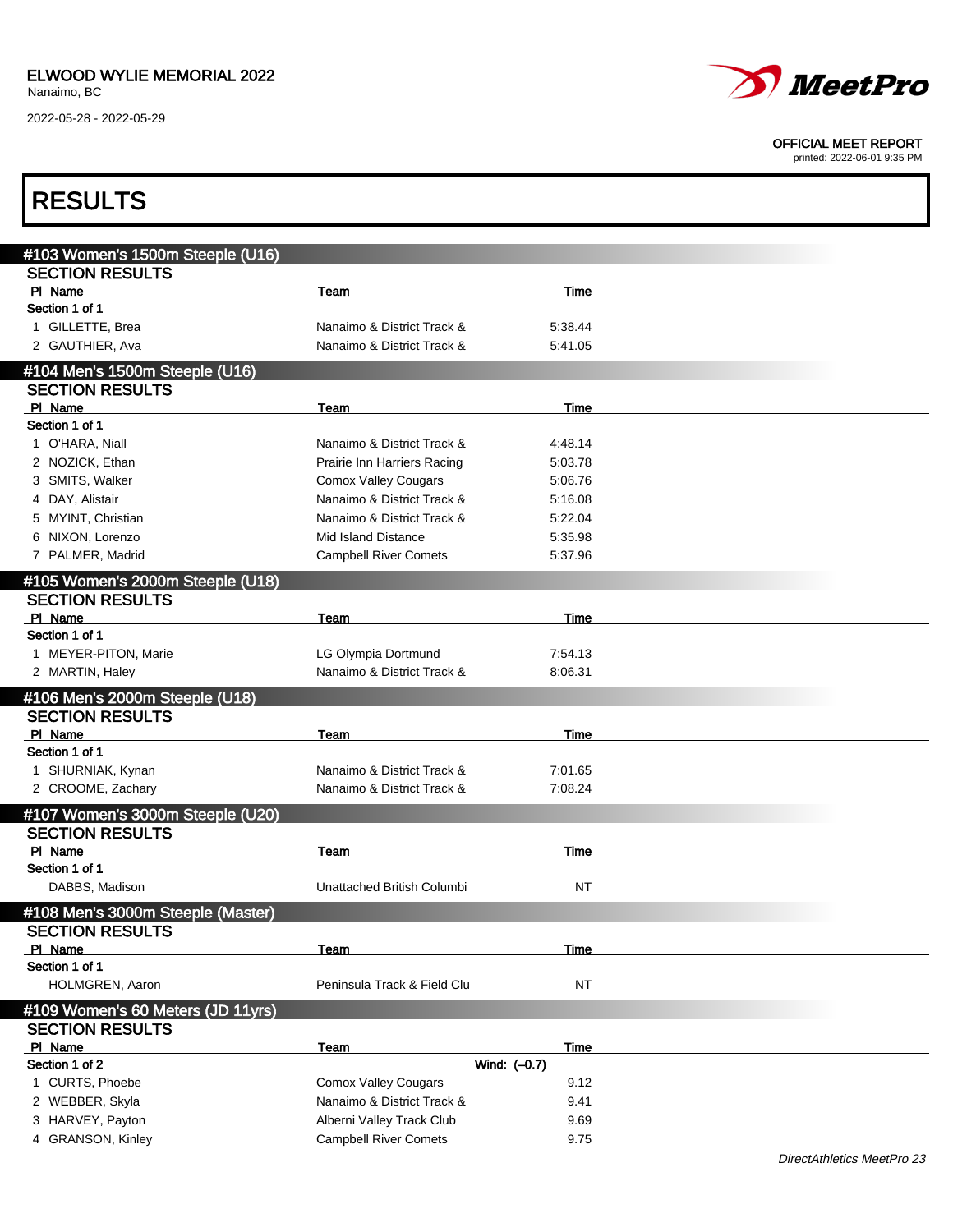ELWOOD WYLIE MEMORIAL 2022
Nanaimo, BC

2022-05-28 - 2022-05-29

OFFICIAL MEET REPORT
printed: 2022-06-01 9:35 PM

# RESULTS

## #103 Women's 1500m Steeple (U16)

### SECTION RESULTS

| Pl | Name | Team | Time |
|---|---|---|---|
| **Section 1 of 1** | | | |
| 1 | GILLETTE, Brea | Nanaimo & District Track & | 5:38.44 |
| 2 | GAUTHIER, Ava | Nanaimo & District Track & | 5:41.05 |

## #104 Men's 1500m Steeple (U16)

### SECTION RESULTS

| Pl | Name | Team | Time |
|---|---|---|---|
| **Section 1 of 1** | | | |
| 1 | O'HARA, Niall | Nanaimo & District Track & | 4:48.14 |
| 2 | NOZICK, Ethan | Prairie Inn Harriers Racing | 5:03.78 |
| 3 | SMITS, Walker | Comox Valley Cougars | 5:06.76 |
| 4 | DAY, Alistair | Nanaimo & District Track & | 5:16.08 |
| 5 | MYINT, Christian | Nanaimo & District Track & | 5:22.04 |
| 6 | NIXON, Lorenzo | Mid Island Distance | 5:35.98 |
| 7 | PALMER, Madrid | Campbell River Comets | 5:37.96 |

## #105 Women's 2000m Steeple (U18)

### SECTION RESULTS

| Pl | Name | Team | Time |
|---|---|---|---|
| **Section 1 of 1** | | | |
| 1 | MEYER-PITON, Marie | LG Olympia Dortmund | 7:54.13 |
| 2 | MARTIN, Haley | Nanaimo & District Track & | 8:06.31 |

## #106 Men's 2000m Steeple (U18)

### SECTION RESULTS

| Pl | Name | Team | Time |
|---|---|---|---|
| **Section 1 of 1** | | | |
| 1 | SHURNIAK, Kynan | Nanaimo & District Track & | 7:01.65 |
| 2 | CROOME, Zachary | Nanaimo & District Track & | 7:08.24 |

## #107 Women's 3000m Steeple (U20)

### SECTION RESULTS

| Pl | Name | Team | Time |
|---|---|---|---|
| **Section 1 of 1** | | | |
| | DABBS, Madison | Unattached British Columbi | NT |

## #108 Men's 3000m Steeple (Master)

### SECTION RESULTS

| Pl | Name | Team | Time |
|---|---|---|---|
| **Section 1 of 1** | | | |
| | HOLMGREN, Aaron | Peninsula Track & Field Clu | NT |

## #109 Women's 60 Meters (JD 11yrs)

### SECTION RESULTS

| Pl | Name | Team | Time |
|---|---|---|---|
| **Section 1 of 2** | | Wind: (–0.7) | |
| 1 | CURTS, Phoebe | Comox Valley Cougars | 9.12 |
| 2 | WEBBER, Skyla | Nanaimo & District Track & | 9.41 |
| 3 | HARVEY, Payton | Alberni Valley Track Club | 9.69 |
| 4 | GRANSON, Kinley | Campbell River Comets | 9.75 |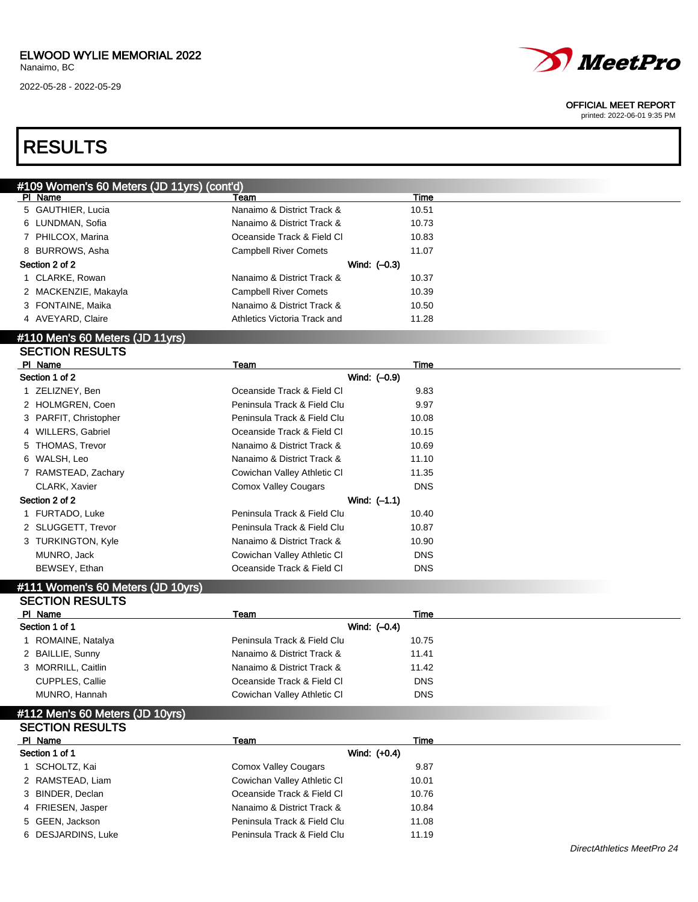ELWOOD WYLIE MEMORIAL 2022
Nanaimo, BC
2022-05-28 - 2022-05-29

OFFICIAL MEET REPORT
printed: 2022-06-01 9:35 PM

# RESULTS

## #109 Women's 60 Meters (JD 11yrs) (cont'd)

| Pl | Name | Team | Wind | Time |
|---|---|---|---|---|
| 5 | GAUTHIER, Lucia | Nanaimo & District Track & | | 10.51 |
| 6 | LUNDMAN, Sofia | Nanaimo & District Track & | | 10.73 |
| 7 | PHILCOX, Marina | Oceanside Track & Field Cl | | 10.83 |
| 8 | BURROWS, Asha | Campbell River Comets | | 11.07 |
| **Section 2 of 2** | | | **Wind: (–0.3)** | |
| 1 | CLARKE, Rowan | Nanaimo & District Track & | | 10.37 |
| 2 | MACKENZIE, Makayla | Campbell River Comets | | 10.39 |
| 3 | FONTAINE, Maika | Nanaimo & District Track & | | 10.50 |
| 4 | AVEYARD, Claire | Athletics Victoria Track and | | 11.28 |

## #110 Men's 60 Meters (JD 11yrs)

### SECTION RESULTS

| Pl | Name | Team | Wind | Time |
|---|---|---|---|---|
| **Section 1 of 2** | | | **Wind: (–0.9)** | |
| 1 | ZELIZNEY, Ben | Oceanside Track & Field Cl | | 9.83 |
| 2 | HOLMGREN, Coen | Peninsula Track & Field Clu | | 9.97 |
| 3 | PARFIT, Christopher | Peninsula Track & Field Clu | | 10.08 |
| 4 | WILLERS, Gabriel | Oceanside Track & Field Cl | | 10.15 |
| 5 | THOMAS, Trevor | Nanaimo & District Track & | | 10.69 |
| 6 | WALSH, Leo | Nanaimo & District Track & | | 11.10 |
| 7 | RAMSTEAD, Zachary | Cowichan Valley Athletic Cl | | 11.35 |
| | CLARK, Xavier | Comox Valley Cougars | | DNS |
| **Section 2 of 2** | | | **Wind: (–1.1)** | |
| 1 | FURTADO, Luke | Peninsula Track & Field Clu | | 10.40 |
| 2 | SLUGGETT, Trevor | Peninsula Track & Field Clu | | 10.87 |
| 3 | TURKINGTON, Kyle | Nanaimo & District Track & | | 10.90 |
| | MUNRO, Jack | Cowichan Valley Athletic Cl | | DNS |
| | BEWSEY, Ethan | Oceanside Track & Field Cl | | DNS |

## #111 Women's 60 Meters (JD 10yrs)

### SECTION RESULTS

| Pl | Name | Team | Wind | Time |
|---|---|---|---|---|
| **Section 1 of 1** | | | **Wind: (–0.4)** | |
| 1 | ROMAINE, Natalya | Peninsula Track & Field Clu | | 10.75 |
| 2 | BAILLIE, Sunny | Nanaimo & District Track & | | 11.41 |
| 3 | MORRILL, Caitlin | Nanaimo & District Track & | | 11.42 |
| | CUPPLES, Callie | Oceanside Track & Field Cl | | DNS |
| | MUNRO, Hannah | Cowichan Valley Athletic Cl | | DNS |

## #112 Men's 60 Meters (JD 10yrs)

### SECTION RESULTS

| Pl | Name | Team | Wind | Time |
|---|---|---|---|---|
| **Section 1 of 1** | | | **Wind: (+0.4)** | |
| 1 | SCHOLTZ, Kai | Comox Valley Cougars | | 9.87 |
| 2 | RAMSTEAD, Liam | Cowichan Valley Athletic Cl | | 10.01 |
| 3 | BINDER, Declan | Oceanside Track & Field Cl | | 10.76 |
| 4 | FRIESEN, Jasper | Nanaimo & District Track & | | 10.84 |
| 5 | GEEN, Jackson | Peninsula Track & Field Clu | | 11.08 |
| 6 | DESJARDINS, Luke | Peninsula Track & Field Clu | | 11.19 |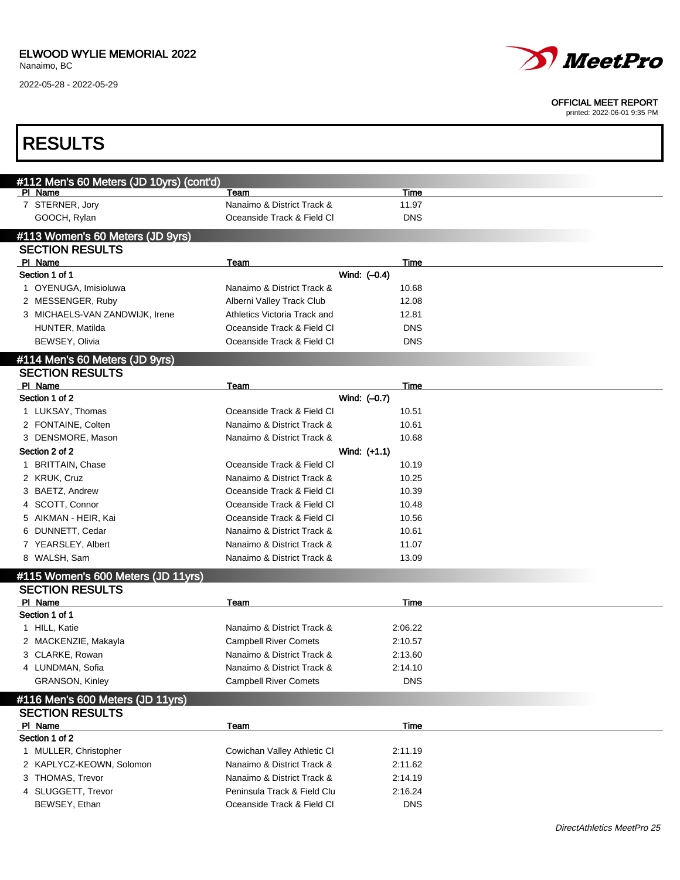## #112 Men's 60 Meters (JD 10yrs) (cont'd)

| Pl | Name | Team | Time |
|---|---|---|---|
| 7 | STERNER, Jory | Nanaimo & District Track & | 11.97 |
| | GOOCH, Rylan | Oceanside Track & Field Cl | DNS |

## #113 Women's 60 Meters (JD 9yrs)

### SECTION RESULTS

| Pl | Name | Team | Time |
|---|---|---|---|
| **Section 1 of 1** | | **Wind: (–0.4)** | |
| 1 | OYENUGA, Imisioluwa | Nanaimo & District Track & | 10.68 |
| 2 | MESSENGER, Ruby | Alberni Valley Track Club | 12.08 |
| 3 | MICHAELS-VAN ZANDWIJK, Irene | Athletics Victoria Track and | 12.81 |
| | HUNTER, Matilda | Oceanside Track & Field Cl | DNS |
| | BEWSEY, Olivia | Oceanside Track & Field Cl | DNS |

## #114 Men's 60 Meters (JD 9yrs)

### SECTION RESULTS

| Pl | Name | Team | Time |
|---|---|---|---|
| **Section 1 of 2** | | **Wind: (–0.7)** | |
| 1 | LUKSAY, Thomas | Oceanside Track & Field Cl | 10.51 |
| 2 | FONTAINE, Colten | Nanaimo & District Track & | 10.61 |
| 3 | DENSMORE, Mason | Nanaimo & District Track & | 10.68 |
| **Section 2 of 2** | | **Wind: (+1.1)** | |
| 1 | BRITTAIN, Chase | Oceanside Track & Field Cl | 10.19 |
| 2 | KRUK, Cruz | Nanaimo & District Track & | 10.25 |
| 3 | BAETZ, Andrew | Oceanside Track & Field Cl | 10.39 |
| 4 | SCOTT, Connor | Oceanside Track & Field Cl | 10.48 |
| 5 | AIKMAN - HEIR, Kai | Oceanside Track & Field Cl | 10.56 |
| 6 | DUNNETT, Cedar | Nanaimo & District Track & | 10.61 |
| 7 | YEARSLEY, Albert | Nanaimo & District Track & | 11.07 |
| 8 | WALSH, Sam | Nanaimo & District Track & | 13.09 |

## #115 Women's 600 Meters (JD 11yrs)

### SECTION RESULTS

| Pl | Name | Team | Time |
|---|---|---|---|
| **Section 1 of 1** | | | |
| 1 | HILL, Katie | Nanaimo & District Track & | 2:06.22 |
| 2 | MACKENZIE, Makayla | Campbell River Comets | 2:10.57 |
| 3 | CLARKE, Rowan | Nanaimo & District Track & | 2:13.60 |
| 4 | LUNDMAN, Sofia | Nanaimo & District Track & | 2:14.10 |
| | GRANSON, Kinley | Campbell River Comets | DNS |

## #116 Men's 600 Meters (JD 11yrs)

### SECTION RESULTS

| Pl | Name | Team | Time |
|---|---|---|---|
| **Section 1 of 2** | | | |
| 1 | MULLER, Christopher | Cowichan Valley Athletic Cl | 2:11.19 |
| 2 | KAPLYCZ-KEOWN, Solomon | Nanaimo & District Track & | 2:11.62 |
| 3 | THOMAS, Trevor | Nanaimo & District Track & | 2:14.19 |
| 4 | SLUGGETT, Trevor | Peninsula Track & Field Clu | 2:16.24 |
| | BEWSEY, Ethan | Oceanside Track & Field Cl | DNS |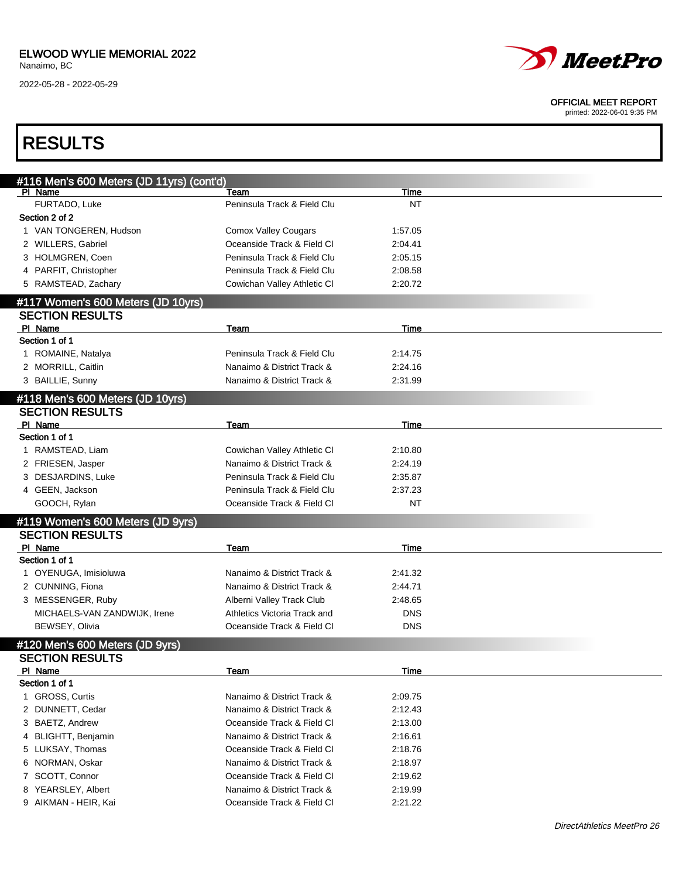ELWOOD WYLIE MEMORIAL 2022
Nanaimo, BC
2022-05-28 - 2022-05-29

OFFICIAL MEET REPORT
printed: 2022-06-01 9:35 PM

# RESULTS

## #116 Men's 600 Meters (JD 11yrs) (cont'd)

| Pl | Name | Team | Time |
|---|---|---|---|
| | FURTADO, Luke | Peninsula Track & Field Clu | NT |
| **Section 2 of 2** | | | |
| 1 | VAN TONGEREN, Hudson | Comox Valley Cougars | 1:57.05 |
| 2 | WILLERS, Gabriel | Oceanside Track & Field Cl | 2:04.41 |
| 3 | HOLMGREN, Coen | Peninsula Track & Field Clu | 2:05.15 |
| 4 | PARFIT, Christopher | Peninsula Track & Field Clu | 2:08.58 |
| 5 | RAMSTEAD, Zachary | Cowichan Valley Athletic Cl | 2:20.72 |

## #117 Women's 600 Meters (JD 10yrs)

### SECTION RESULTS

| Pl | Name | Team | Time |
|---|---|---|---|
| **Section 1 of 1** | | | |
| 1 | ROMAINE, Natalya | Peninsula Track & Field Clu | 2:14.75 |
| 2 | MORRILL, Caitlin | Nanaimo & District Track & | 2:24.16 |
| 3 | BAILLIE, Sunny | Nanaimo & District Track & | 2:31.99 |

## #118 Men's 600 Meters (JD 10yrs)

### SECTION RESULTS

| Pl | Name | Team | Time |
|---|---|---|---|
| **Section 1 of 1** | | | |
| 1 | RAMSTEAD, Liam | Cowichan Valley Athletic Cl | 2:10.80 |
| 2 | FRIESEN, Jasper | Nanaimo & District Track & | 2:24.19 |
| 3 | DESJARDINS, Luke | Peninsula Track & Field Clu | 2:35.87 |
| 4 | GEEN, Jackson | Peninsula Track & Field Clu | 2:37.23 |
| | GOOCH, Rylan | Oceanside Track & Field Cl | NT |

## #119 Women's 600 Meters (JD 9yrs)

### SECTION RESULTS

| Pl | Name | Team | Time |
|---|---|---|---|
| **Section 1 of 1** | | | |
| 1 | OYENUGA, Imisioluwa | Nanaimo & District Track & | 2:41.32 |
| 2 | CUNNING, Fiona | Nanaimo & District Track & | 2:44.71 |
| 3 | MESSENGER, Ruby | Alberni Valley Track Club | 2:48.65 |
| | MICHAELS-VAN ZANDWIJK, Irene | Athletics Victoria Track and | DNS |
| | BEWSEY, Olivia | Oceanside Track & Field Cl | DNS |

## #120 Men's 600 Meters (JD 9yrs)

### SECTION RESULTS

| Pl | Name | Team | Time |
|---|---|---|---|
| **Section 1 of 1** | | | |
| 1 | GROSS, Curtis | Nanaimo & District Track & | 2:09.75 |
| 2 | DUNNETT, Cedar | Nanaimo & District Track & | 2:12.43 |
| 3 | BAETZ, Andrew | Oceanside Track & Field Cl | 2:13.00 |
| 4 | BLIGHTT, Benjamin | Nanaimo & District Track & | 2:16.61 |
| 5 | LUKSAY, Thomas | Oceanside Track & Field Cl | 2:18.76 |
| 6 | NORMAN, Oskar | Nanaimo & District Track & | 2:18.97 |
| 7 | SCOTT, Connor | Oceanside Track & Field Cl | 2:19.62 |
| 8 | YEARSLEY, Albert | Nanaimo & District Track & | 2:19.99 |
| 9 | AIKMAN - HEIR, Kai | Oceanside Track & Field Cl | 2:21.22 |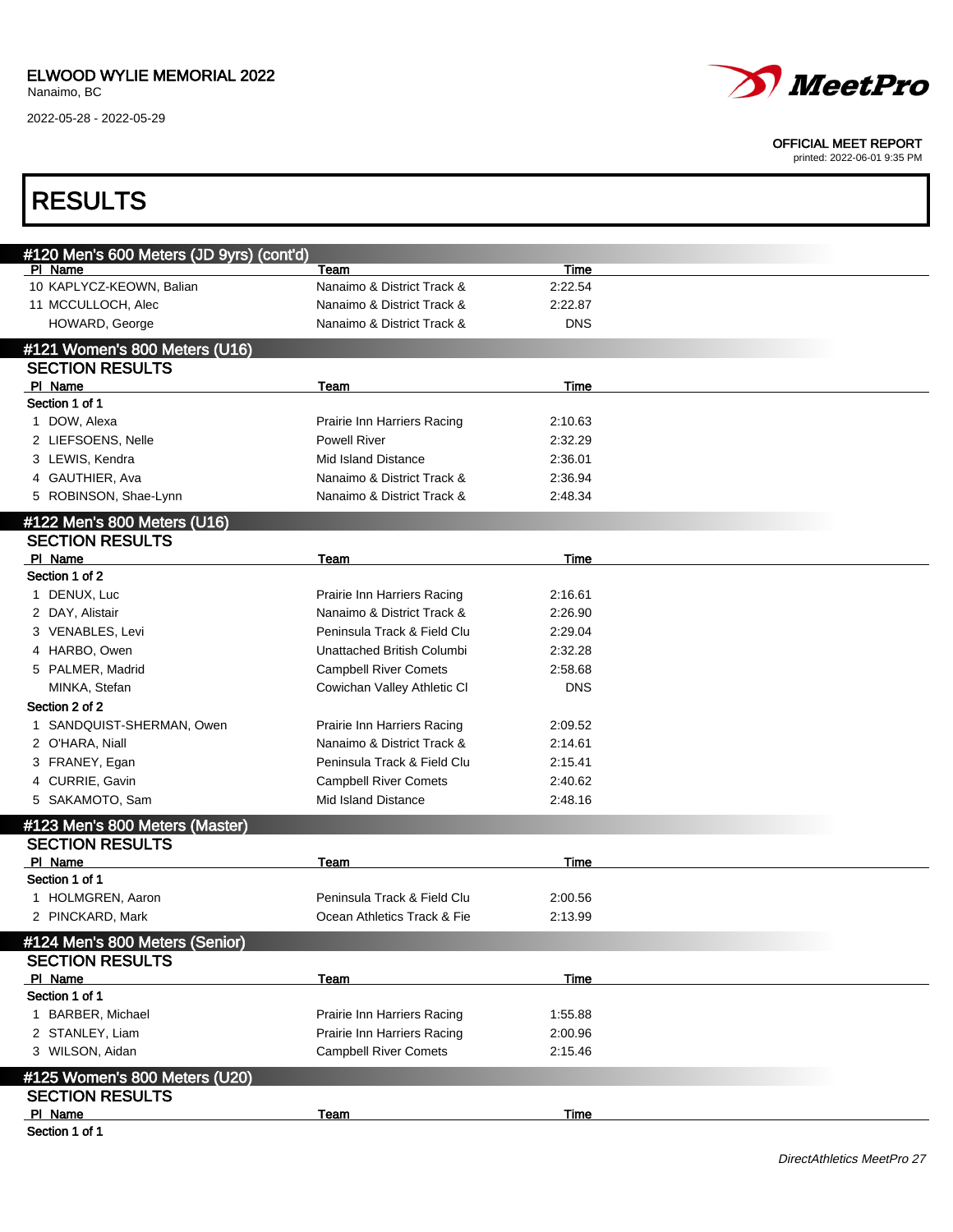ELWOOD WYLIE MEMORIAL 2022
Nanaimo, BC
2022-05-28 - 2022-05-29

OFFICIAL MEET REPORT
printed: 2022-06-01 9:35 PM

# RESULTS

## #120 Men's 600 Meters (JD 9yrs) (cont'd)

| Pl | Name | Team | Time |
|---|---|---|---|
| 10 | KAPLYCZ-KEOWN, Balian | Nanaimo & District Track & | 2:22.54 |
| 11 | MCCULLOCH, Alec | Nanaimo & District Track & | 2:22.87 |
| | HOWARD, George | Nanaimo & District Track & | DNS |

## #121 Women's 800 Meters (U16)

### SECTION RESULTS

| Pl | Name | Team | Time |
|---|---|---|---|
| **Section 1 of 1** | | | |
| 1 | DOW, Alexa | Prairie Inn Harriers Racing | 2:10.63 |
| 2 | LIEFSOENS, Nelle | Powell River | 2:32.29 |
| 3 | LEWIS, Kendra | Mid Island Distance | 2:36.01 |
| 4 | GAUTHIER, Ava | Nanaimo & District Track & | 2:36.94 |
| 5 | ROBINSON, Shae-Lynn | Nanaimo & District Track & | 2:48.34 |

## #122 Men's 800 Meters (U16)

### SECTION RESULTS

| Pl | Name | Team | Time |
|---|---|---|---|
| **Section 1 of 2** | | | |
| 1 | DENUX, Luc | Prairie Inn Harriers Racing | 2:16.61 |
| 2 | DAY, Alistair | Nanaimo & District Track & | 2:26.90 |
| 3 | VENABLES, Levi | Peninsula Track & Field Clu | 2:29.04 |
| 4 | HARBO, Owen | Unattached British Columbi | 2:32.28 |
| 5 | PALMER, Madrid | Campbell River Comets | 2:58.68 |
| | MINKA, Stefan | Cowichan Valley Athletic Cl | DNS |
| **Section 2 of 2** | | | |
| 1 | SANDQUIST-SHERMAN, Owen | Prairie Inn Harriers Racing | 2:09.52 |
| 2 | O'HARA, Niall | Nanaimo & District Track & | 2:14.61 |
| 3 | FRANEY, Egan | Peninsula Track & Field Clu | 2:15.41 |
| 4 | CURRIE, Gavin | Campbell River Comets | 2:40.62 |
| 5 | SAKAMOTO, Sam | Mid Island Distance | 2:48.16 |

## #123 Men's 800 Meters (Master)

### SECTION RESULTS

| Pl | Name | Team | Time |
|---|---|---|---|
| **Section 1 of 1** | | | |
| 1 | HOLMGREN, Aaron | Peninsula Track & Field Clu | 2:00.56 |
| 2 | PINCKARD, Mark | Ocean Athletics Track & Fie | 2:13.99 |

## #124 Men's 800 Meters (Senior)

### SECTION RESULTS

| Pl | Name | Team | Time |
|---|---|---|---|
| **Section 1 of 1** | | | |
| 1 | BARBER, Michael | Prairie Inn Harriers Racing | 1:55.88 |
| 2 | STANLEY, Liam | Prairie Inn Harriers Racing | 2:00.96 |
| 3 | WILSON, Aidan | Campbell River Comets | 2:15.46 |

## #125 Women's 800 Meters (U20)

### SECTION RESULTS

| Pl | Name | Team | Time |
|---|---|---|---|
| **Section 1 of 1** | | | |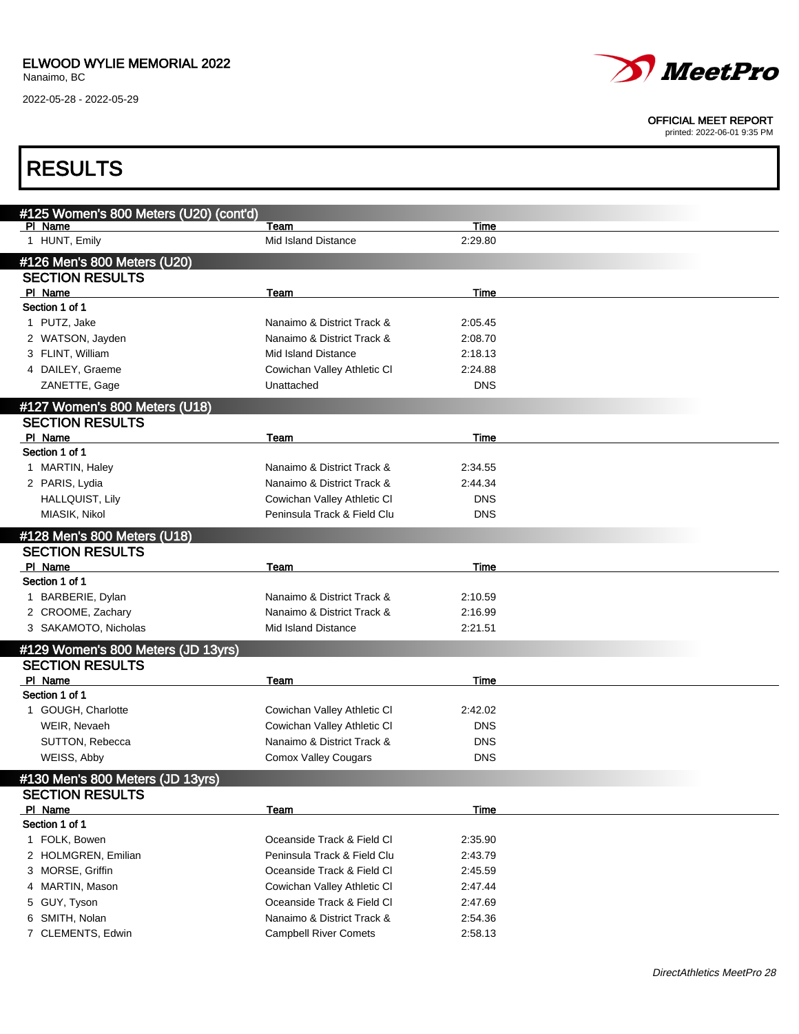# RESULTS

## #125 Women's 800 Meters (U20) (cont'd)

| Pl | Name | Team | Time |
|---|---|---|---|
| 1 | HUNT, Emily | Mid Island Distance | 2:29.80 |

## #126 Men's 800 Meters (U20)

### SECTION RESULTS

| Pl | Name | Team | Time |
|---|---|---|---|
| **Section 1 of 1** | | | |
| 1 | PUTZ, Jake | Nanaimo & District Track & | 2:05.45 |
| 2 | WATSON, Jayden | Nanaimo & District Track & | 2:08.70 |
| 3 | FLINT, William | Mid Island Distance | 2:18.13 |
| 4 | DAILEY, Graeme | Cowichan Valley Athletic Cl | 2:24.88 |
| | ZANETTE, Gage | Unattached | DNS |

## #127 Women's 800 Meters (U18)

### SECTION RESULTS

| Pl | Name | Team | Time |
|---|---|---|---|
| **Section 1 of 1** | | | |
| 1 | MARTIN, Haley | Nanaimo & District Track & | 2:34.55 |
| 2 | PARIS, Lydia | Nanaimo & District Track & | 2:44.34 |
| | HALLQUIST, Lily | Cowichan Valley Athletic Cl | DNS |
| | MIASIK, Nikol | Peninsula Track & Field Clu | DNS |

## #128 Men's 800 Meters (U18)

### SECTION RESULTS

| Pl | Name | Team | Time |
|---|---|---|---|
| **Section 1 of 1** | | | |
| 1 | BARBERIE, Dylan | Nanaimo & District Track & | 2:10.59 |
| 2 | CROOME, Zachary | Nanaimo & District Track & | 2:16.99 |
| 3 | SAKAMOTO, Nicholas | Mid Island Distance | 2:21.51 |

## #129 Women's 800 Meters (JD 13yrs)

### SECTION RESULTS

| Pl | Name | Team | Time |
|---|---|---|---|
| **Section 1 of 1** | | | |
| 1 | GOUGH, Charlotte | Cowichan Valley Athletic Cl | 2:42.02 |
| | WEIR, Nevaeh | Cowichan Valley Athletic Cl | DNS |
| | SUTTON, Rebecca | Nanaimo & District Track & | DNS |
| | WEISS, Abby | Comox Valley Cougars | DNS |

## #130 Men's 800 Meters (JD 13yrs)

### SECTION RESULTS

| Pl | Name | Team | Time |
|---|---|---|---|
| **Section 1 of 1** | | | |
| 1 | FOLK, Bowen | Oceanside Track & Field Cl | 2:35.90 |
| 2 | HOLMGREN, Emilian | Peninsula Track & Field Clu | 2:43.79 |
| 3 | MORSE, Griffin | Oceanside Track & Field Cl | 2:45.59 |
| 4 | MARTIN, Mason | Cowichan Valley Athletic Cl | 2:47.44 |
| 5 | GUY, Tyson | Oceanside Track & Field Cl | 2:47.69 |
| 6 | SMITH, Nolan | Nanaimo & District Track & | 2:54.36 |
| 7 | CLEMENTS, Edwin | Campbell River Comets | 2:58.13 |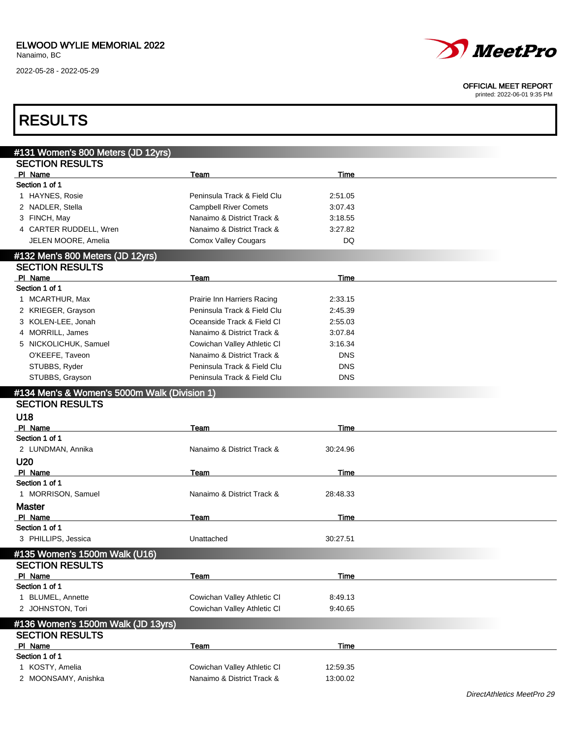# RESULTS

## #131 Women's 800 Meters (JD 12yrs)

### SECTION RESULTS

Section 1 of 1

| Pl | Name | Team | Time |
|---|---|---|---|
| 1 | HAYNES, Rosie | Peninsula Track & Field Clu | 2:51.05 |
| 2 | NADLER, Stella | Campbell River Comets | 3:07.43 |
| 3 | FINCH, May | Nanaimo & District Track & | 3:18.55 |
| 4 | CARTER RUDDELL, Wren | Nanaimo & District Track & | 3:27.82 |
| | JELEN MOORE, Amelia | Comox Valley Cougars | DQ |

## #132 Men's 800 Meters (JD 12yrs)

### SECTION RESULTS

Section 1 of 1

| Pl | Name | Team | Time |
|---|---|---|---|
| 1 | MCARTHUR, Max | Prairie Inn Harriers Racing | 2:33.15 |
| 2 | KRIEGER, Grayson | Peninsula Track & Field Clu | 2:45.39 |
| 3 | KOLEN-LEE, Jonah | Oceanside Track & Field Cl | 2:55.03 |
| 4 | MORRILL, James | Nanaimo & District Track & | 3:07.84 |
| 5 | NICKOLICHUK, Samuel | Cowichan Valley Athletic Cl | 3:16.34 |
| | O'KEEFE, Taveon | Nanaimo & District Track & | DNS |
| | STUBBS, Ryder | Peninsula Track & Field Clu | DNS |
| | STUBBS, Grayson | Peninsula Track & Field Clu | DNS |

## #134 Men's & Women's 5000m Walk (Division 1)

### SECTION RESULTS

#### U18

Section 1 of 1

| Pl | Name | Team | Time |
|---|---|---|---|
| 2 | LUNDMAN, Annika | Nanaimo & District Track & | 30:24.96 |

#### U20

Section 1 of 1

| Pl | Name | Team | Time |
|---|---|---|---|
| 1 | MORRISON, Samuel | Nanaimo & District Track & | 28:48.33 |

#### Master

Section 1 of 1

| Pl | Name | Team | Time |
|---|---|---|---|
| 3 | PHILLIPS, Jessica | Unattached | 30:27.51 |

## #135 Women's 1500m Walk (U16)

### SECTION RESULTS

Section 1 of 1

| Pl | Name | Team | Time |
|---|---|---|---|
| 1 | BLUMEL, Annette | Cowichan Valley Athletic Cl | 8:49.13 |
| 2 | JOHNSTON, Tori | Cowichan Valley Athletic Cl | 9:40.65 |

## #136 Women's 1500m Walk (JD 13yrs)

### SECTION RESULTS

Section 1 of 1

| Pl | Name | Team | Time |
|---|---|---|---|
| 1 | KOSTY, Amelia | Cowichan Valley Athletic Cl | 12:59.35 |
| 2 | MOONSAMY, Anishka | Nanaimo & District Track & | 13:00.02 |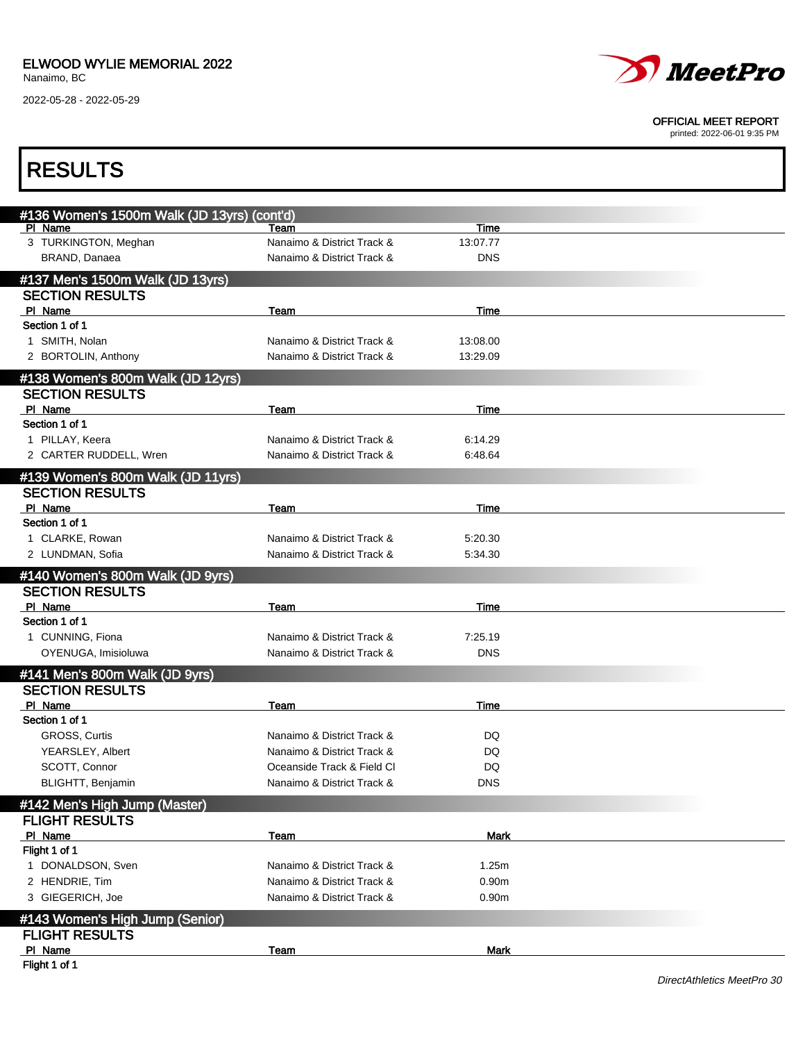# RESULTS

## #136 Women's 1500m Walk (JD 13yrs) (cont'd)

| Pl | Name | Team | Time |
|---|---|---|---|
| 3 | TURKINGTON, Meghan | Nanaimo & District Track & | 13:07.77 |
| | BRAND, Danaea | Nanaimo & District Track & | DNS |

## #137 Men's 1500m Walk (JD 13yrs)

### SECTION RESULTS

| Pl | Name | Team | Time |
|---|---|---|---|
| **Section 1 of 1** | | | |
| 1 | SMITH, Nolan | Nanaimo & District Track & | 13:08.00 |
| 2 | BORTOLIN, Anthony | Nanaimo & District Track & | 13:29.09 |

## #138 Women's 800m Walk (JD 12yrs)

### SECTION RESULTS

| Pl | Name | Team | Time |
|---|---|---|---|
| **Section 1 of 1** | | | |
| 1 | PILLAY, Keera | Nanaimo & District Track & | 6:14.29 |
| 2 | CARTER RUDDELL, Wren | Nanaimo & District Track & | 6:48.64 |

## #139 Women's 800m Walk (JD 11yrs)

### SECTION RESULTS

| Pl | Name | Team | Time |
|---|---|---|---|
| **Section 1 of 1** | | | |
| 1 | CLARKE, Rowan | Nanaimo & District Track & | 5:20.30 |
| 2 | LUNDMAN, Sofia | Nanaimo & District Track & | 5:34.30 |

## #140 Women's 800m Walk (JD 9yrs)

### SECTION RESULTS

| Pl | Name | Team | Time |
|---|---|---|---|
| **Section 1 of 1** | | | |
| 1 | CUNNING, Fiona | Nanaimo & District Track & | 7:25.19 |
| | OYENUGA, Imisioluwa | Nanaimo & District Track & | DNS |

## #141 Men's 800m Walk (JD 9yrs)

### SECTION RESULTS

| Pl | Name | Team | Time |
|---|---|---|---|
| **Section 1 of 1** | | | |
| | GROSS, Curtis | Nanaimo & District Track & | DQ |
| | YEARSLEY, Albert | Nanaimo & District Track & | DQ |
| | SCOTT, Connor | Oceanside Track & Field Cl | DQ |
| | BLIGHTT, Benjamin | Nanaimo & District Track & | DNS |

## #142 Men's High Jump (Master)

### FLIGHT RESULTS

| Pl | Name | Team | Mark |
|---|---|---|---|
| **Flight 1 of 1** | | | |
| 1 | DONALDSON, Sven | Nanaimo & District Track & | 1.25m |
| 2 | HENDRIE, Tim | Nanaimo & District Track & | 0.90m |
| 3 | GIEGERICH, Joe | Nanaimo & District Track & | 0.90m |

## #143 Women's High Jump (Senior)

### FLIGHT RESULTS

| Pl | Name | Team | Mark |
|---|---|---|---|
| **Flight 1 of 1** | | | |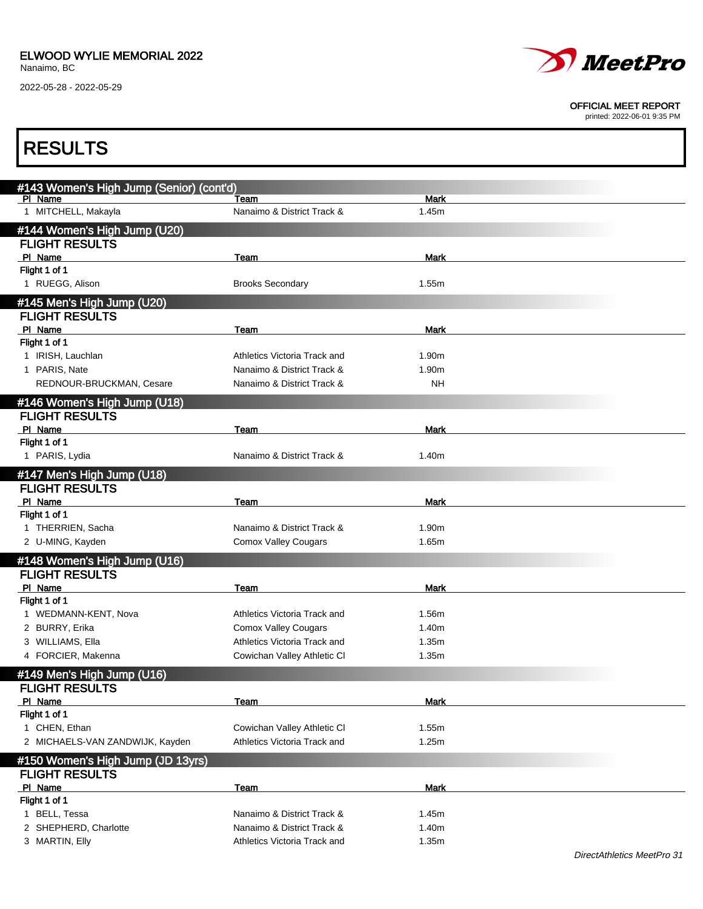## #143 Women's High Jump (Senior) (cont'd)

| Pl | Name | Team | Mark |
|---|---|---|---|
| 1 | MITCHELL, Makayla | Nanaimo & District Track & | 1.45m |

## #144 Women's High Jump (U20)

### FLIGHT RESULTS

| Pl | Name | Team | Mark |
|---|---|---|---|
| Flight 1 of 1 | | | |
| 1 | RUEGG, Alison | Brooks Secondary | 1.55m |

## #145 Men's High Jump (U20)

### FLIGHT RESULTS

| Pl | Name | Team | Mark |
|---|---|---|---|
| Flight 1 of 1 | | | |
| 1 | IRISH, Lauchlan | Athletics Victoria Track and | 1.90m |
| 1 | PARIS, Nate | Nanaimo & District Track & | 1.90m |
| | REDNOUR-BRUCKMAN, Cesare | Nanaimo & District Track & | NH |

## #146 Women's High Jump (U18)

### FLIGHT RESULTS

| Pl | Name | Team | Mark |
|---|---|---|---|
| Flight 1 of 1 | | | |
| 1 | PARIS, Lydia | Nanaimo & District Track & | 1.40m |

## #147 Men's High Jump (U18)

### FLIGHT RESULTS

| Pl | Name | Team | Mark |
|---|---|---|---|
| Flight 1 of 1 | | | |
| 1 | THERRIEN, Sacha | Nanaimo & District Track & | 1.90m |
| 2 | U-MING, Kayden | Comox Valley Cougars | 1.65m |

## #148 Women's High Jump (U16)

### FLIGHT RESULTS

| Pl | Name | Team | Mark |
|---|---|---|---|
| Flight 1 of 1 | | | |
| 1 | WEDMANN-KENT, Nova | Athletics Victoria Track and | 1.56m |
| 2 | BURRY, Erika | Comox Valley Cougars | 1.40m |
| 3 | WILLIAMS, Ella | Athletics Victoria Track and | 1.35m |
| 4 | FORCIER, Makenna | Cowichan Valley Athletic Cl | 1.35m |

## #149 Men's High Jump (U16)

### FLIGHT RESULTS

| Pl | Name | Team | Mark |
|---|---|---|---|
| Flight 1 of 1 | | | |
| 1 | CHEN, Ethan | Cowichan Valley Athletic Cl | 1.55m |
| 2 | MICHAELS-VAN ZANDWIJK, Kayden | Athletics Victoria Track and | 1.25m |

## #150 Women's High Jump (JD 13yrs)

### FLIGHT RESULTS

| Pl | Name | Team | Mark |
|---|---|---|---|
| Flight 1 of 1 | | | |
| 1 | BELL, Tessa | Nanaimo & District Track & | 1.45m |
| 2 | SHEPHERD, Charlotte | Nanaimo & District Track & | 1.40m |
| 3 | MARTIN, Elly | Athletics Victoria Track and | 1.35m |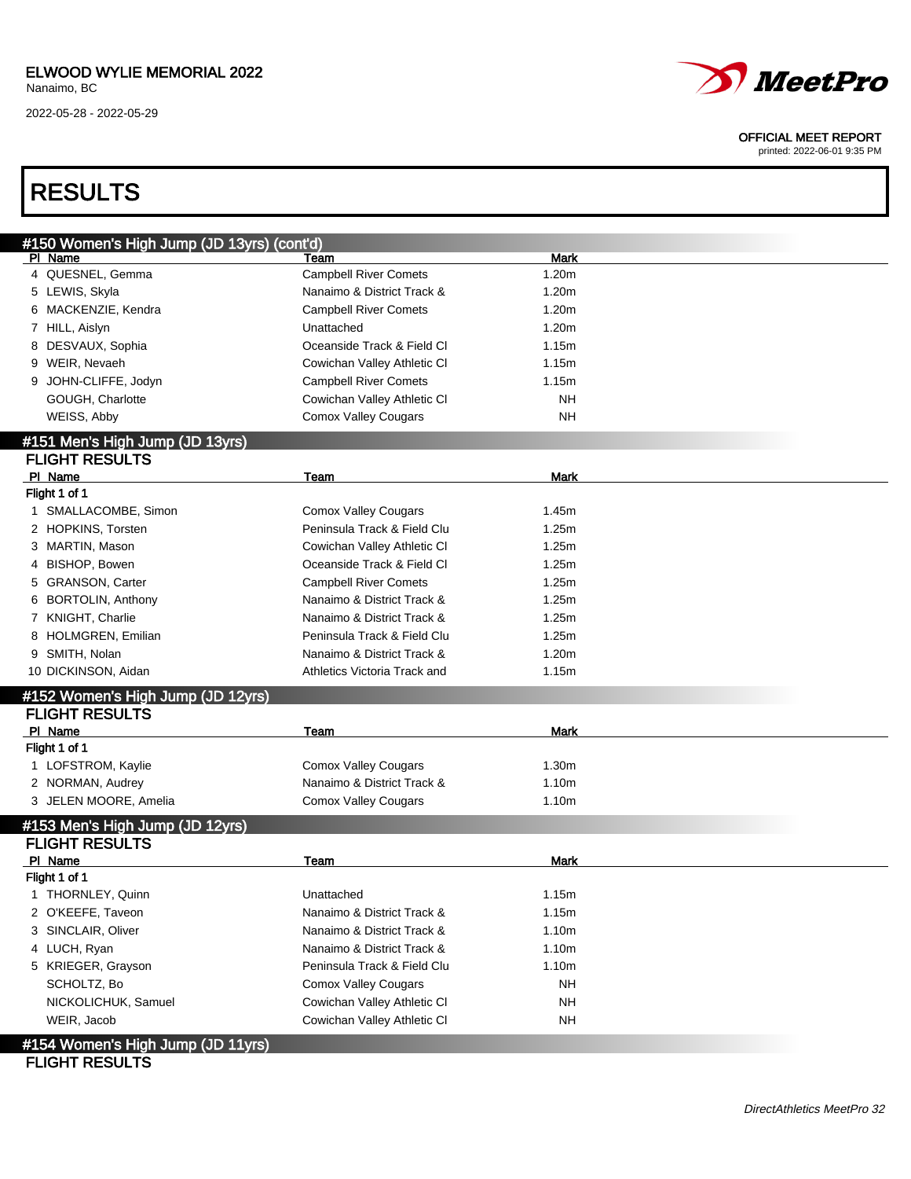ELWOOD WYLIE MEMORIAL 2022
Nanaimo, BC

2022-05-28 - 2022-05-29

OFFICIAL MEET REPORT
printed: 2022-06-01 9:35 PM

# RESULTS

## #150 Women's High Jump (JD 13yrs) (cont'd)

| Pl | Name | Team | Mark |
|---|---|---|---|
| 4 | QUESNEL, Gemma | Campbell River Comets | 1.20m |
| 5 | LEWIS, Skyla | Nanaimo & District Track & | 1.20m |
| 6 | MACKENZIE, Kendra | Campbell River Comets | 1.20m |
| 7 | HILL, Aislyn | Unattached | 1.20m |
| 8 | DESVAUX, Sophia | Oceanside Track & Field Cl | 1.15m |
| 9 | WEIR, Nevaeh | Cowichan Valley Athletic Cl | 1.15m |
| 9 | JOHN-CLIFFE, Jodyn | Campbell River Comets | 1.15m |
| | GOUGH, Charlotte | Cowichan Valley Athletic Cl | NH |
| | WEISS, Abby | Comox Valley Cougars | NH |

## #151 Men's High Jump (JD 13yrs)

### FLIGHT RESULTS

Flight 1 of 1

| Pl | Name | Team | Mark |
|---|---|---|---|
| 1 | SMALLACOMBE, Simon | Comox Valley Cougars | 1.45m |
| 2 | HOPKINS, Torsten | Peninsula Track & Field Clu | 1.25m |
| 3 | MARTIN, Mason | Cowichan Valley Athletic Cl | 1.25m |
| 4 | BISHOP, Bowen | Oceanside Track & Field Cl | 1.25m |
| 5 | GRANSON, Carter | Campbell River Comets | 1.25m |
| 6 | BORTOLIN, Anthony | Nanaimo & District Track & | 1.25m |
| 7 | KNIGHT, Charlie | Nanaimo & District Track & | 1.25m |
| 8 | HOLMGREN, Emilian | Peninsula Track & Field Clu | 1.25m |
| 9 | SMITH, Nolan | Nanaimo & District Track & | 1.20m |
| 10 | DICKINSON, Aidan | Athletics Victoria Track and | 1.15m |

## #152 Women's High Jump (JD 12yrs)

### FLIGHT RESULTS

Flight 1 of 1

| Pl | Name | Team | Mark |
|---|---|---|---|
| 1 | LOFSTROM, Kaylie | Comox Valley Cougars | 1.30m |
| 2 | NORMAN, Audrey | Nanaimo & District Track & | 1.10m |
| 3 | JELEN MOORE, Amelia | Comox Valley Cougars | 1.10m |

## #153 Men's High Jump (JD 12yrs)

### FLIGHT RESULTS

Flight 1 of 1

| Pl | Name | Team | Mark |
|---|---|---|---|
| 1 | THORNLEY, Quinn | Unattached | 1.15m |
| 2 | O'KEEFE, Taveon | Nanaimo & District Track & | 1.15m |
| 3 | SINCLAIR, Oliver | Nanaimo & District Track & | 1.10m |
| 4 | LUCH, Ryan | Nanaimo & District Track & | 1.10m |
| 5 | KRIEGER, Grayson | Peninsula Track & Field Clu | 1.10m |
| | SCHOLTZ, Bo | Comox Valley Cougars | NH |
| | NICKOLICHUK, Samuel | Cowichan Valley Athletic Cl | NH |
| | WEIR, Jacob | Cowichan Valley Athletic Cl | NH |

## #154 Women's High Jump (JD 11yrs)

### FLIGHT RESULTS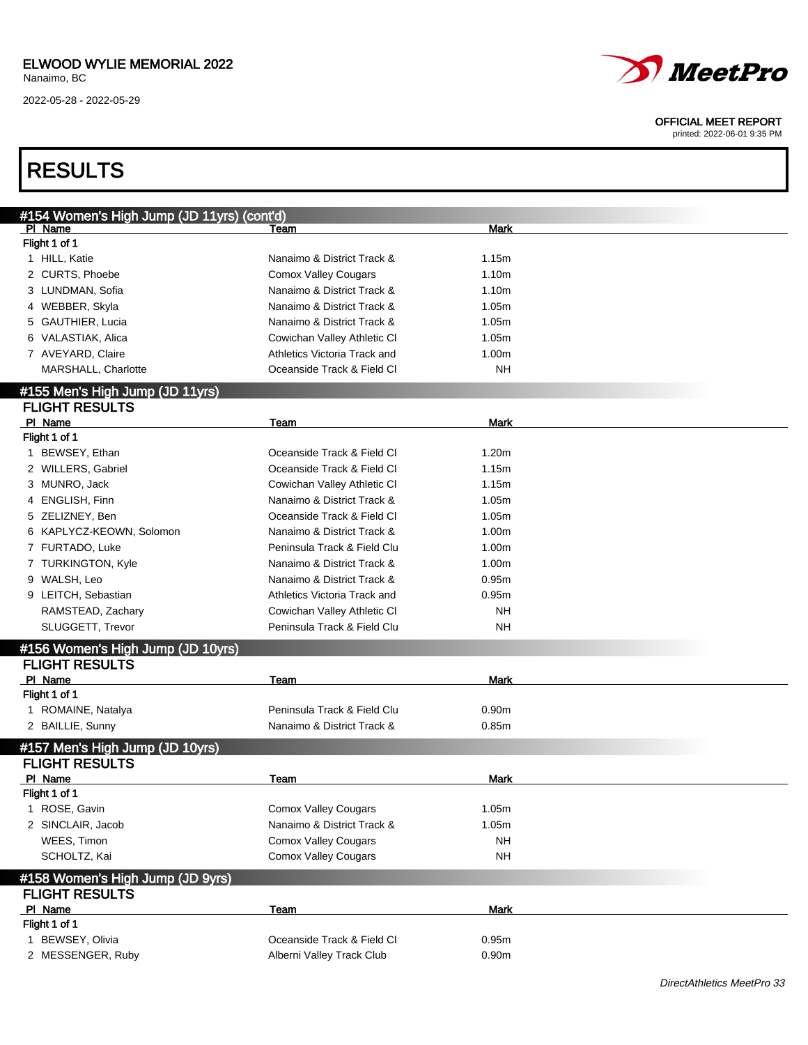ELWOOD WYLIE MEMORIAL 2022
Nanaimo, BC
2022-05-28 - 2022-05-29

OFFICIAL MEET REPORT
printed: 2022-06-01 9:35 PM

# RESULTS

## #154 Women's High Jump (JD 11yrs) (cont'd)

| Pl | Name | Team | Mark |
|---|---|---|---|
| **Flight 1 of 1** | | | |
| 1 | HILL, Katie | Nanaimo & District Track & | 1.15m |
| 2 | CURTS, Phoebe | Comox Valley Cougars | 1.10m |
| 3 | LUNDMAN, Sofia | Nanaimo & District Track & | 1.10m |
| 4 | WEBBER, Skyla | Nanaimo & District Track & | 1.05m |
| 5 | GAUTHIER, Lucia | Nanaimo & District Track & | 1.05m |
| 6 | VALASTIAK, Alica | Cowichan Valley Athletic Cl | 1.05m |
| 7 | AVEYARD, Claire | Athletics Victoria Track and | 1.00m |
| | MARSHALL, Charlotte | Oceanside Track & Field Cl | NH |

## #155 Men's High Jump (JD 11yrs)

### FLIGHT RESULTS

| Pl | Name | Team | Mark |
|---|---|---|---|
| **Flight 1 of 1** | | | |
| 1 | BEWSEY, Ethan | Oceanside Track & Field Cl | 1.20m |
| 2 | WILLERS, Gabriel | Oceanside Track & Field Cl | 1.15m |
| 3 | MUNRO, Jack | Cowichan Valley Athletic Cl | 1.15m |
| 4 | ENGLISH, Finn | Nanaimo & District Track & | 1.05m |
| 5 | ZELIZNEY, Ben | Oceanside Track & Field Cl | 1.05m |
| 6 | KAPLYCZ-KEOWN, Solomon | Nanaimo & District Track & | 1.00m |
| 7 | FURTADO, Luke | Peninsula Track & Field Clu | 1.00m |
| 7 | TURKINGTON, Kyle | Nanaimo & District Track & | 1.00m |
| 9 | WALSH, Leo | Nanaimo & District Track & | 0.95m |
| 9 | LEITCH, Sebastian | Athletics Victoria Track and | 0.95m |
| | RAMSTEAD, Zachary | Cowichan Valley Athletic Cl | NH |
| | SLUGGETT, Trevor | Peninsula Track & Field Clu | NH |

## #156 Women's High Jump (JD 10yrs)

### FLIGHT RESULTS

| Pl | Name | Team | Mark |
|---|---|---|---|
| **Flight 1 of 1** | | | |
| 1 | ROMAINE, Natalya | Peninsula Track & Field Clu | 0.90m |
| 2 | BAILLIE, Sunny | Nanaimo & District Track & | 0.85m |

## #157 Men's High Jump (JD 10yrs)

### FLIGHT RESULTS

| Pl | Name | Team | Mark |
|---|---|---|---|
| **Flight 1 of 1** | | | |
| 1 | ROSE, Gavin | Comox Valley Cougars | 1.05m |
| 2 | SINCLAIR, Jacob | Nanaimo & District Track & | 1.05m |
| | WEES, Timon | Comox Valley Cougars | NH |
| | SCHOLTZ, Kai | Comox Valley Cougars | NH |

## #158 Women's High Jump (JD 9yrs)

### FLIGHT RESULTS

| Pl | Name | Team | Mark |
|---|---|---|---|
| **Flight 1 of 1** | | | |
| 1 | BEWSEY, Olivia | Oceanside Track & Field Cl | 0.95m |
| 2 | MESSENGER, Ruby | Alberni Valley Track Club | 0.90m |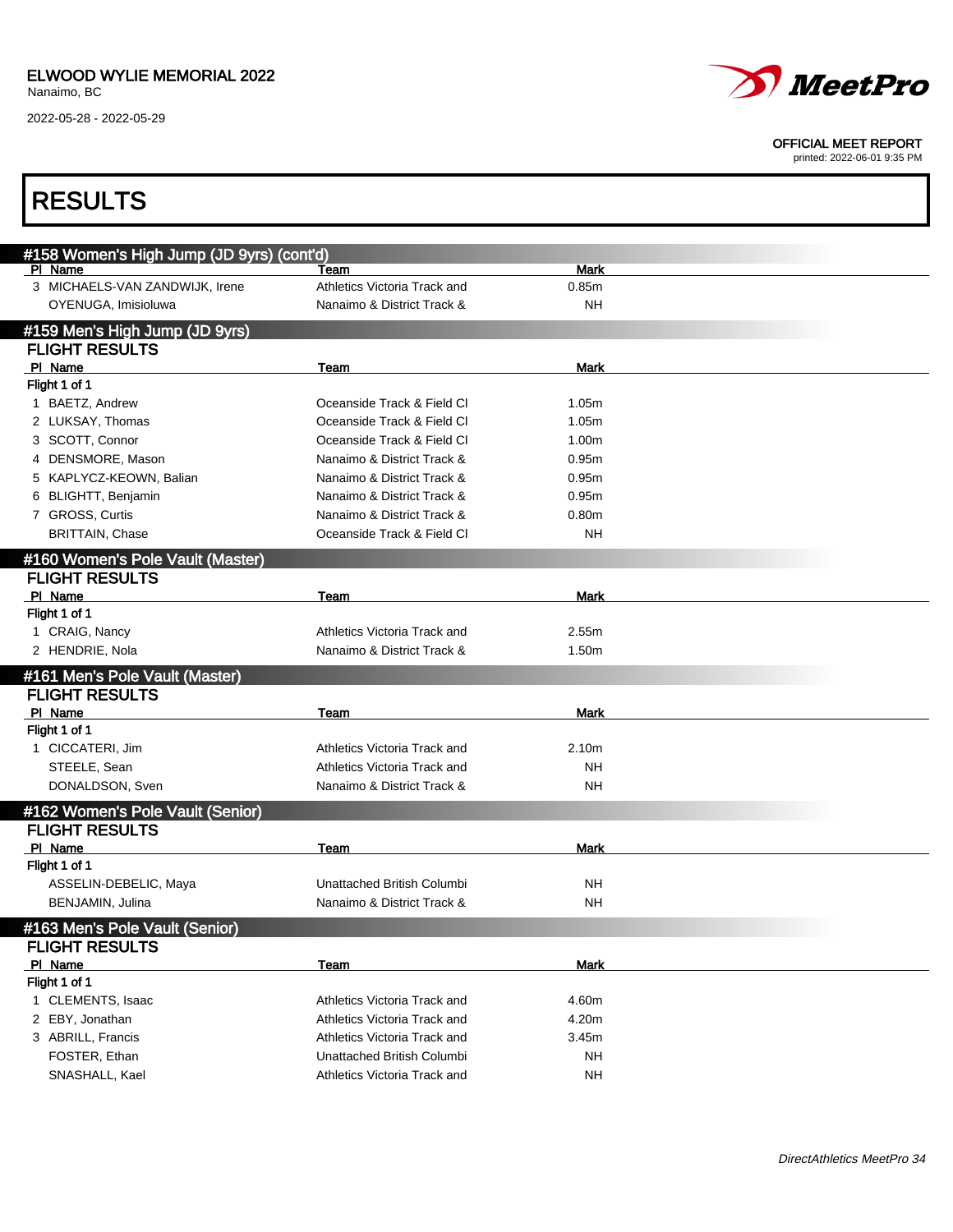## RESULTS

### #158 Women's High Jump (JD 9yrs) (cont'd)

| Pl | Name | Team | Mark |
|---|---|---|---|
| 3 | MICHAELS-VAN ZANDWIJK, Irene | Athletics Victoria Track and | 0.85m |
| | OYENUGA, Imisioluwa | Nanaimo & District Track & | NH |

### #159 Men's High Jump (JD 9yrs)

**FLIGHT RESULTS**

Flight 1 of 1

| Pl | Name | Team | Mark |
|---|---|---|---|
| 1 | BAETZ, Andrew | Oceanside Track & Field Cl | 1.05m |
| 2 | LUKSAY, Thomas | Oceanside Track & Field Cl | 1.05m |
| 3 | SCOTT, Connor | Oceanside Track & Field Cl | 1.00m |
| 4 | DENSMORE, Mason | Nanaimo & District Track & | 0.95m |
| 5 | KAPLYCZ-KEOWN, Balian | Nanaimo & District Track & | 0.95m |
| 6 | BLIGHTT, Benjamin | Nanaimo & District Track & | 0.95m |
| 7 | GROSS, Curtis | Nanaimo & District Track & | 0.80m |
| | BRITTAIN, Chase | Oceanside Track & Field Cl | NH |

### #160 Women's Pole Vault (Master)

**FLIGHT RESULTS**

Flight 1 of 1

| Pl | Name | Team | Mark |
|---|---|---|---|
| 1 | CRAIG, Nancy | Athletics Victoria Track and | 2.55m |
| 2 | HENDRIE, Nola | Nanaimo & District Track & | 1.50m |

### #161 Men's Pole Vault (Master)

**FLIGHT RESULTS**

Flight 1 of 1

| Pl | Name | Team | Mark |
|---|---|---|---|
| 1 | CICCATERI, Jim | Athletics Victoria Track and | 2.10m |
| | STEELE, Sean | Athletics Victoria Track and | NH |
| | DONALDSON, Sven | Nanaimo & District Track & | NH |

### #162 Women's Pole Vault (Senior)

**FLIGHT RESULTS**

Flight 1 of 1

| Pl | Name | Team | Mark |
|---|---|---|---|
| | ASSELIN-DEBELIC, Maya | Unattached British Columbi | NH |
| | BENJAMIN, Julina | Nanaimo & District Track & | NH |

### #163 Men's Pole Vault (Senior)

**FLIGHT RESULTS**

Flight 1 of 1

| Pl | Name | Team | Mark |
|---|---|---|---|
| 1 | CLEMENTS, Isaac | Athletics Victoria Track and | 4.60m |
| 2 | EBY, Jonathan | Athletics Victoria Track and | 4.20m |
| 3 | ABRILL, Francis | Athletics Victoria Track and | 3.45m |
| | FOSTER, Ethan | Unattached British Columbi | NH |
| | SNASHALL, Kael | Athletics Victoria Track and | NH |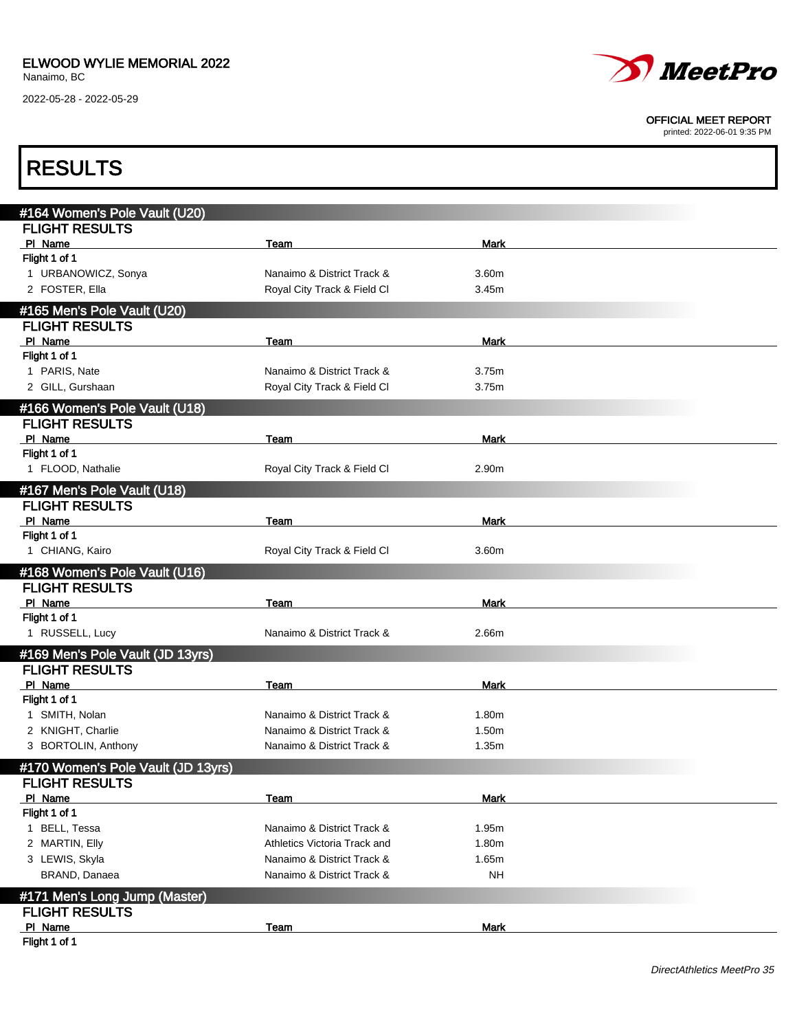ELWOOD WYLIE MEMORIAL 2022
Nanaimo, BC
2022-05-28 - 2022-05-29

OFFICIAL MEET REPORT
printed: 2022-06-01 9:35 PM

# RESULTS

## #164 Women's Pole Vault (U20)

### FLIGHT RESULTS

| Pl | Name | Team | Mark |
|---|---|---|---|
| Flight 1 of 1 | | | |
| 1 | URBANOWICZ, Sonya | Nanaimo & District Track & | 3.60m |
| 2 | FOSTER, Ella | Royal City Track & Field Cl | 3.45m |

## #165 Men's Pole Vault (U20)

### FLIGHT RESULTS

| Pl | Name | Team | Mark |
|---|---|---|---|
| Flight 1 of 1 | | | |
| 1 | PARIS, Nate | Nanaimo & District Track & | 3.75m |
| 2 | GILL, Gurshaan | Royal City Track & Field Cl | 3.75m |

## #166 Women's Pole Vault (U18)

### FLIGHT RESULTS

| Pl | Name | Team | Mark |
|---|---|---|---|
| Flight 1 of 1 | | | |
| 1 | FLOOD, Nathalie | Royal City Track & Field Cl | 2.90m |

## #167 Men's Pole Vault (U18)

### FLIGHT RESULTS

| Pl | Name | Team | Mark |
|---|---|---|---|
| Flight 1 of 1 | | | |
| 1 | CHIANG, Kairo | Royal City Track & Field Cl | 3.60m |

## #168 Women's Pole Vault (U16)

### FLIGHT RESULTS

| Pl | Name | Team | Mark |
|---|---|---|---|
| Flight 1 of 1 | | | |
| 1 | RUSSELL, Lucy | Nanaimo & District Track & | 2.66m |

## #169 Men's Pole Vault (JD 13yrs)

### FLIGHT RESULTS

| Pl | Name | Team | Mark |
|---|---|---|---|
| Flight 1 of 1 | | | |
| 1 | SMITH, Nolan | Nanaimo & District Track & | 1.80m |
| 2 | KNIGHT, Charlie | Nanaimo & District Track & | 1.50m |
| 3 | BORTOLIN, Anthony | Nanaimo & District Track & | 1.35m |

## #170 Women's Pole Vault (JD 13yrs)

### FLIGHT RESULTS

| Pl | Name | Team | Mark |
|---|---|---|---|
| Flight 1 of 1 | | | |
| 1 | BELL, Tessa | Nanaimo & District Track & | 1.95m |
| 2 | MARTIN, Elly | Athletics Victoria Track and | 1.80m |
| 3 | LEWIS, Skyla | Nanaimo & District Track & | 1.65m |
| | BRAND, Danaea | Nanaimo & District Track & | NH |

## #171 Men's Long Jump (Master)

### FLIGHT RESULTS

| Pl | Name | Team | Mark |
|---|---|---|---|
| Flight 1 of 1 | | | |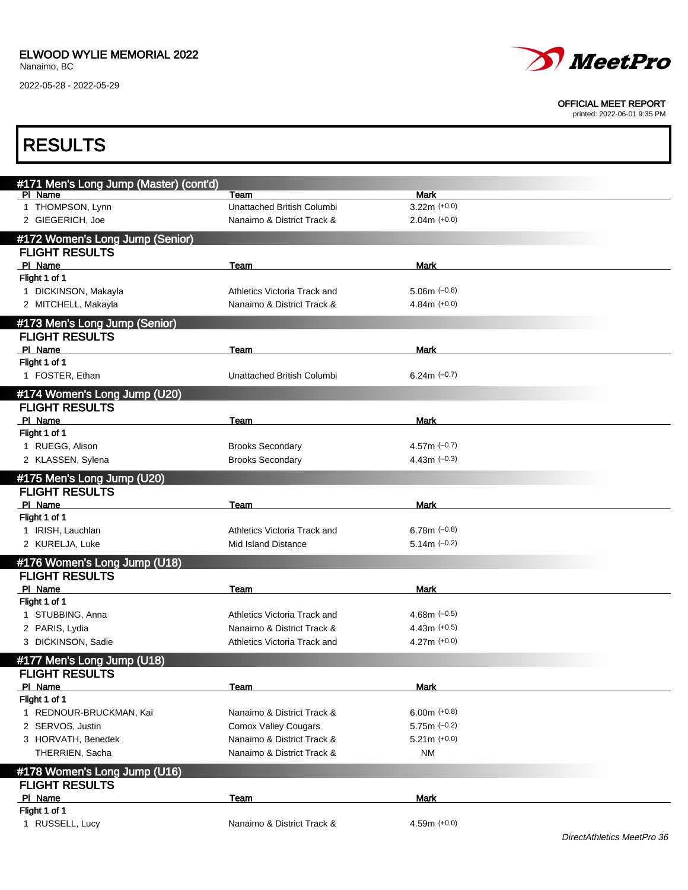## RESULTS

### #171 Men's Long Jump (Master) (cont'd)

| Pl | Name | Team | Mark |
|---|---|---|---|
| 1 | THOMPSON, Lynn | Unattached British Columbi | 3.22m (+0.0) |
| 2 | GIEGERICH, Joe | Nanaimo & District Track & | 2.04m (+0.0) |

### #172 Women's Long Jump (Senior)

**FLIGHT RESULTS**

| Pl | Name | Team | Mark |
|---|---|---|---|
| Flight 1 of 1 | | | |
| 1 | DICKINSON, Makayla | Athletics Victoria Track and | 5.06m (−0.8) |
| 2 | MITCHELL, Makayla | Nanaimo & District Track & | 4.84m (+0.0) |

### #173 Men's Long Jump (Senior)

**FLIGHT RESULTS**

| Pl | Name | Team | Mark |
|---|---|---|---|
| Flight 1 of 1 | | | |
| 1 | FOSTER, Ethan | Unattached British Columbi | 6.24m (−0.7) |

### #174 Women's Long Jump (U20)

**FLIGHT RESULTS**

| Pl | Name | Team | Mark |
|---|---|---|---|
| Flight 1 of 1 | | | |
| 1 | RUEGG, Alison | Brooks Secondary | 4.57m (−0.7) |
| 2 | KLASSEN, Sylena | Brooks Secondary | 4.43m (−0.3) |

### #175 Men's Long Jump (U20)

**FLIGHT RESULTS**

| Pl | Name | Team | Mark |
|---|---|---|---|
| Flight 1 of 1 | | | |
| 1 | IRISH, Lauchlan | Athletics Victoria Track and | 6.78m (−0.8) |
| 2 | KURELJA, Luke | Mid Island Distance | 5.14m (−0.2) |

### #176 Women's Long Jump (U18)

**FLIGHT RESULTS**

| Pl | Name | Team | Mark |
|---|---|---|---|
| Flight 1 of 1 | | | |
| 1 | STUBBING, Anna | Athletics Victoria Track and | 4.68m (−0.5) |
| 2 | PARIS, Lydia | Nanaimo & District Track & | 4.43m (+0.5) |
| 3 | DICKINSON, Sadie | Athletics Victoria Track and | 4.27m (+0.0) |

### #177 Men's Long Jump (U18)

**FLIGHT RESULTS**

| Pl | Name | Team | Mark |
|---|---|---|---|
| Flight 1 of 1 | | | |
| 1 | REDNOUR-BRUCKMAN, Kai | Nanaimo & District Track & | 6.00m (+0.8) |
| 2 | SERVOS, Justin | Comox Valley Cougars | 5.75m (−0.2) |
| 3 | HORVATH, Benedek | Nanaimo & District Track & | 5.21m (+0.0) |
| | THERRIEN, Sacha | Nanaimo & District Track & | NM |

### #178 Women's Long Jump (U16)

**FLIGHT RESULTS**

| Pl | Name | Team | Mark |
|---|---|---|---|
| Flight 1 of 1 | | | |
| 1 | RUSSELL, Lucy | Nanaimo & District Track & | 4.59m (+0.0) |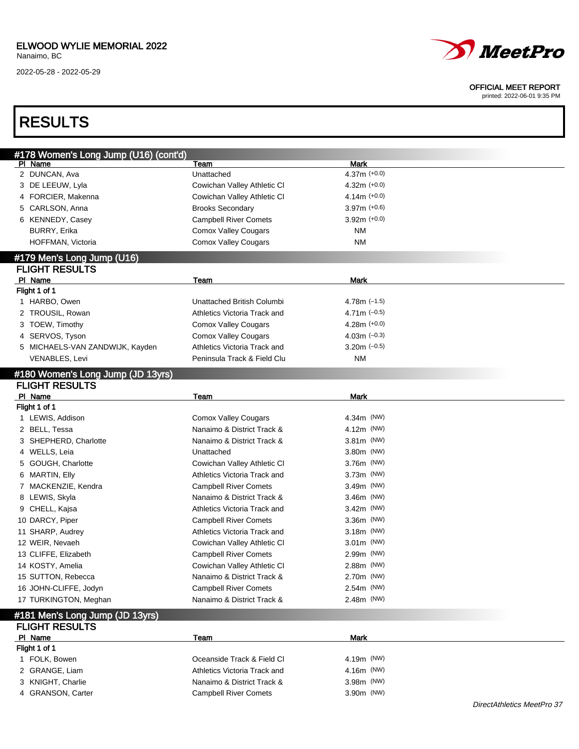ELWOOD WYLIE MEMORIAL 2022
Nanaimo, BC
2022-05-28 - 2022-05-29

OFFICIAL MEET REPORT
printed: 2022-06-01 9:35 PM

# RESULTS

## #178 Women's Long Jump (U16) (cont'd)

| Pl | Name | Team | Mark |
|---|---|---|---|
| 2 | DUNCAN, Ava | Unattached | 4.37m (+0.0) |
| 3 | DE LEEUW, Lyla | Cowichan Valley Athletic Cl | 4.32m (+0.0) |
| 4 | FORCIER, Makenna | Cowichan Valley Athletic Cl | 4.14m (+0.0) |
| 5 | CARLSON, Anna | Brooks Secondary | 3.97m (+0.6) |
| 6 | KENNEDY, Casey | Campbell River Comets | 3.92m (+0.0) |
| | BURRY, Erika | Comox Valley Cougars | NM |
| | HOFFMAN, Victoria | Comox Valley Cougars | NM |

## #179 Men's Long Jump (U16)

### FLIGHT RESULTS

Flight 1 of 1

| Pl | Name | Team | Mark |
|---|---|---|---|
| 1 | HARBO, Owen | Unattached British Columbi | 4.78m (–1.5) |
| 2 | TROUSIL, Rowan | Athletics Victoria Track and | 4.71m (–0.5) |
| 3 | TOEW, Timothy | Comox Valley Cougars | 4.28m (+0.0) |
| 4 | SERVOS, Tyson | Comox Valley Cougars | 4.03m (–0.3) |
| 5 | MICHAELS-VAN ZANDWIJK, Kayden | Athletics Victoria Track and | 3.20m (–0.5) |
| | VENABLES, Levi | Peninsula Track & Field Clu | NM |

## #180 Women's Long Jump (JD 13yrs)

### FLIGHT RESULTS

Flight 1 of 1

| Pl | Name | Team | Mark |
|---|---|---|---|
| 1 | LEWIS, Addison | Comox Valley Cougars | 4.34m (NW) |
| 2 | BELL, Tessa | Nanaimo & District Track & | 4.12m (NW) |
| 3 | SHEPHERD, Charlotte | Nanaimo & District Track & | 3.81m (NW) |
| 4 | WELLS, Leia | Unattached | 3.80m (NW) |
| 5 | GOUGH, Charlotte | Cowichan Valley Athletic Cl | 3.76m (NW) |
| 6 | MARTIN, Elly | Athletics Victoria Track and | 3.73m (NW) |
| 7 | MACKENZIE, Kendra | Campbell River Comets | 3.49m (NW) |
| 8 | LEWIS, Skyla | Nanaimo & District Track & | 3.46m (NW) |
| 9 | CHELL, Kajsa | Athletics Victoria Track and | 3.42m (NW) |
| 10 | DARCY, Piper | Campbell River Comets | 3.36m (NW) |
| 11 | SHARP, Audrey | Athletics Victoria Track and | 3.18m (NW) |
| 12 | WEIR, Nevaeh | Cowichan Valley Athletic Cl | 3.01m (NW) |
| 13 | CLIFFE, Elizabeth | Campbell River Comets | 2.99m (NW) |
| 14 | KOSTY, Amelia | Cowichan Valley Athletic Cl | 2.88m (NW) |
| 15 | SUTTON, Rebecca | Nanaimo & District Track & | 2.70m (NW) |
| 16 | JOHN-CLIFFE, Jodyn | Campbell River Comets | 2.54m (NW) |
| 17 | TURKINGTON, Meghan | Nanaimo & District Track & | 2.48m (NW) |

## #181 Men's Long Jump (JD 13yrs)

### FLIGHT RESULTS

Flight 1 of 1

| Pl | Name | Team | Mark |
|---|---|---|---|
| 1 | FOLK, Bowen | Oceanside Track & Field Cl | 4.19m (NW) |
| 2 | GRANGE, Liam | Athletics Victoria Track and | 4.16m (NW) |
| 3 | KNIGHT, Charlie | Nanaimo & District Track & | 3.98m (NW) |
| 4 | GRANSON, Carter | Campbell River Comets | 3.90m (NW) |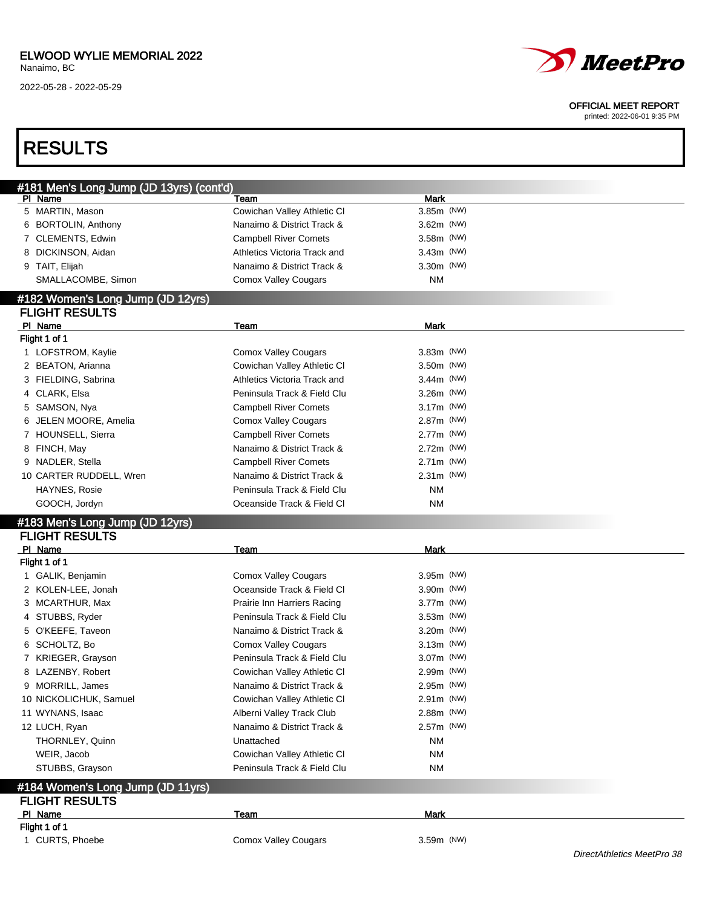## RESULTS

### #181 Men's Long Jump (JD 13yrs) (cont'd)

| Pl | Name | Team | Mark |
|---|---|---|---|
| 5 | MARTIN, Mason | Cowichan Valley Athletic Cl | 3.85m (NW) |
| 6 | BORTOLIN, Anthony | Nanaimo & District Track & | 3.62m (NW) |
| 7 | CLEMENTS, Edwin | Campbell River Comets | 3.58m (NW) |
| 8 | DICKINSON, Aidan | Athletics Victoria Track and | 3.43m (NW) |
| 9 | TAIT, Elijah | Nanaimo & District Track & | 3.30m (NW) |
| | SMALLACOMBE, Simon | Comox Valley Cougars | NM |

### #182 Women's Long Jump (JD 12yrs)

**FLIGHT RESULTS**

| Pl | Name | Team | Mark |
|---|---|---|---|
| **Flight 1 of 1** | | | |
| 1 | LOFSTROM, Kaylie | Comox Valley Cougars | 3.83m (NW) |
| 2 | BEATON, Arianna | Cowichan Valley Athletic Cl | 3.50m (NW) |
| 3 | FIELDING, Sabrina | Athletics Victoria Track and | 3.44m (NW) |
| 4 | CLARK, Elsa | Peninsula Track & Field Clu | 3.26m (NW) |
| 5 | SAMSON, Nya | Campbell River Comets | 3.17m (NW) |
| 6 | JELEN MOORE, Amelia | Comox Valley Cougars | 2.87m (NW) |
| 7 | HOUNSELL, Sierra | Campbell River Comets | 2.77m (NW) |
| 8 | FINCH, May | Nanaimo & District Track & | 2.72m (NW) |
| 9 | NADLER, Stella | Campbell River Comets | 2.71m (NW) |
| 10 | CARTER RUDDELL, Wren | Nanaimo & District Track & | 2.31m (NW) |
| | HAYNES, Rosie | Peninsula Track & Field Clu | NM |
| | GOOCH, Jordyn | Oceanside Track & Field Cl | NM |

### #183 Men's Long Jump (JD 12yrs)

**FLIGHT RESULTS**

| Pl | Name | Team | Mark |
|---|---|---|---|
| **Flight 1 of 1** | | | |
| 1 | GALIK, Benjamin | Comox Valley Cougars | 3.95m (NW) |
| 2 | KOLEN-LEE, Jonah | Oceanside Track & Field Cl | 3.90m (NW) |
| 3 | MCARTHUR, Max | Prairie Inn Harriers Racing | 3.77m (NW) |
| 4 | STUBBS, Ryder | Peninsula Track & Field Clu | 3.53m (NW) |
| 5 | O'KEEFE, Taveon | Nanaimo & District Track & | 3.20m (NW) |
| 6 | SCHOLTZ, Bo | Comox Valley Cougars | 3.13m (NW) |
| 7 | KRIEGER, Grayson | Peninsula Track & Field Clu | 3.07m (NW) |
| 8 | LAZENBY, Robert | Cowichan Valley Athletic Cl | 2.99m (NW) |
| 9 | MORRILL, James | Nanaimo & District Track & | 2.95m (NW) |
| 10 | NICKOLICHUK, Samuel | Cowichan Valley Athletic Cl | 2.91m (NW) |
| 11 | WYNANS, Isaac | Alberni Valley Track Club | 2.88m (NW) |
| 12 | LUCH, Ryan | Nanaimo & District Track & | 2.57m (NW) |
| | THORNLEY, Quinn | Unattached | NM |
| | WEIR, Jacob | Cowichan Valley Athletic Cl | NM |
| | STUBBS, Grayson | Peninsula Track & Field Clu | NM |

### #184 Women's Long Jump (JD 11yrs)

**FLIGHT RESULTS**

| Pl | Name | Team | Mark |
|---|---|---|---|
| **Flight 1 of 1** | | | |
| 1 | CURTS, Phoebe | Comox Valley Cougars | 3.59m (NW) |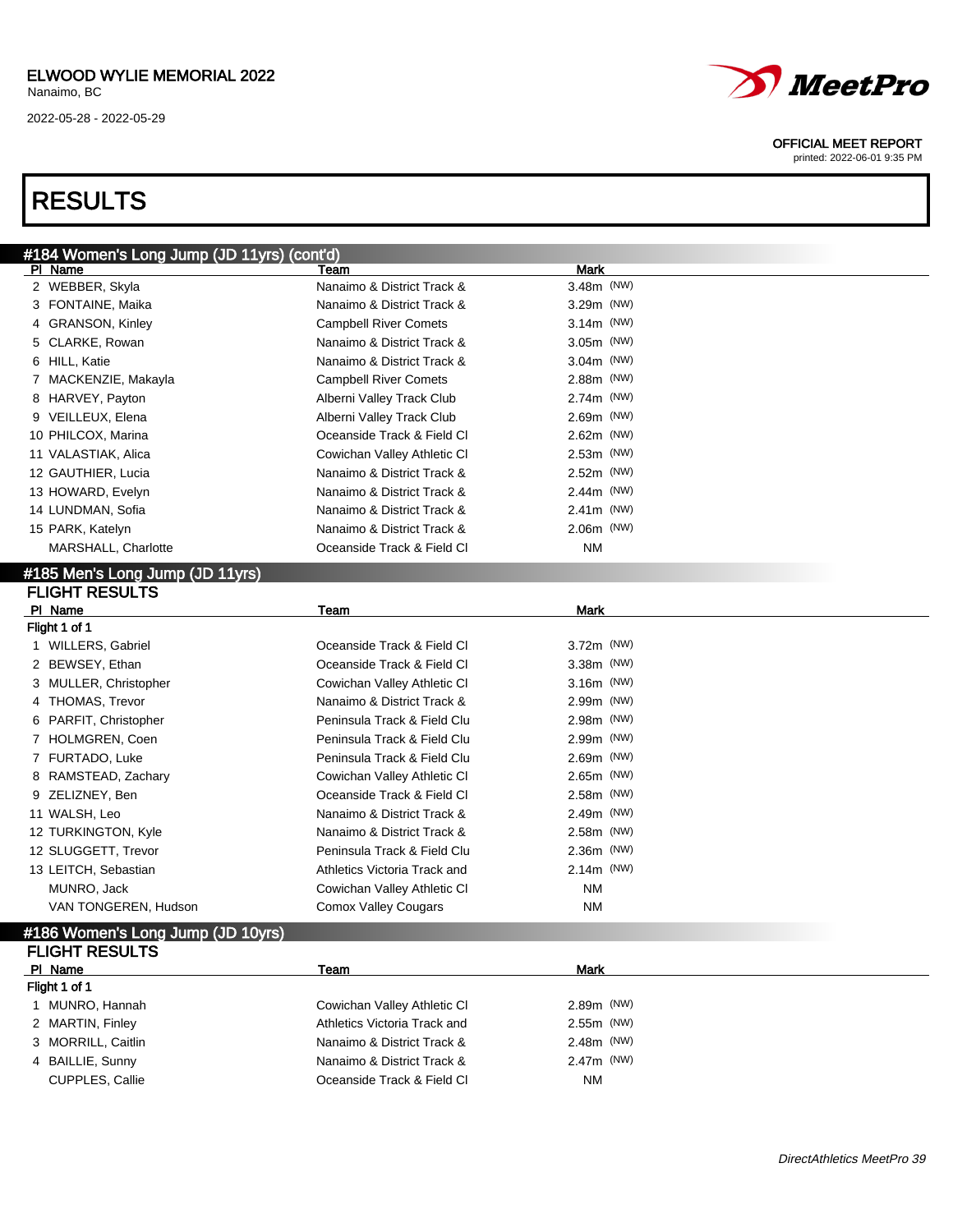ELWOOD WYLIE MEMORIAL 2022
Nanaimo, BC
2022-05-28 - 2022-05-29

OFFICIAL MEET REPORT
printed: 2022-06-01 9:35 PM

# RESULTS

## #184 Women's Long Jump (JD 11yrs) (cont'd)

| Pl | Name | Team | Mark |
|---|---|---|---|
| 2 | WEBBER, Skyla | Nanaimo & District Track & | 3.48m (NW) |
| 3 | FONTAINE, Maika | Nanaimo & District Track & | 3.29m (NW) |
| 4 | GRANSON, Kinley | Campbell River Comets | 3.14m (NW) |
| 5 | CLARKE, Rowan | Nanaimo & District Track & | 3.05m (NW) |
| 6 | HILL, Katie | Nanaimo & District Track & | 3.04m (NW) |
| 7 | MACKENZIE, Makayla | Campbell River Comets | 2.88m (NW) |
| 8 | HARVEY, Payton | Alberni Valley Track Club | 2.74m (NW) |
| 9 | VEILLEUX, Elena | Alberni Valley Track Club | 2.69m (NW) |
| 10 | PHILCOX, Marina | Oceanside Track & Field Cl | 2.62m (NW) |
| 11 | VALASTIAK, Alica | Cowichan Valley Athletic Cl | 2.53m (NW) |
| 12 | GAUTHIER, Lucia | Nanaimo & District Track & | 2.52m (NW) |
| 13 | HOWARD, Evelyn | Nanaimo & District Track & | 2.44m (NW) |
| 14 | LUNDMAN, Sofia | Nanaimo & District Track & | 2.41m (NW) |
| 15 | PARK, Katelyn | Nanaimo & District Track & | 2.06m (NW) |
| | MARSHALL, Charlotte | Oceanside Track & Field Cl | NM |

## #185 Men's Long Jump (JD 11yrs)

### FLIGHT RESULTS

| Pl | Name | Team | Mark |
|---|---|---|---|
| **Flight 1 of 1** | | | |
| 1 | WILLERS, Gabriel | Oceanside Track & Field Cl | 3.72m (NW) |
| 2 | BEWSEY, Ethan | Oceanside Track & Field Cl | 3.38m (NW) |
| 3 | MULLER, Christopher | Cowichan Valley Athletic Cl | 3.16m (NW) |
| 4 | THOMAS, Trevor | Nanaimo & District Track & | 2.99m (NW) |
| 6 | PARFIT, Christopher | Peninsula Track & Field Clu | 2.98m (NW) |
| 7 | HOLMGREN, Coen | Peninsula Track & Field Clu | 2.99m (NW) |
| 7 | FURTADO, Luke | Peninsula Track & Field Clu | 2.69m (NW) |
| 8 | RAMSTEAD, Zachary | Cowichan Valley Athletic Cl | 2.65m (NW) |
| 9 | ZELIZNEY, Ben | Oceanside Track & Field Cl | 2.58m (NW) |
| 11 | WALSH, Leo | Nanaimo & District Track & | 2.49m (NW) |
| 12 | TURKINGTON, Kyle | Nanaimo & District Track & | 2.58m (NW) |
| 12 | SLUGGETT, Trevor | Peninsula Track & Field Clu | 2.36m (NW) |
| 13 | LEITCH, Sebastian | Athletics Victoria Track and | 2.14m (NW) |
| | MUNRO, Jack | Cowichan Valley Athletic Cl | NM |
| | VAN TONGEREN, Hudson | Comox Valley Cougars | NM |

## #186 Women's Long Jump (JD 10yrs)

### FLIGHT RESULTS

| Pl | Name | Team | Mark |
|---|---|---|---|
| **Flight 1 of 1** | | | |
| 1 | MUNRO, Hannah | Cowichan Valley Athletic Cl | 2.89m (NW) |
| 2 | MARTIN, Finley | Athletics Victoria Track and | 2.55m (NW) |
| 3 | MORRILL, Caitlin | Nanaimo & District Track & | 2.48m (NW) |
| 4 | BAILLIE, Sunny | Nanaimo & District Track & | 2.47m (NW) |
| | CUPPLES, Callie | Oceanside Track & Field Cl | NM |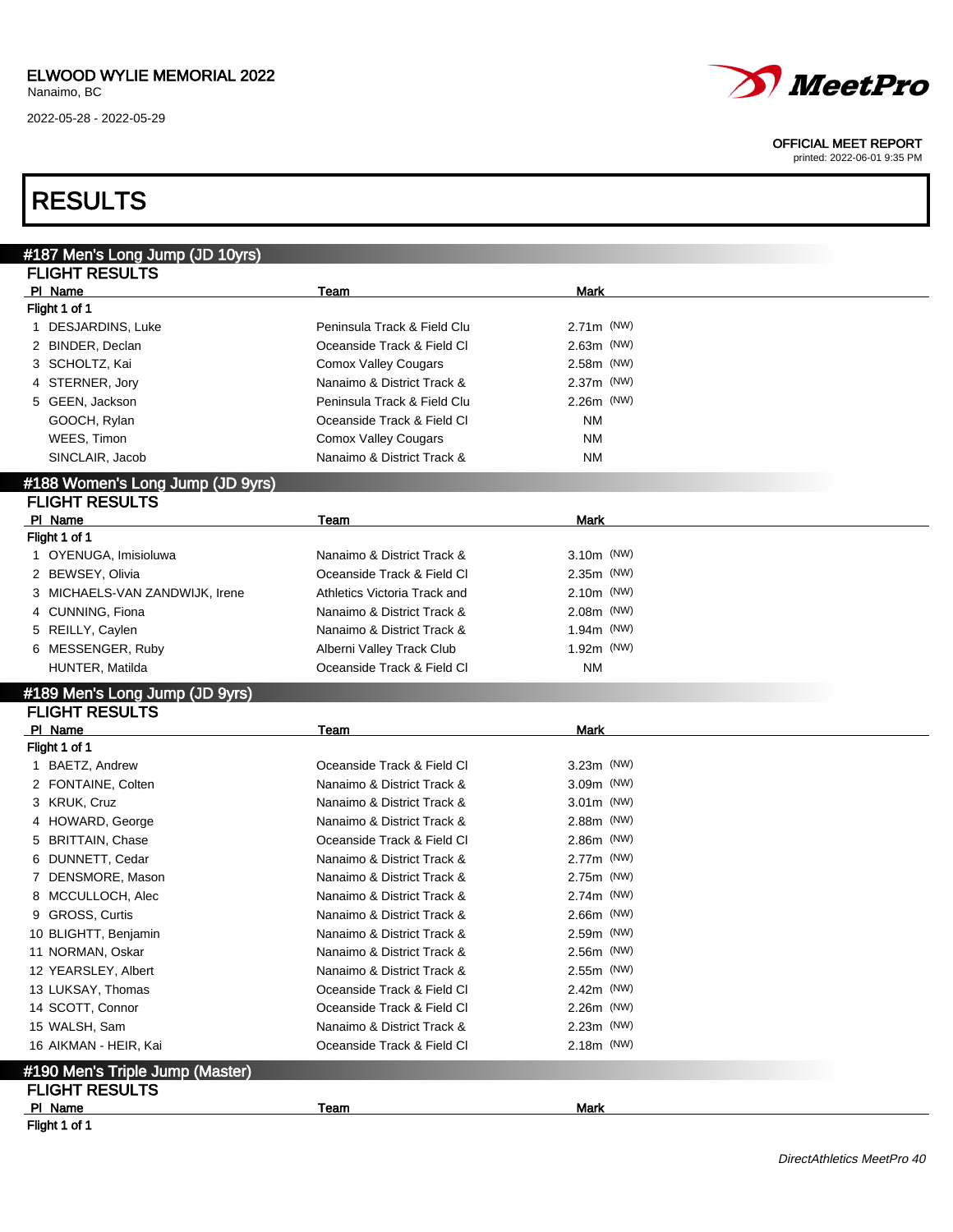# ELWOOD WYLIE MEMORIAL 2022

Nanaimo, BC

2022-05-28 - 2022-05-29

OFFICIAL MEET REPORT
printed: 2022-06-01 9:35 PM

# RESULTS

## #187 Men's Long Jump (JD 10yrs)

### FLIGHT RESULTS

| Pl | Name | Team | Mark |
|---|---|---|---|
| Flight 1 of 1 | | | |
| 1 | DESJARDINS, Luke | Peninsula Track & Field Clu | 2.71m (NW) |
| 2 | BINDER, Declan | Oceanside Track & Field Cl | 2.63m (NW) |
| 3 | SCHOLTZ, Kai | Comox Valley Cougars | 2.58m (NW) |
| 4 | STERNER, Jory | Nanaimo & District Track & | 2.37m (NW) |
| 5 | GEEN, Jackson | Peninsula Track & Field Clu | 2.26m (NW) |
| | GOOCH, Rylan | Oceanside Track & Field Cl | NM |
| | WEES, Timon | Comox Valley Cougars | NM |
| | SINCLAIR, Jacob | Nanaimo & District Track & | NM |

## #188 Women's Long Jump (JD 9yrs)

### FLIGHT RESULTS

| Pl | Name | Team | Mark |
|---|---|---|---|
| Flight 1 of 1 | | | |
| 1 | OYENUGA, Imisioluwa | Nanaimo & District Track & | 3.10m (NW) |
| 2 | BEWSEY, Olivia | Oceanside Track & Field Cl | 2.35m (NW) |
| 3 | MICHAELS-VAN ZANDWIJK, Irene | Athletics Victoria Track and | 2.10m (NW) |
| 4 | CUNNING, Fiona | Nanaimo & District Track & | 2.08m (NW) |
| 5 | REILLY, Caylen | Nanaimo & District Track & | 1.94m (NW) |
| 6 | MESSENGER, Ruby | Alberni Valley Track Club | 1.92m (NW) |
| | HUNTER, Matilda | Oceanside Track & Field Cl | NM |

## #189 Men's Long Jump (JD 9yrs)

### FLIGHT RESULTS

| Pl | Name | Team | Mark |
|---|---|---|---|
| Flight 1 of 1 | | | |
| 1 | BAETZ, Andrew | Oceanside Track & Field Cl | 3.23m (NW) |
| 2 | FONTAINE, Colten | Nanaimo & District Track & | 3.09m (NW) |
| 3 | KRUK, Cruz | Nanaimo & District Track & | 3.01m (NW) |
| 4 | HOWARD, George | Nanaimo & District Track & | 2.88m (NW) |
| 5 | BRITTAIN, Chase | Oceanside Track & Field Cl | 2.86m (NW) |
| 6 | DUNNETT, Cedar | Nanaimo & District Track & | 2.77m (NW) |
| 7 | DENSMORE, Mason | Nanaimo & District Track & | 2.75m (NW) |
| 8 | MCCULLOCH, Alec | Nanaimo & District Track & | 2.74m (NW) |
| 9 | GROSS, Curtis | Nanaimo & District Track & | 2.66m (NW) |
| 10 | BLIGHTT, Benjamin | Nanaimo & District Track & | 2.59m (NW) |
| 11 | NORMAN, Oskar | Nanaimo & District Track & | 2.56m (NW) |
| 12 | YEARSLEY, Albert | Nanaimo & District Track & | 2.55m (NW) |
| 13 | LUKSAY, Thomas | Oceanside Track & Field Cl | 2.42m (NW) |
| 14 | SCOTT, Connor | Oceanside Track & Field Cl | 2.26m (NW) |
| 15 | WALSH, Sam | Nanaimo & District Track & | 2.23m (NW) |
| 16 | AIKMAN - HEIR, Kai | Oceanside Track & Field Cl | 2.18m (NW) |

## #190 Men's Triple Jump (Master)

### FLIGHT RESULTS

| Pl | Name | Team | Mark |
|---|---|---|---|
| Flight 1 of 1 | | | |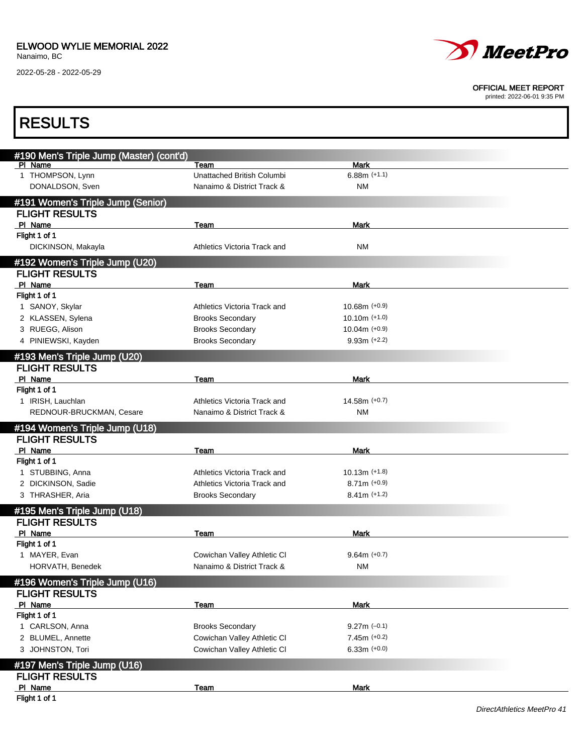# RESULTS

## #190 Men's Triple Jump (Master) (cont'd)

| Pl | Name | Team | Mark |
|---|---|---|---|
| 1 | THOMPSON, Lynn | Unattached British Columbi | 6.88m (+1.1) |
| | DONALDSON, Sven | Nanaimo & District Track & | NM |

## #191 Women's Triple Jump (Senior)

### FLIGHT RESULTS

| Pl | Name | Team | Mark |
|---|---|---|---|
| **Flight 1 of 1** | | | |
| | DICKINSON, Makayla | Athletics Victoria Track and | NM |

## #192 Women's Triple Jump (U20)

### FLIGHT RESULTS

| Pl | Name | Team | Mark |
|---|---|---|---|
| **Flight 1 of 1** | | | |
| 1 | SANOY, Skylar | Athletics Victoria Track and | 10.68m (+0.9) |
| 2 | KLASSEN, Sylena | Brooks Secondary | 10.10m (+1.0) |
| 3 | RUEGG, Alison | Brooks Secondary | 10.04m (+0.9) |
| 4 | PINIEWSKI, Kayden | Brooks Secondary | 9.93m (+2.2) |

## #193 Men's Triple Jump (U20)

### FLIGHT RESULTS

| Pl | Name | Team | Mark |
|---|---|---|---|
| **Flight 1 of 1** | | | |
| 1 | IRISH, Lauchlan | Athletics Victoria Track and | 14.58m (+0.7) |
| | REDNOUR-BRUCKMAN, Cesare | Nanaimo & District Track & | NM |

## #194 Women's Triple Jump (U18)

### FLIGHT RESULTS

| Pl | Name | Team | Mark |
|---|---|---|---|
| **Flight 1 of 1** | | | |
| 1 | STUBBING, Anna | Athletics Victoria Track and | 10.13m (+1.8) |
| 2 | DICKINSON, Sadie | Athletics Victoria Track and | 8.71m (+0.9) |
| 3 | THRASHER, Aria | Brooks Secondary | 8.41m (+1.2) |

## #195 Men's Triple Jump (U18)

### FLIGHT RESULTS

| Pl | Name | Team | Mark |
|---|---|---|---|
| **Flight 1 of 1** | | | |
| 1 | MAYER, Evan | Cowichan Valley Athletic Cl | 9.64m (+0.7) |
| | HORVATH, Benedek | Nanaimo & District Track & | NM |

## #196 Women's Triple Jump (U16)

### FLIGHT RESULTS

| Pl | Name | Team | Mark |
|---|---|---|---|
| **Flight 1 of 1** | | | |
| 1 | CARLSON, Anna | Brooks Secondary | 9.27m (–0.1) |
| 2 | BLUMEL, Annette | Cowichan Valley Athletic Cl | 7.45m (+0.2) |
| 3 | JOHNSTON, Tori | Cowichan Valley Athletic Cl | 6.33m (+0.0) |

## #197 Men's Triple Jump (U16)

### FLIGHT RESULTS

| Pl | Name | Team | Mark |
|---|---|---|---|
| **Flight 1 of 1** | | | |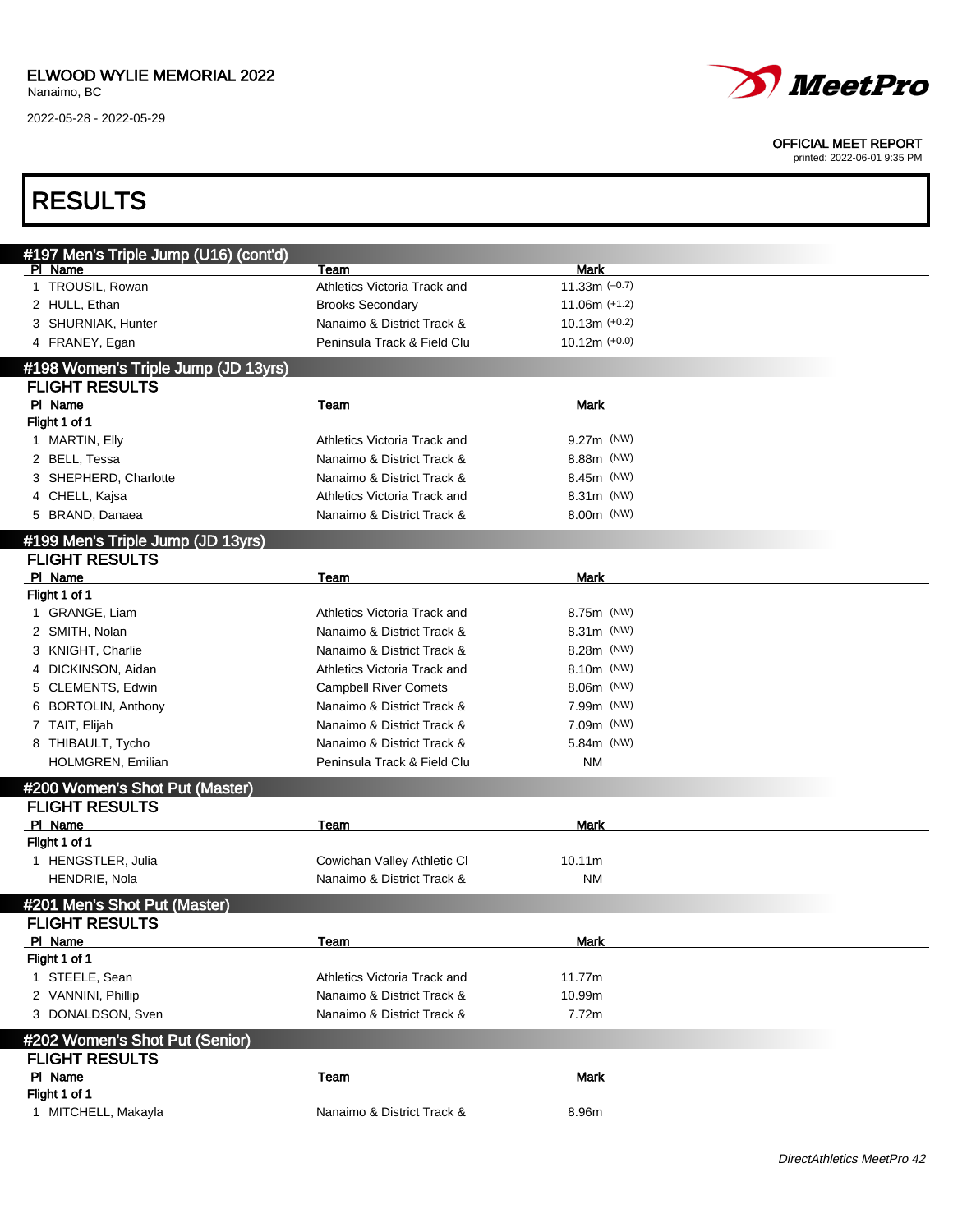# RESULTS

## #197 Men's Triple Jump (U16) (cont'd)

| Pl | Name | Team | Mark |
|---|---|---|---|
| 1 | TROUSIL, Rowan | Athletics Victoria Track and | 11.33m (−0.7) |
| 2 | HULL, Ethan | Brooks Secondary | 11.06m (+1.2) |
| 3 | SHURNIAK, Hunter | Nanaimo & District Track & | 10.13m (+0.2) |
| 4 | FRANEY, Egan | Peninsula Track & Field Clu | 10.12m (+0.0) |

## #198 Women's Triple Jump (JD 13yrs)

### FLIGHT RESULTS

Flight 1 of 1

| Pl | Name | Team | Mark |
|---|---|---|---|
| 1 | MARTIN, Elly | Athletics Victoria Track and | 9.27m (NW) |
| 2 | BELL, Tessa | Nanaimo & District Track & | 8.88m (NW) |
| 3 | SHEPHERD, Charlotte | Nanaimo & District Track & | 8.45m (NW) |
| 4 | CHELL, Kajsa | Athletics Victoria Track and | 8.31m (NW) |
| 5 | BRAND, Danaea | Nanaimo & District Track & | 8.00m (NW) |

## #199 Men's Triple Jump (JD 13yrs)

### FLIGHT RESULTS

Flight 1 of 1

| Pl | Name | Team | Mark |
|---|---|---|---|
| 1 | GRANGE, Liam | Athletics Victoria Track and | 8.75m (NW) |
| 2 | SMITH, Nolan | Nanaimo & District Track & | 8.31m (NW) |
| 3 | KNIGHT, Charlie | Nanaimo & District Track & | 8.28m (NW) |
| 4 | DICKINSON, Aidan | Athletics Victoria Track and | 8.10m (NW) |
| 5 | CLEMENTS, Edwin | Campbell River Comets | 8.06m (NW) |
| 6 | BORTOLIN, Anthony | Nanaimo & District Track & | 7.99m (NW) |
| 7 | TAIT, Elijah | Nanaimo & District Track & | 7.09m (NW) |
| 8 | THIBAULT, Tycho | Nanaimo & District Track & | 5.84m (NW) |
| | HOLMGREN, Emilian | Peninsula Track & Field Clu | NM |

## #200 Women's Shot Put (Master)

### FLIGHT RESULTS

Flight 1 of 1

| Pl | Name | Team | Mark |
|---|---|---|---|
| 1 | HENGSTLER, Julia | Cowichan Valley Athletic Cl | 10.11m |
| | HENDRIE, Nola | Nanaimo & District Track & | NM |

## #201 Men's Shot Put (Master)

### FLIGHT RESULTS

Flight 1 of 1

| Pl | Name | Team | Mark |
|---|---|---|---|
| 1 | STEELE, Sean | Athletics Victoria Track and | 11.77m |
| 2 | VANNINI, Phillip | Nanaimo & District Track & | 10.99m |
| 3 | DONALDSON, Sven | Nanaimo & District Track & | 7.72m |

## #202 Women's Shot Put (Senior)

### FLIGHT RESULTS

Flight 1 of 1

| Pl | Name | Team | Mark |
|---|---|---|---|
| 1 | MITCHELL, Makayla | Nanaimo & District Track & | 8.96m |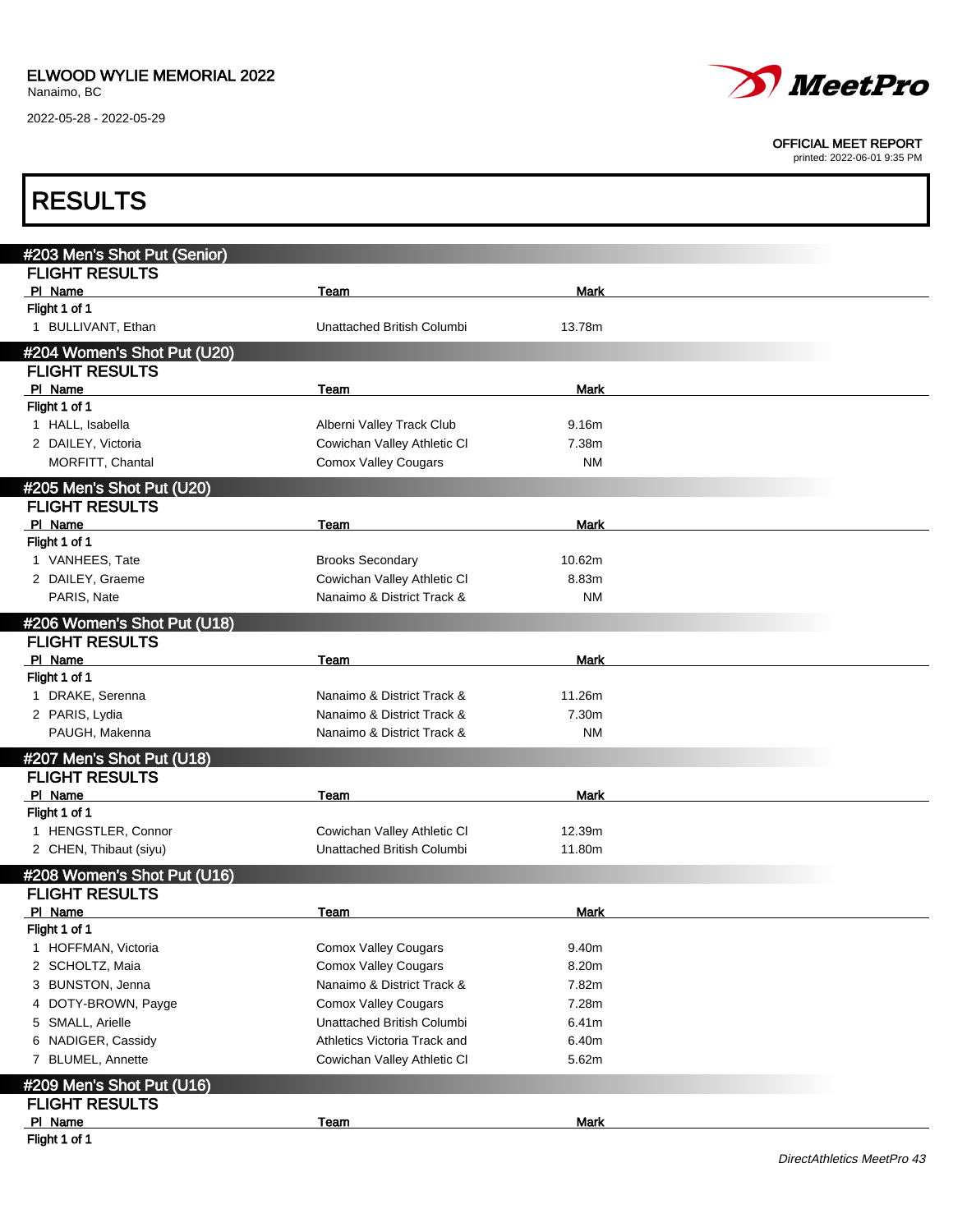ELWOOD WYLIE MEMORIAL 2022
Nanaimo, BC
2022-05-28 - 2022-05-29

OFFICIAL MEET REPORT
printed: 2022-06-01 9:35 PM

# RESULTS

## #203 Men's Shot Put (Senior)

### FLIGHT RESULTS

| Pl | Name | Team | Mark |
|---|---|---|---|
| Flight 1 of 1 | | | |
| 1 | BULLIVANT, Ethan | Unattached British Columbi | 13.78m |

## #204 Women's Shot Put (U20)

### FLIGHT RESULTS

| Pl | Name | Team | Mark |
|---|---|---|---|
| Flight 1 of 1 | | | |
| 1 | HALL, Isabella | Alberni Valley Track Club | 9.16m |
| 2 | DAILEY, Victoria | Cowichan Valley Athletic Cl | 7.38m |
| | MORFITT, Chantal | Comox Valley Cougars | NM |

## #205 Men's Shot Put (U20)

### FLIGHT RESULTS

| Pl | Name | Team | Mark |
|---|---|---|---|
| Flight 1 of 1 | | | |
| 1 | VANHEES, Tate | Brooks Secondary | 10.62m |
| 2 | DAILEY, Graeme | Cowichan Valley Athletic Cl | 8.83m |
| | PARIS, Nate | Nanaimo & District Track & | NM |

## #206 Women's Shot Put (U18)

### FLIGHT RESULTS

| Pl | Name | Team | Mark |
|---|---|---|---|
| Flight 1 of 1 | | | |
| 1 | DRAKE, Serenna | Nanaimo & District Track & | 11.26m |
| 2 | PARIS, Lydia | Nanaimo & District Track & | 7.30m |
| | PAUGH, Makenna | Nanaimo & District Track & | NM |

## #207 Men's Shot Put (U18)

### FLIGHT RESULTS

| Pl | Name | Team | Mark |
|---|---|---|---|
| Flight 1 of 1 | | | |
| 1 | HENGSTLER, Connor | Cowichan Valley Athletic Cl | 12.39m |
| 2 | CHEN, Thibaut (siyu) | Unattached British Columbi | 11.80m |

## #208 Women's Shot Put (U16)

### FLIGHT RESULTS

| Pl | Name | Team | Mark |
|---|---|---|---|
| Flight 1 of 1 | | | |
| 1 | HOFFMAN, Victoria | Comox Valley Cougars | 9.40m |
| 2 | SCHOLTZ, Maia | Comox Valley Cougars | 8.20m |
| 3 | BUNSTON, Jenna | Nanaimo & District Track & | 7.82m |
| 4 | DOTY-BROWN, Payge | Comox Valley Cougars | 7.28m |
| 5 | SMALL, Arielle | Unattached British Columbi | 6.41m |
| 6 | NADIGER, Cassidy | Athletics Victoria Track and | 6.40m |
| 7 | BLUMEL, Annette | Cowichan Valley Athletic Cl | 5.62m |

## #209 Men's Shot Put (U16)

### FLIGHT RESULTS

| Pl | Name | Team | Mark |
|---|---|---|---|
| Flight 1 of 1 | | | |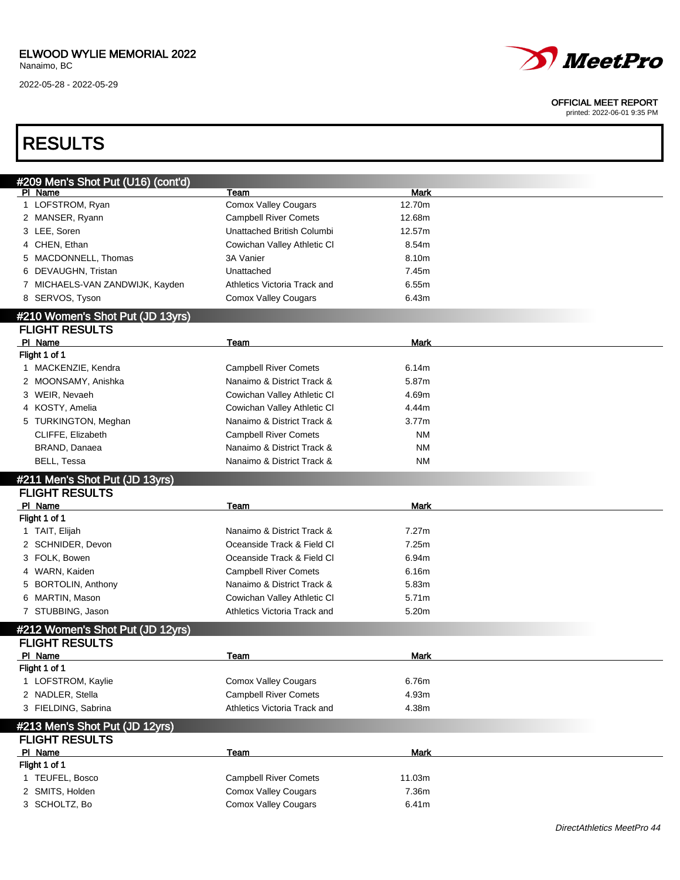# RESULTS

## #209 Men's Shot Put (U16) (cont'd)

| Pl | Name | Team | Mark |
|---|---|---|---|
| 1 | LOFSTROM, Ryan | Comox Valley Cougars | 12.70m |
| 2 | MANSER, Ryann | Campbell River Comets | 12.68m |
| 3 | LEE, Soren | Unattached British Columbi | 12.57m |
| 4 | CHEN, Ethan | Cowichan Valley Athletic Cl | 8.54m |
| 5 | MACDONNELL, Thomas | 3A Vanier | 8.10m |
| 6 | DEVAUGHN, Tristan | Unattached | 7.45m |
| 7 | MICHAELS-VAN ZANDWIJK, Kayden | Athletics Victoria Track and | 6.55m |
| 8 | SERVOS, Tyson | Comox Valley Cougars | 6.43m |

## #210 Women's Shot Put (JD 13yrs)

### FLIGHT RESULTS

Flight 1 of 1

| Pl | Name | Team | Mark |
|---|---|---|---|
| 1 | MACKENZIE, Kendra | Campbell River Comets | 6.14m |
| 2 | MOONSAMY, Anishka | Nanaimo & District Track & | 5.87m |
| 3 | WEIR, Nevaeh | Cowichan Valley Athletic Cl | 4.69m |
| 4 | KOSTY, Amelia | Cowichan Valley Athletic Cl | 4.44m |
| 5 | TURKINGTON, Meghan | Nanaimo & District Track & | 3.77m |
| | CLIFFE, Elizabeth | Campbell River Comets | NM |
| | BRAND, Danaea | Nanaimo & District Track & | NM |
| | BELL, Tessa | Nanaimo & District Track & | NM |

## #211 Men's Shot Put (JD 13yrs)

### FLIGHT RESULTS

Flight 1 of 1

| Pl | Name | Team | Mark |
|---|---|---|---|
| 1 | TAIT, Elijah | Nanaimo & District Track & | 7.27m |
| 2 | SCHNIDER, Devon | Oceanside Track & Field Cl | 7.25m |
| 3 | FOLK, Bowen | Oceanside Track & Field Cl | 6.94m |
| 4 | WARN, Kaiden | Campbell River Comets | 6.16m |
| 5 | BORTOLIN, Anthony | Nanaimo & District Track & | 5.83m |
| 6 | MARTIN, Mason | Cowichan Valley Athletic Cl | 5.71m |
| 7 | STUBBING, Jason | Athletics Victoria Track and | 5.20m |

## #212 Women's Shot Put (JD 12yrs)

### FLIGHT RESULTS

Flight 1 of 1

| Pl | Name | Team | Mark |
|---|---|---|---|
| 1 | LOFSTROM, Kaylie | Comox Valley Cougars | 6.76m |
| 2 | NADLER, Stella | Campbell River Comets | 4.93m |
| 3 | FIELDING, Sabrina | Athletics Victoria Track and | 4.38m |

## #213 Men's Shot Put (JD 12yrs)

### FLIGHT RESULTS

Flight 1 of 1

| Pl | Name | Team | Mark |
|---|---|---|---|
| 1 | TEUFEL, Bosco | Campbell River Comets | 11.03m |
| 2 | SMITS, Holden | Comox Valley Cougars | 7.36m |
| 3 | SCHOLTZ, Bo | Comox Valley Cougars | 6.41m |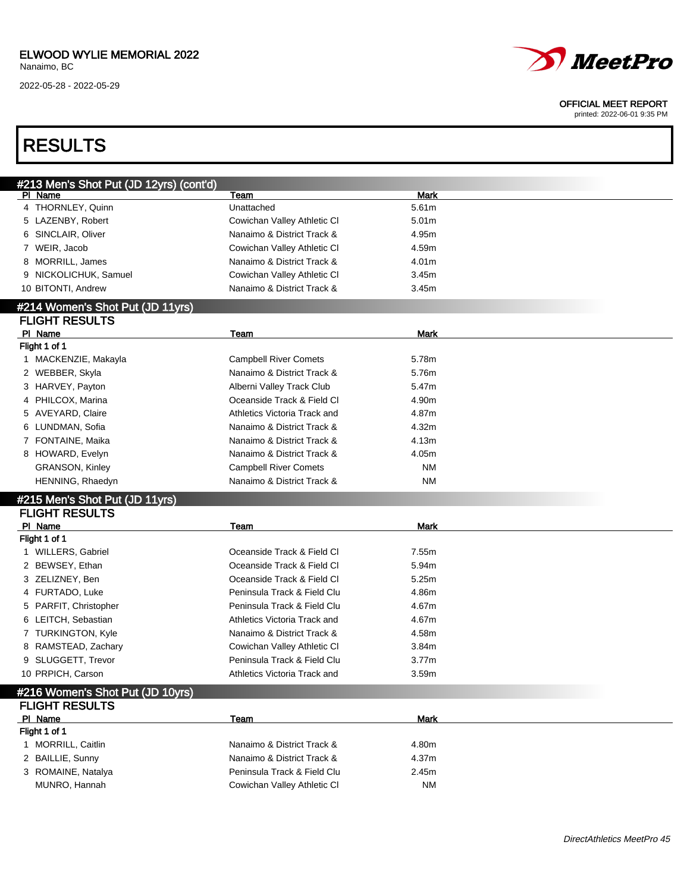## RESULTS

### #213 Men's Shot Put (JD 12yrs) (cont'd)

| Pl | Name | Team | Mark |
|---|---|---|---|
| 4 | THORNLEY, Quinn | Unattached | 5.61m |
| 5 | LAZENBY, Robert | Cowichan Valley Athletic Cl | 5.01m |
| 6 | SINCLAIR, Oliver | Nanaimo & District Track & | 4.95m |
| 7 | WEIR, Jacob | Cowichan Valley Athletic Cl | 4.59m |
| 8 | MORRILL, James | Nanaimo & District Track & | 4.01m |
| 9 | NICKOLICHUK, Samuel | Cowichan Valley Athletic Cl | 3.45m |
| 10 | BITONTI, Andrew | Nanaimo & District Track & | 3.45m |

### #214 Women's Shot Put (JD 11yrs)

**FLIGHT RESULTS**

Flight 1 of 1

| Pl | Name | Team | Mark |
|---|---|---|---|
| 1 | MACKENZIE, Makayla | Campbell River Comets | 5.78m |
| 2 | WEBBER, Skyla | Nanaimo & District Track & | 5.76m |
| 3 | HARVEY, Payton | Alberni Valley Track Club | 5.47m |
| 4 | PHILCOX, Marina | Oceanside Track & Field Cl | 4.90m |
| 5 | AVEYARD, Claire | Athletics Victoria Track and | 4.87m |
| 6 | LUNDMAN, Sofia | Nanaimo & District Track & | 4.32m |
| 7 | FONTAINE, Maika | Nanaimo & District Track & | 4.13m |
| 8 | HOWARD, Evelyn | Nanaimo & District Track & | 4.05m |
| | GRANSON, Kinley | Campbell River Comets | NM |
| | HENNING, Rhaedyn | Nanaimo & District Track & | NM |

### #215 Men's Shot Put (JD 11yrs)

**FLIGHT RESULTS**

Flight 1 of 1

| Pl | Name | Team | Mark |
|---|---|---|---|
| 1 | WILLERS, Gabriel | Oceanside Track & Field Cl | 7.55m |
| 2 | BEWSEY, Ethan | Oceanside Track & Field Cl | 5.94m |
| 3 | ZELIZNEY, Ben | Oceanside Track & Field Cl | 5.25m |
| 4 | FURTADO, Luke | Peninsula Track & Field Clu | 4.86m |
| 5 | PARFIT, Christopher | Peninsula Track & Field Clu | 4.67m |
| 6 | LEITCH, Sebastian | Athletics Victoria Track and | 4.67m |
| 7 | TURKINGTON, Kyle | Nanaimo & District Track & | 4.58m |
| 8 | RAMSTEAD, Zachary | Cowichan Valley Athletic Cl | 3.84m |
| 9 | SLUGGETT, Trevor | Peninsula Track & Field Clu | 3.77m |
| 10 | PRPICH, Carson | Athletics Victoria Track and | 3.59m |

### #216 Women's Shot Put (JD 10yrs)

**FLIGHT RESULTS**

Flight 1 of 1

| Pl | Name | Team | Mark |
|---|---|---|---|
| 1 | MORRILL, Caitlin | Nanaimo & District Track & | 4.80m |
| 2 | BAILLIE, Sunny | Nanaimo & District Track & | 4.37m |
| 3 | ROMAINE, Natalya | Peninsula Track & Field Clu | 2.45m |
| | MUNRO, Hannah | Cowichan Valley Athletic Cl | NM |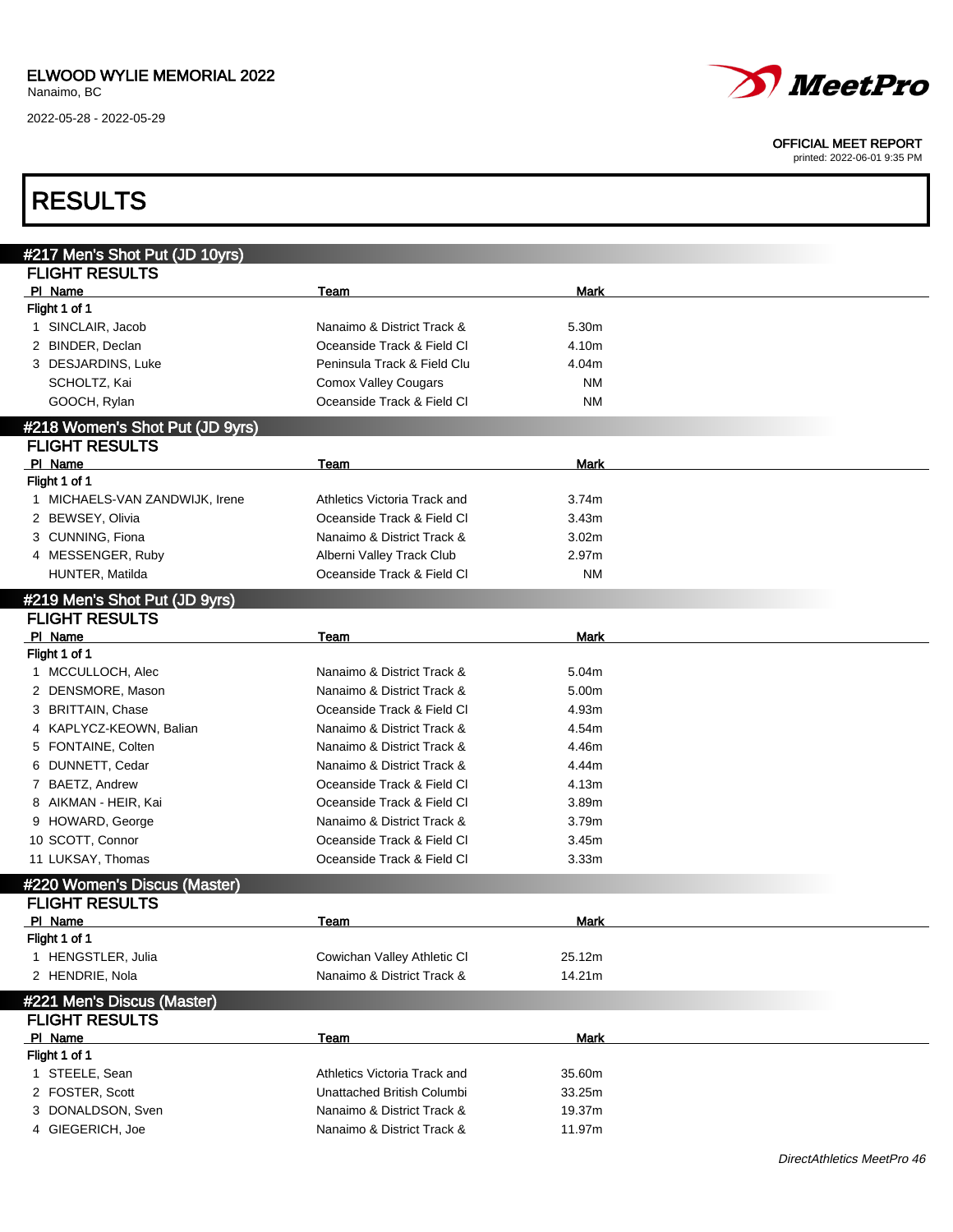ELWOOD WYLIE MEMORIAL 2022
Nanaimo, BC
2022-05-28 - 2022-05-29

OFFICIAL MEET REPORT
printed: 2022-06-01 9:35 PM

# RESULTS

## #217 Men's Shot Put (JD 10yrs)

### FLIGHT RESULTS

| Pl | Name | Team | Mark |
|---|---|---|---|
| **Flight 1 of 1** | | | |
| 1 | SINCLAIR, Jacob | Nanaimo & District Track & | 5.30m |
| 2 | BINDER, Declan | Oceanside Track & Field Cl | 4.10m |
| 3 | DESJARDINS, Luke | Peninsula Track & Field Clu | 4.04m |
| | SCHOLTZ, Kai | Comox Valley Cougars | NM |
| | GOOCH, Rylan | Oceanside Track & Field Cl | NM |

## #218 Women's Shot Put (JD 9yrs)

### FLIGHT RESULTS

| Pl | Name | Team | Mark |
|---|---|---|---|
| **Flight 1 of 1** | | | |
| 1 | MICHAELS-VAN ZANDWIJK, Irene | Athletics Victoria Track and | 3.74m |
| 2 | BEWSEY, Olivia | Oceanside Track & Field Cl | 3.43m |
| 3 | CUNNING, Fiona | Nanaimo & District Track & | 3.02m |
| 4 | MESSENGER, Ruby | Alberni Valley Track Club | 2.97m |
| | HUNTER, Matilda | Oceanside Track & Field Cl | NM |

## #219 Men's Shot Put (JD 9yrs)

### FLIGHT RESULTS

| Pl | Name | Team | Mark |
|---|---|---|---|
| **Flight 1 of 1** | | | |
| 1 | MCCULLOCH, Alec | Nanaimo & District Track & | 5.04m |
| 2 | DENSMORE, Mason | Nanaimo & District Track & | 5.00m |
| 3 | BRITTAIN, Chase | Oceanside Track & Field Cl | 4.93m |
| 4 | KAPLYCZ-KEOWN, Balian | Nanaimo & District Track & | 4.54m |
| 5 | FONTAINE, Colten | Nanaimo & District Track & | 4.46m |
| 6 | DUNNETT, Cedar | Nanaimo & District Track & | 4.44m |
| 7 | BAETZ, Andrew | Oceanside Track & Field Cl | 4.13m |
| 8 | AIKMAN - HEIR, Kai | Oceanside Track & Field Cl | 3.89m |
| 9 | HOWARD, George | Nanaimo & District Track & | 3.79m |
| 10 | SCOTT, Connor | Oceanside Track & Field Cl | 3.45m |
| 11 | LUKSAY, Thomas | Oceanside Track & Field Cl | 3.33m |

## #220 Women's Discus (Master)

### FLIGHT RESULTS

| Pl | Name | Team | Mark |
|---|---|---|---|
| **Flight 1 of 1** | | | |
| 1 | HENGSTLER, Julia | Cowichan Valley Athletic Cl | 25.12m |
| 2 | HENDRIE, Nola | Nanaimo & District Track & | 14.21m |

## #221 Men's Discus (Master)

### FLIGHT RESULTS

| Pl | Name | Team | Mark |
|---|---|---|---|
| **Flight 1 of 1** | | | |
| 1 | STEELE, Sean | Athletics Victoria Track and | 35.60m |
| 2 | FOSTER, Scott | Unattached British Columbi | 33.25m |
| 3 | DONALDSON, Sven | Nanaimo & District Track & | 19.37m |
| 4 | GIEGERICH, Joe | Nanaimo & District Track & | 11.97m |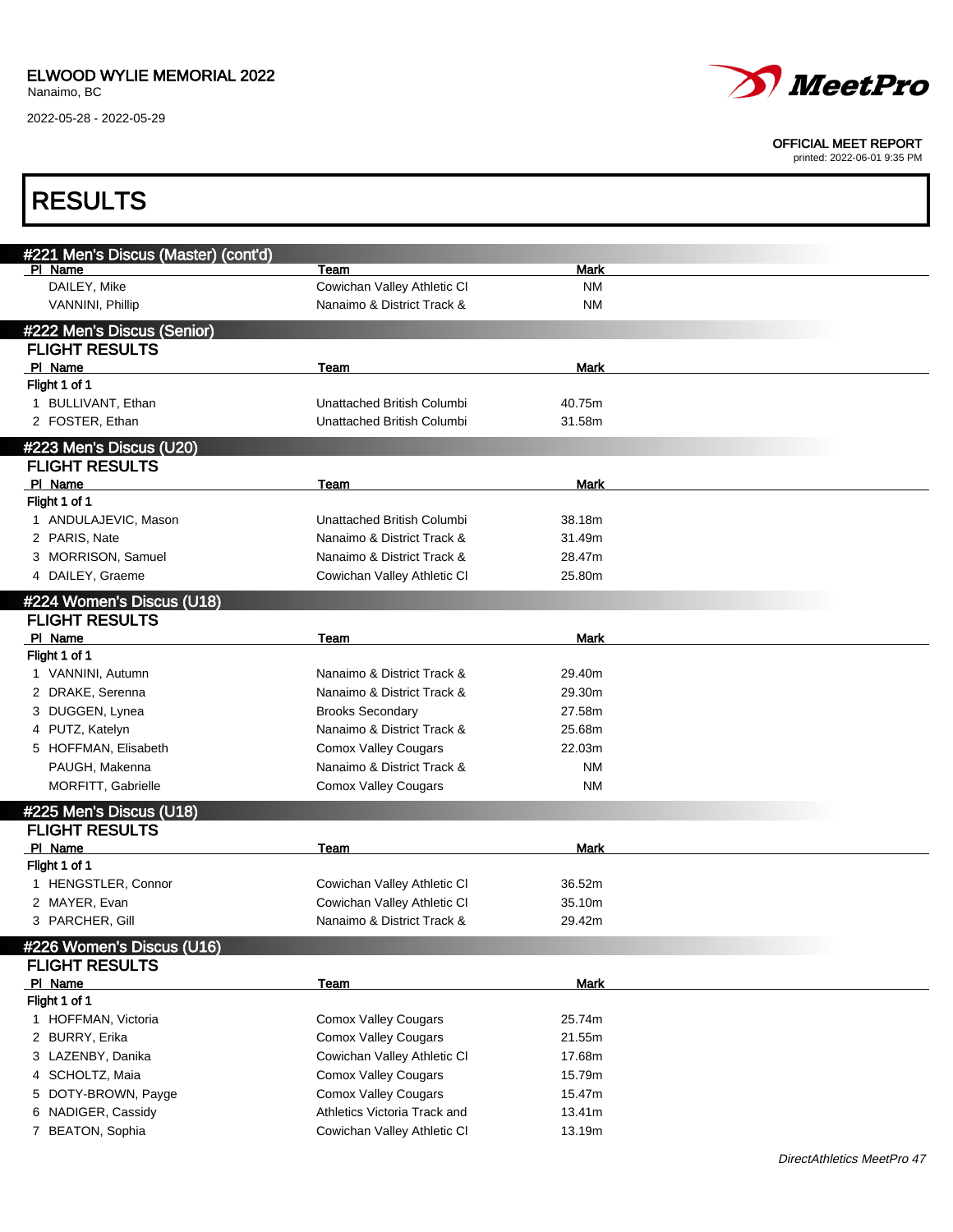# RESULTS

## #221 Men's Discus (Master) (cont'd)

| Pl | Name | Team | Mark |
|---|---|---|---|
| | DAILEY, Mike | Cowichan Valley Athletic Cl | NM |
| | VANNINI, Phillip | Nanaimo & District Track & | NM |

## #222 Men's Discus (Senior)

### FLIGHT RESULTS

Flight 1 of 1

| Pl | Name | Team | Mark |
|---|---|---|---|
| 1 | BULLIVANT, Ethan | Unattached British Columbi | 40.75m |
| 2 | FOSTER, Ethan | Unattached British Columbi | 31.58m |

## #223 Men's Discus (U20)

### FLIGHT RESULTS

Flight 1 of 1

| Pl | Name | Team | Mark |
|---|---|---|---|
| 1 | ANDULAJEVIC, Mason | Unattached British Columbi | 38.18m |
| 2 | PARIS, Nate | Nanaimo & District Track & | 31.49m |
| 3 | MORRISON, Samuel | Nanaimo & District Track & | 28.47m |
| 4 | DAILEY, Graeme | Cowichan Valley Athletic Cl | 25.80m |

## #224 Women's Discus (U18)

### FLIGHT RESULTS

Flight 1 of 1

| Pl | Name | Team | Mark |
|---|---|---|---|
| 1 | VANNINI, Autumn | Nanaimo & District Track & | 29.40m |
| 2 | DRAKE, Serenna | Nanaimo & District Track & | 29.30m |
| 3 | DUGGEN, Lynea | Brooks Secondary | 27.58m |
| 4 | PUTZ, Katelyn | Nanaimo & District Track & | 25.68m |
| 5 | HOFFMAN, Elisabeth | Comox Valley Cougars | 22.03m |
| | PAUGH, Makenna | Nanaimo & District Track & | NM |
| | MORFITT, Gabrielle | Comox Valley Cougars | NM |

## #225 Men's Discus (U18)

### FLIGHT RESULTS

Flight 1 of 1

| Pl | Name | Team | Mark |
|---|---|---|---|
| 1 | HENGSTLER, Connor | Cowichan Valley Athletic Cl | 36.52m |
| 2 | MAYER, Evan | Cowichan Valley Athletic Cl | 35.10m |
| 3 | PARCHER, Gill | Nanaimo & District Track & | 29.42m |

## #226 Women's Discus (U16)

### FLIGHT RESULTS

Flight 1 of 1

| Pl | Name | Team | Mark |
|---|---|---|---|
| 1 | HOFFMAN, Victoria | Comox Valley Cougars | 25.74m |
| 2 | BURRY, Erika | Comox Valley Cougars | 21.55m |
| 3 | LAZENBY, Danika | Cowichan Valley Athletic Cl | 17.68m |
| 4 | SCHOLTZ, Maia | Comox Valley Cougars | 15.79m |
| 5 | DOTY-BROWN, Payge | Comox Valley Cougars | 15.47m |
| 6 | NADIGER, Cassidy | Athletics Victoria Track and | 13.41m |
| 7 | BEATON, Sophia | Cowichan Valley Athletic Cl | 13.19m |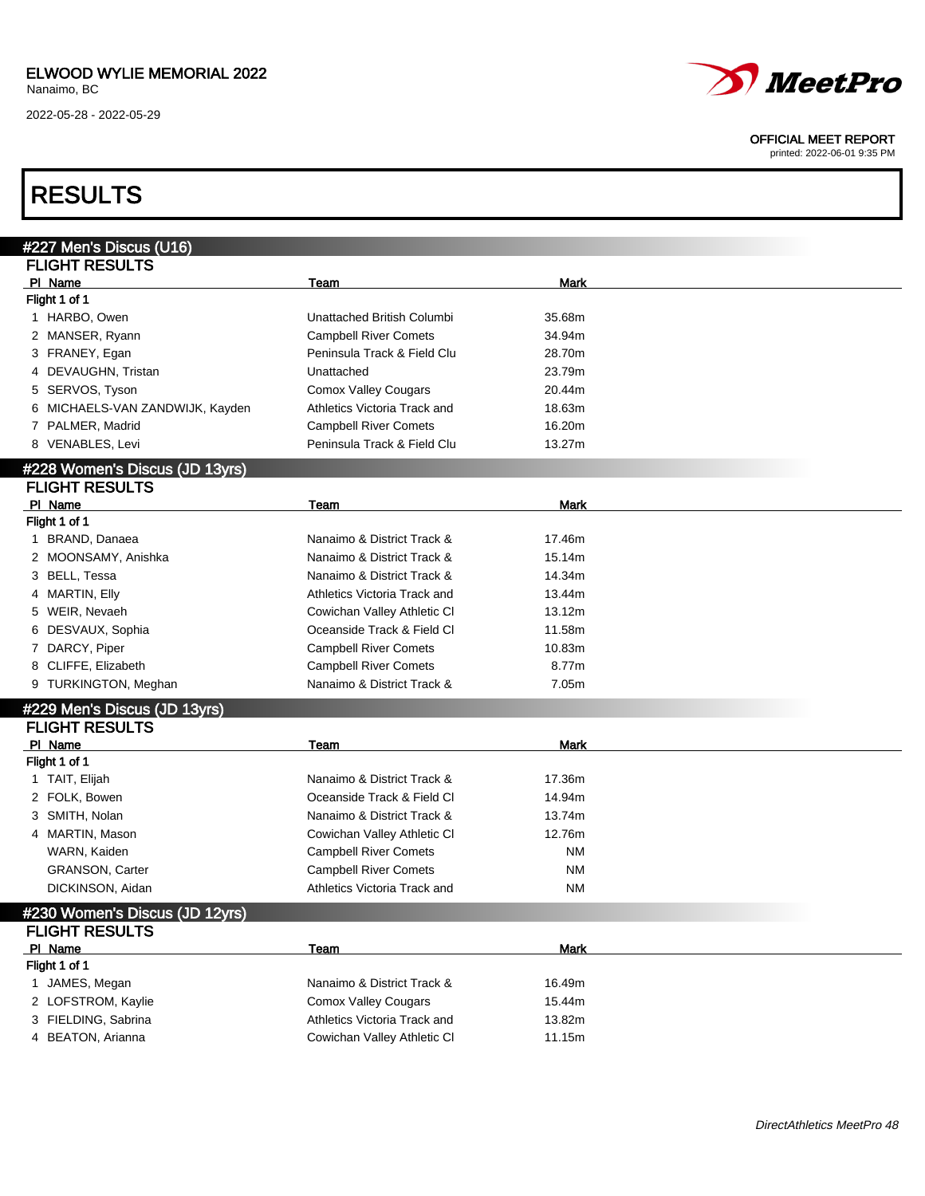ELWOOD WYLIE MEMORIAL 2022
Nanaimo, BC
2022-05-28 - 2022-05-29

OFFICIAL MEET REPORT
printed: 2022-06-01 9:35 PM

# RESULTS

## #227 Men's Discus (U16)

### FLIGHT RESULTS

| Pl | Name | Team | Mark |
|---|---|---|---|
| **Flight 1 of 1** | | | |
| 1 | HARBO, Owen | Unattached British Columbi | 35.68m |
| 2 | MANSER, Ryann | Campbell River Comets | 34.94m |
| 3 | FRANEY, Egan | Peninsula Track & Field Clu | 28.70m |
| 4 | DEVAUGHN, Tristan | Unattached | 23.79m |
| 5 | SERVOS, Tyson | Comox Valley Cougars | 20.44m |
| 6 | MICHAELS-VAN ZANDWIJK, Kayden | Athletics Victoria Track and | 18.63m |
| 7 | PALMER, Madrid | Campbell River Comets | 16.20m |
| 8 | VENABLES, Levi | Peninsula Track & Field Clu | 13.27m |

## #228 Women's Discus (JD 13yrs)

### FLIGHT RESULTS

| Pl | Name | Team | Mark |
|---|---|---|---|
| **Flight 1 of 1** | | | |
| 1 | BRAND, Danaea | Nanaimo & District Track & | 17.46m |
| 2 | MOONSAMY, Anishka | Nanaimo & District Track & | 15.14m |
| 3 | BELL, Tessa | Nanaimo & District Track & | 14.34m |
| 4 | MARTIN, Elly | Athletics Victoria Track and | 13.44m |
| 5 | WEIR, Nevaeh | Cowichan Valley Athletic Cl | 13.12m |
| 6 | DESVAUX, Sophia | Oceanside Track & Field Cl | 11.58m |
| 7 | DARCY, Piper | Campbell River Comets | 10.83m |
| 8 | CLIFFE, Elizabeth | Campbell River Comets | 8.77m |
| 9 | TURKINGTON, Meghan | Nanaimo & District Track & | 7.05m |

## #229 Men's Discus (JD 13yrs)

### FLIGHT RESULTS

| Pl | Name | Team | Mark |
|---|---|---|---|
| **Flight 1 of 1** | | | |
| 1 | TAIT, Elijah | Nanaimo & District Track & | 17.36m |
| 2 | FOLK, Bowen | Oceanside Track & Field Cl | 14.94m |
| 3 | SMITH, Nolan | Nanaimo & District Track & | 13.74m |
| 4 | MARTIN, Mason | Cowichan Valley Athletic Cl | 12.76m |
| | WARN, Kaiden | Campbell River Comets | NM |
| | GRANSON, Carter | Campbell River Comets | NM |
| | DICKINSON, Aidan | Athletics Victoria Track and | NM |

## #230 Women's Discus (JD 12yrs)

### FLIGHT RESULTS

| Pl | Name | Team | Mark |
|---|---|---|---|
| **Flight 1 of 1** | | | |
| 1 | JAMES, Megan | Nanaimo & District Track & | 16.49m |
| 2 | LOFSTROM, Kaylie | Comox Valley Cougars | 15.44m |
| 3 | FIELDING, Sabrina | Athletics Victoria Track and | 13.82m |
| 4 | BEATON, Arianna | Cowichan Valley Athletic Cl | 11.15m |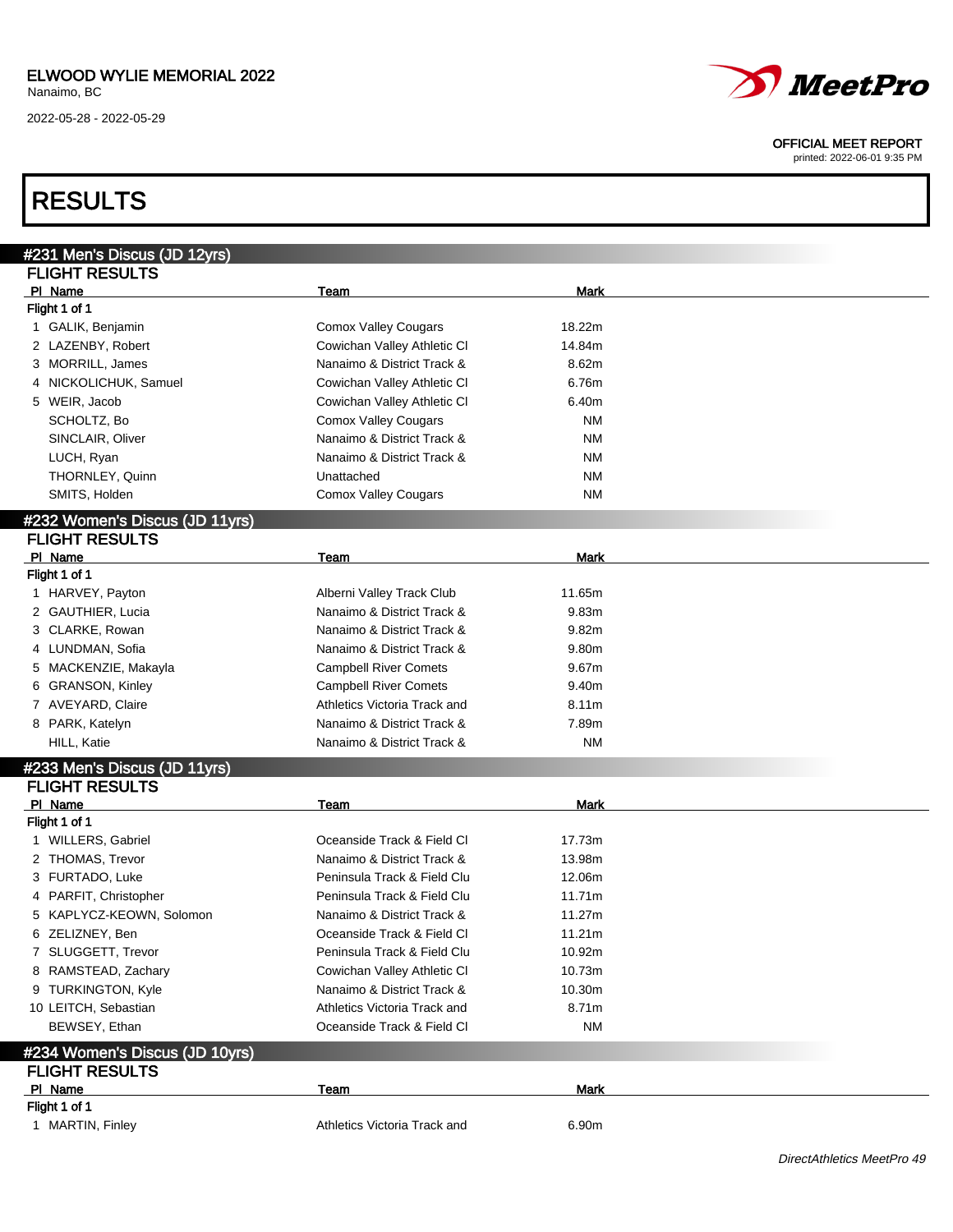ELWOOD WYLIE MEMORIAL 2022
Nanaimo, BC
2022-05-28 - 2022-05-29

OFFICIAL MEET REPORT
printed: 2022-06-01 9:35 PM

# RESULTS

## #231 Men's Discus (JD 12yrs)

### FLIGHT RESULTS

Flight 1 of 1

| Pl | Name | Team | Mark |
|---|---|---|---|
| 1 | GALIK, Benjamin | Comox Valley Cougars | 18.22m |
| 2 | LAZENBY, Robert | Cowichan Valley Athletic Cl | 14.84m |
| 3 | MORRILL, James | Nanaimo & District Track & | 8.62m |
| 4 | NICKOLICHUK, Samuel | Cowichan Valley Athletic Cl | 6.76m |
| 5 | WEIR, Jacob | Cowichan Valley Athletic Cl | 6.40m |
| | SCHOLTZ, Bo | Comox Valley Cougars | NM |
| | SINCLAIR, Oliver | Nanaimo & District Track & | NM |
| | LUCH, Ryan | Nanaimo & District Track & | NM |
| | THORNLEY, Quinn | Unattached | NM |
| | SMITS, Holden | Comox Valley Cougars | NM |

## #232 Women's Discus (JD 11yrs)

### FLIGHT RESULTS

Flight 1 of 1

| Pl | Name | Team | Mark |
|---|---|---|---|
| 1 | HARVEY, Payton | Alberni Valley Track Club | 11.65m |
| 2 | GAUTHIER, Lucia | Nanaimo & District Track & | 9.83m |
| 3 | CLARKE, Rowan | Nanaimo & District Track & | 9.82m |
| 4 | LUNDMAN, Sofia | Nanaimo & District Track & | 9.80m |
| 5 | MACKENZIE, Makayla | Campbell River Comets | 9.67m |
| 6 | GRANSON, Kinley | Campbell River Comets | 9.40m |
| 7 | AVEYARD, Claire | Athletics Victoria Track and | 8.11m |
| 8 | PARK, Katelyn | Nanaimo & District Track & | 7.89m |
| | HILL, Katie | Nanaimo & District Track & | NM |

## #233 Men's Discus (JD 11yrs)

### FLIGHT RESULTS

Flight 1 of 1

| Pl | Name | Team | Mark |
|---|---|---|---|
| 1 | WILLERS, Gabriel | Oceanside Track & Field Cl | 17.73m |
| 2 | THOMAS, Trevor | Nanaimo & District Track & | 13.98m |
| 3 | FURTADO, Luke | Peninsula Track & Field Clu | 12.06m |
| 4 | PARFIT, Christopher | Peninsula Track & Field Clu | 11.71m |
| 5 | KAPLYCZ-KEOWN, Solomon | Nanaimo & District Track & | 11.27m |
| 6 | ZELIZNEY, Ben | Oceanside Track & Field Cl | 11.21m |
| 7 | SLUGGETT, Trevor | Peninsula Track & Field Clu | 10.92m |
| 8 | RAMSTEAD, Zachary | Cowichan Valley Athletic Cl | 10.73m |
| 9 | TURKINGTON, Kyle | Nanaimo & District Track & | 10.30m |
| 10 | LEITCH, Sebastian | Athletics Victoria Track and | 8.71m |
| | BEWSEY, Ethan | Oceanside Track & Field Cl | NM |

## #234 Women's Discus (JD 10yrs)

### FLIGHT RESULTS

Flight 1 of 1

| Pl | Name | Team | Mark |
|---|---|---|---|
| 1 | MARTIN, Finley | Athletics Victoria Track and | 6.90m |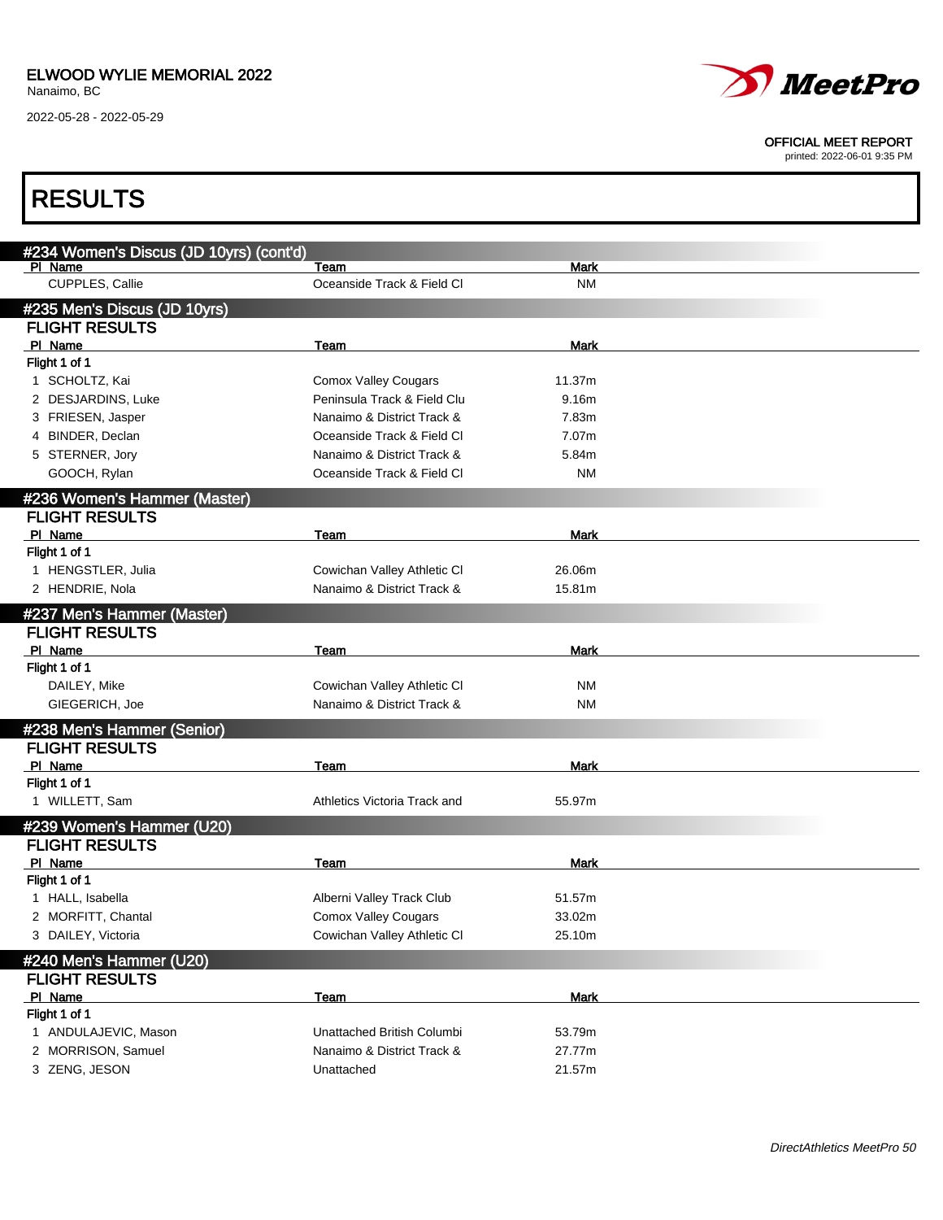# ELWOOD WYLIE MEMORIAL 2022

Nanaimo, BC

2022-05-28 - 2022-05-29

OFFICIAL MEET REPORT

printed: 2022-06-01 9:35 PM

# RESULTS

## #234 Women's Discus (JD 10yrs) (cont'd)

| Pl | Name | Team | Mark |
|---|---|---|---|
| | CUPPLES, Callie | Oceanside Track & Field Cl | NM |

## #235 Men's Discus (JD 10yrs)

### FLIGHT RESULTS

Flight 1 of 1

| Pl | Name | Team | Mark |
|---|---|---|---|
| 1 | SCHOLTZ, Kai | Comox Valley Cougars | 11.37m |
| 2 | DESJARDINS, Luke | Peninsula Track & Field Clu | 9.16m |
| 3 | FRIESEN, Jasper | Nanaimo & District Track & | 7.83m |
| 4 | BINDER, Declan | Oceanside Track & Field Cl | 7.07m |
| 5 | STERNER, Jory | Nanaimo & District Track & | 5.84m |
| | GOOCH, Rylan | Oceanside Track & Field Cl | NM |

## #236 Women's Hammer (Master)

### FLIGHT RESULTS

Flight 1 of 1

| Pl | Name | Team | Mark |
|---|---|---|---|
| 1 | HENGSTLER, Julia | Cowichan Valley Athletic Cl | 26.06m |
| 2 | HENDRIE, Nola | Nanaimo & District Track & | 15.81m |

## #237 Men's Hammer (Master)

### FLIGHT RESULTS

Flight 1 of 1

| Pl | Name | Team | Mark |
|---|---|---|---|
| | DAILEY, Mike | Cowichan Valley Athletic Cl | NM |
| | GIEGERICH, Joe | Nanaimo & District Track & | NM |

## #238 Men's Hammer (Senior)

### FLIGHT RESULTS

Flight 1 of 1

| Pl | Name | Team | Mark |
|---|---|---|---|
| 1 | WILLETT, Sam | Athletics Victoria Track and | 55.97m |

## #239 Women's Hammer (U20)

### FLIGHT RESULTS

Flight 1 of 1

| Pl | Name | Team | Mark |
|---|---|---|---|
| 1 | HALL, Isabella | Alberni Valley Track Club | 51.57m |
| 2 | MORFITT, Chantal | Comox Valley Cougars | 33.02m |
| 3 | DAILEY, Victoria | Cowichan Valley Athletic Cl | 25.10m |

## #240 Men's Hammer (U20)

### FLIGHT RESULTS

Flight 1 of 1

| Pl | Name | Team | Mark |
|---|---|---|---|
| 1 | ANDULAJEVIC, Mason | Unattached British Columbi | 53.79m |
| 2 | MORRISON, Samuel | Nanaimo & District Track & | 27.77m |
| 3 | ZENG, JESON | Unattached | 21.57m |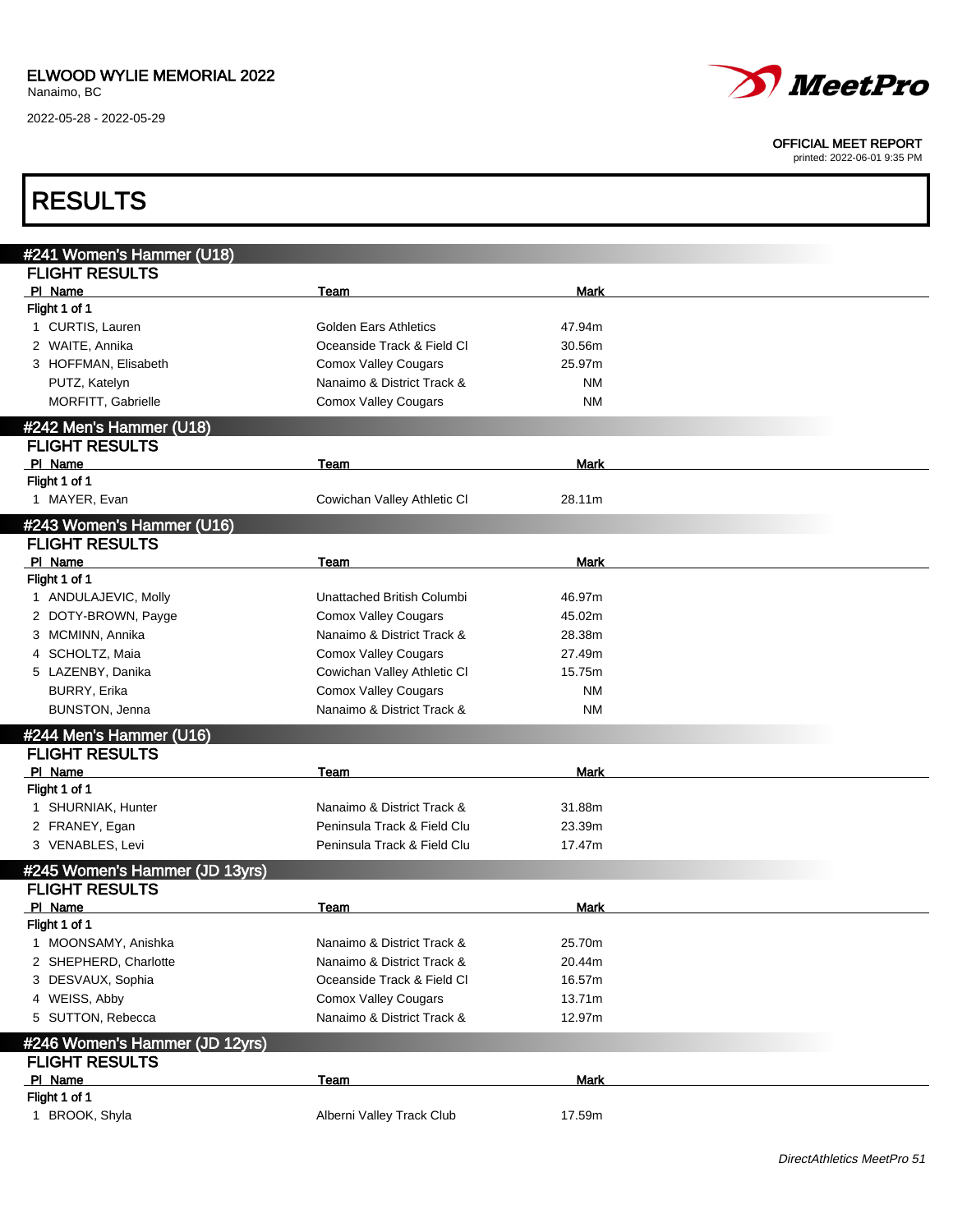ELWOOD WYLIE MEMORIAL 2022

Nanaimo, BC

2022-05-28 - 2022-05-29

OFFICIAL MEET REPORT

printed: 2022-06-01 9:35 PM

# RESULTS

## #241 Women's Hammer (U18)

### FLIGHT RESULTS

| Pl | Name | Team | Mark |
|---|---|---|---|
| Flight 1 of 1 | | | |
| 1 | CURTIS, Lauren | Golden Ears Athletics | 47.94m |
| 2 | WAITE, Annika | Oceanside Track & Field Cl | 30.56m |
| 3 | HOFFMAN, Elisabeth | Comox Valley Cougars | 25.97m |
| | PUTZ, Katelyn | Nanaimo & District Track & | NM |
| | MORFITT, Gabrielle | Comox Valley Cougars | NM |

## #242 Men's Hammer (U18)

### FLIGHT RESULTS

| Pl | Name | Team | Mark |
|---|---|---|---|
| Flight 1 of 1 | | | |
| 1 | MAYER, Evan | Cowichan Valley Athletic Cl | 28.11m |

## #243 Women's Hammer (U16)

### FLIGHT RESULTS

| Pl | Name | Team | Mark |
|---|---|---|---|
| Flight 1 of 1 | | | |
| 1 | ANDULAJEVIC, Molly | Unattached British Columbi | 46.97m |
| 2 | DOTY-BROWN, Payge | Comox Valley Cougars | 45.02m |
| 3 | MCMINN, Annika | Nanaimo & District Track & | 28.38m |
| 4 | SCHOLTZ, Maia | Comox Valley Cougars | 27.49m |
| 5 | LAZENBY, Danika | Cowichan Valley Athletic Cl | 15.75m |
| | BURRY, Erika | Comox Valley Cougars | NM |
| | BUNSTON, Jenna | Nanaimo & District Track & | NM |

## #244 Men's Hammer (U16)

### FLIGHT RESULTS

| Pl | Name | Team | Mark |
|---|---|---|---|
| Flight 1 of 1 | | | |
| 1 | SHURNIAK, Hunter | Nanaimo & District Track & | 31.88m |
| 2 | FRANEY, Egan | Peninsula Track & Field Clu | 23.39m |
| 3 | VENABLES, Levi | Peninsula Track & Field Clu | 17.47m |

## #245 Women's Hammer (JD 13yrs)

### FLIGHT RESULTS

| Pl | Name | Team | Mark |
|---|---|---|---|
| Flight 1 of 1 | | | |
| 1 | MOONSAMY, Anishka | Nanaimo & District Track & | 25.70m |
| 2 | SHEPHERD, Charlotte | Nanaimo & District Track & | 20.44m |
| 3 | DESVAUX, Sophia | Oceanside Track & Field Cl | 16.57m |
| 4 | WEISS, Abby | Comox Valley Cougars | 13.71m |
| 5 | SUTTON, Rebecca | Nanaimo & District Track & | 12.97m |

## #246 Women's Hammer (JD 12yrs)

### FLIGHT RESULTS

| Pl | Name | Team | Mark |
|---|---|---|---|
| Flight 1 of 1 | | | |
| 1 | BROOK, Shyla | Alberni Valley Track Club | 17.59m |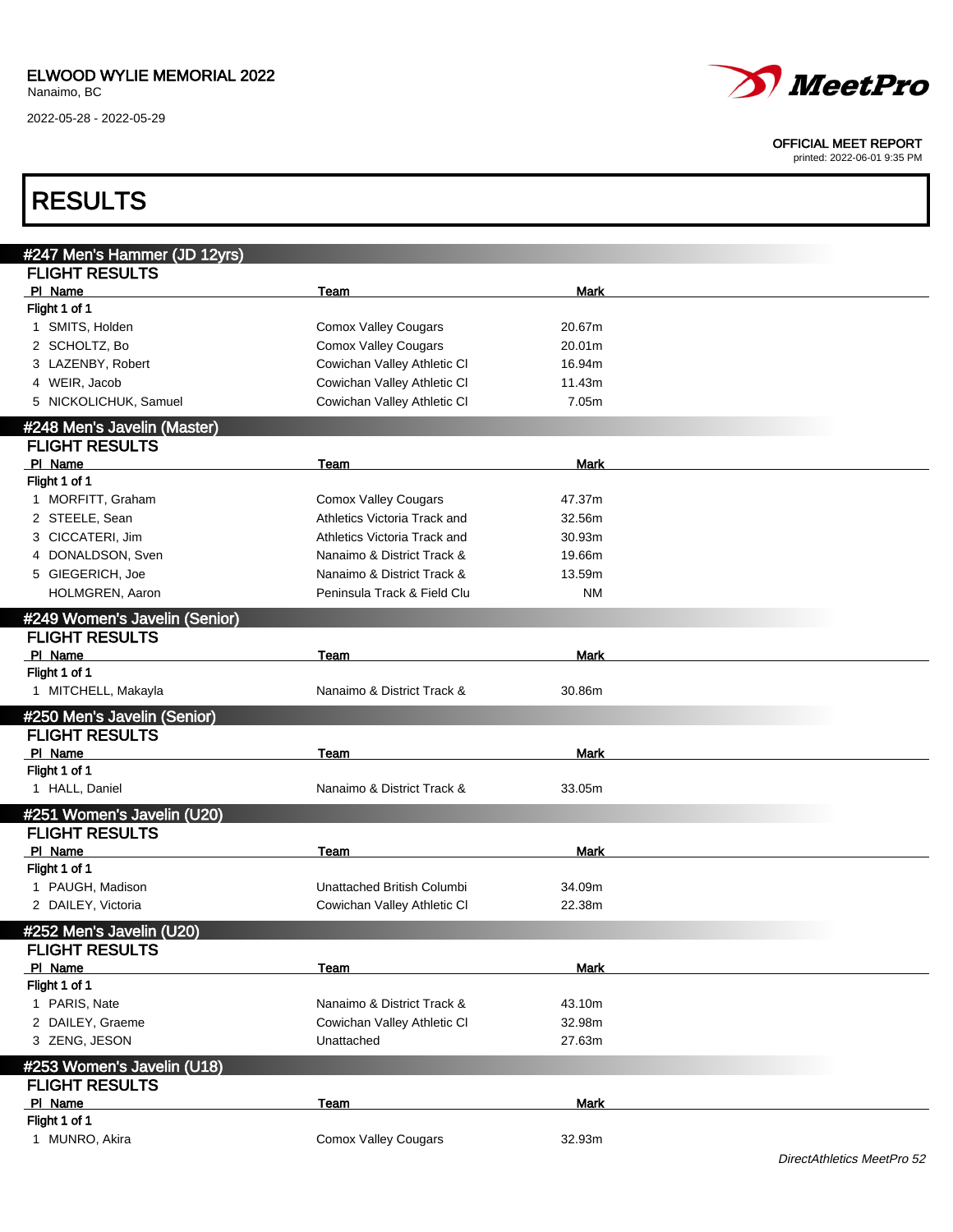ELWOOD WYLIE MEMORIAL 2022
Nanaimo, BC

2022-05-28 - 2022-05-29

OFFICIAL MEET REPORT
printed: 2022-06-01 9:35 PM

# RESULTS

## #247 Men's Hammer (JD 12yrs)

### FLIGHT RESULTS

| Pl | Name | Team | Mark |
|---|---|---|---|
| **Flight 1 of 1** | | | |
| 1 | SMITS, Holden | Comox Valley Cougars | 20.67m |
| 2 | SCHOLTZ, Bo | Comox Valley Cougars | 20.01m |
| 3 | LAZENBY, Robert | Cowichan Valley Athletic Cl | 16.94m |
| 4 | WEIR, Jacob | Cowichan Valley Athletic Cl | 11.43m |
| 5 | NICKOLICHUK, Samuel | Cowichan Valley Athletic Cl | 7.05m |

## #248 Men's Javelin (Master)

### FLIGHT RESULTS

| Pl | Name | Team | Mark |
|---|---|---|---|
| **Flight 1 of 1** | | | |
| 1 | MORFITT, Graham | Comox Valley Cougars | 47.37m |
| 2 | STEELE, Sean | Athletics Victoria Track and | 32.56m |
| 3 | CICCATERI, Jim | Athletics Victoria Track and | 30.93m |
| 4 | DONALDSON, Sven | Nanaimo & District Track & | 19.66m |
| 5 | GIEGERICH, Joe | Nanaimo & District Track & | 13.59m |
| | HOLMGREN, Aaron | Peninsula Track & Field Clu | NM |

## #249 Women's Javelin (Senior)

### FLIGHT RESULTS

| Pl | Name | Team | Mark |
|---|---|---|---|
| **Flight 1 of 1** | | | |
| 1 | MITCHELL, Makayla | Nanaimo & District Track & | 30.86m |

## #250 Men's Javelin (Senior)

### FLIGHT RESULTS

| Pl | Name | Team | Mark |
|---|---|---|---|
| **Flight 1 of 1** | | | |
| 1 | HALL, Daniel | Nanaimo & District Track & | 33.05m |

## #251 Women's Javelin (U20)

### FLIGHT RESULTS

| Pl | Name | Team | Mark |
|---|---|---|---|
| **Flight 1 of 1** | | | |
| 1 | PAUGH, Madison | Unattached British Columbi | 34.09m |
| 2 | DAILEY, Victoria | Cowichan Valley Athletic Cl | 22.38m |

## #252 Men's Javelin (U20)

### FLIGHT RESULTS

| Pl | Name | Team | Mark |
|---|---|---|---|
| **Flight 1 of 1** | | | |
| 1 | PARIS, Nate | Nanaimo & District Track & | 43.10m |
| 2 | DAILEY, Graeme | Cowichan Valley Athletic Cl | 32.98m |
| 3 | ZENG, JESON | Unattached | 27.63m |

## #253 Women's Javelin (U18)

### FLIGHT RESULTS

| Pl | Name | Team | Mark |
|---|---|---|---|
| **Flight 1 of 1** | | | |
| 1 | MUNRO, Akira | Comox Valley Cougars | 32.93m |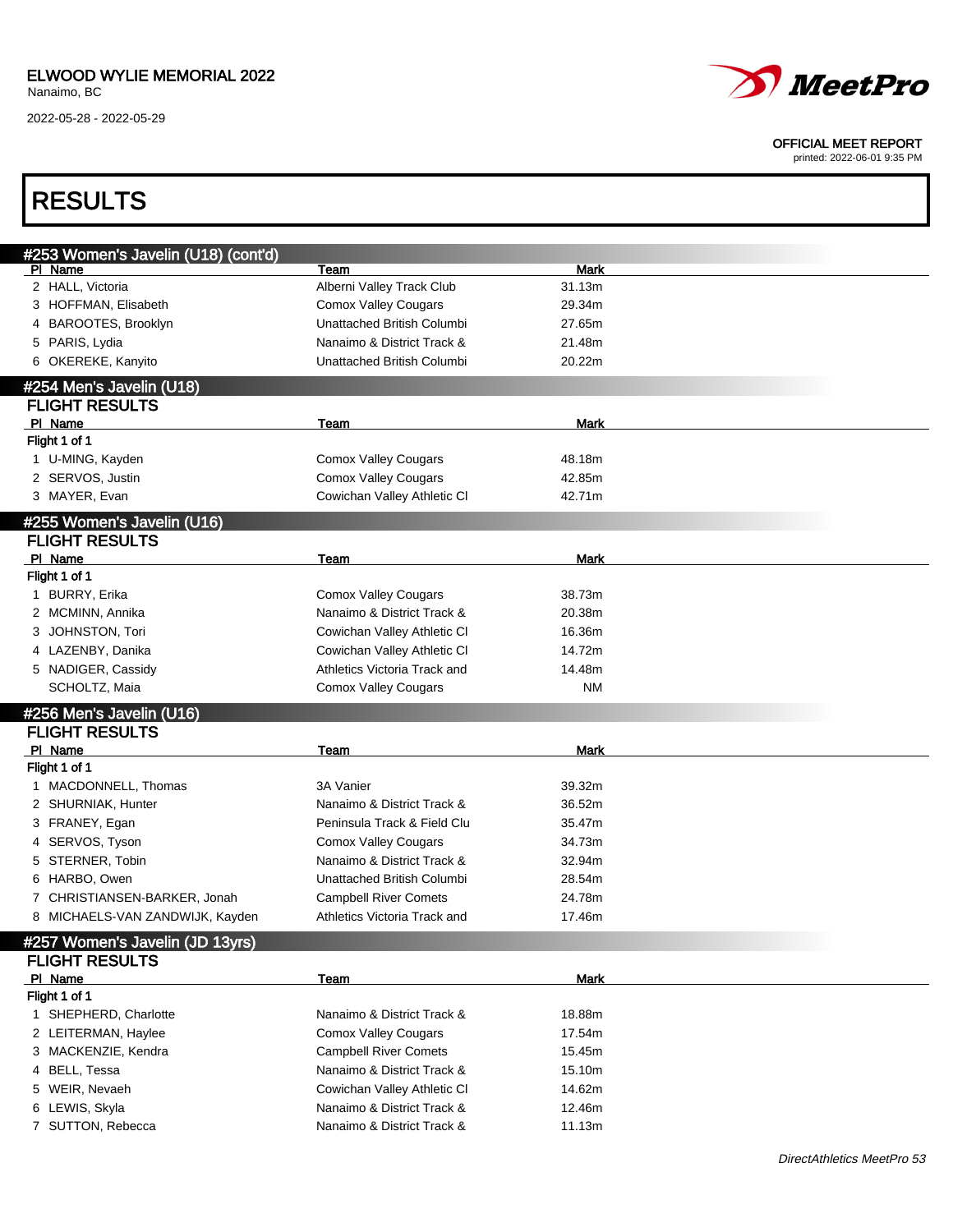ELWOOD WYLIE MEMORIAL 2022
Nanaimo, BC
2022-05-28 - 2022-05-29

OFFICIAL MEET REPORT
printed: 2022-06-01 9:35 PM

# RESULTS

## #253 Women's Javelin (U18) (cont'd)

| Pl | Name | Team | Mark |
|---|---|---|---|
| 2 | HALL, Victoria | Alberni Valley Track Club | 31.13m |
| 3 | HOFFMAN, Elisabeth | Comox Valley Cougars | 29.34m |
| 4 | BAROOTES, Brooklyn | Unattached British Columbi | 27.65m |
| 5 | PARIS, Lydia | Nanaimo & District Track & | 21.48m |
| 6 | OKEREKE, Kanyito | Unattached British Columbi | 20.22m |

## #254 Men's Javelin (U18)

### FLIGHT RESULTS

Flight 1 of 1

| Pl | Name | Team | Mark |
|---|---|---|---|
| 1 | U-MING, Kayden | Comox Valley Cougars | 48.18m |
| 2 | SERVOS, Justin | Comox Valley Cougars | 42.85m |
| 3 | MAYER, Evan | Cowichan Valley Athletic Cl | 42.71m |

## #255 Women's Javelin (U16)

### FLIGHT RESULTS

Flight 1 of 1

| Pl | Name | Team | Mark |
|---|---|---|---|
| 1 | BURRY, Erika | Comox Valley Cougars | 38.73m |
| 2 | MCMINN, Annika | Nanaimo & District Track & | 20.38m |
| 3 | JOHNSTON, Tori | Cowichan Valley Athletic Cl | 16.36m |
| 4 | LAZENBY, Danika | Cowichan Valley Athletic Cl | 14.72m |
| 5 | NADIGER, Cassidy | Athletics Victoria Track and | 14.48m |
| | SCHOLTZ, Maia | Comox Valley Cougars | NM |

## #256 Men's Javelin (U16)

### FLIGHT RESULTS

Flight 1 of 1

| Pl | Name | Team | Mark |
|---|---|---|---|
| 1 | MACDONNELL, Thomas | 3A Vanier | 39.32m |
| 2 | SHURNIAK, Hunter | Nanaimo & District Track & | 36.52m |
| 3 | FRANEY, Egan | Peninsula Track & Field Clu | 35.47m |
| 4 | SERVOS, Tyson | Comox Valley Cougars | 34.73m |
| 5 | STERNER, Tobin | Nanaimo & District Track & | 32.94m |
| 6 | HARBO, Owen | Unattached British Columbi | 28.54m |
| 7 | CHRISTIANSEN-BARKER, Jonah | Campbell River Comets | 24.78m |
| 8 | MICHAELS-VAN ZANDWIJK, Kayden | Athletics Victoria Track and | 17.46m |

## #257 Women's Javelin (JD 13yrs)

### FLIGHT RESULTS

Flight 1 of 1

| Pl | Name | Team | Mark |
|---|---|---|---|
| 1 | SHEPHERD, Charlotte | Nanaimo & District Track & | 18.88m |
| 2 | LEITERMAN, Haylee | Comox Valley Cougars | 17.54m |
| 3 | MACKENZIE, Kendra | Campbell River Comets | 15.45m |
| 4 | BELL, Tessa | Nanaimo & District Track & | 15.10m |
| 5 | WEIR, Nevaeh | Cowichan Valley Athletic Cl | 14.62m |
| 6 | LEWIS, Skyla | Nanaimo & District Track & | 12.46m |
| 7 | SUTTON, Rebecca | Nanaimo & District Track & | 11.13m |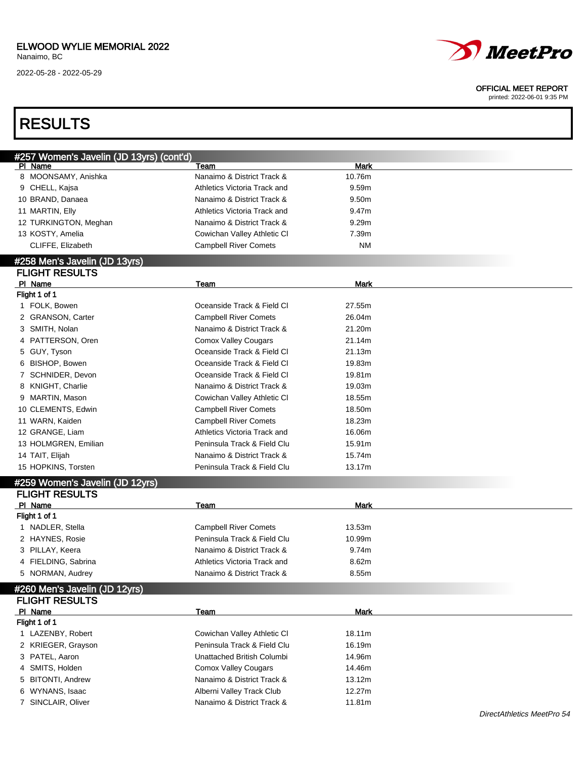ELWOOD WYLIE MEMORIAL 2022
Nanaimo, BC
2022-05-28 - 2022-05-29

OFFICIAL MEET REPORT
printed: 2022-06-01 9:35 PM

# RESULTS

## #257 Women's Javelin (JD 13yrs) (cont'd)

| Pl | Name | Team | Mark |
|---|---|---|---|
| 8 | MOONSAMY, Anishka | Nanaimo & District Track & | 10.76m |
| 9 | CHELL, Kajsa | Athletics Victoria Track and | 9.59m |
| 10 | BRAND, Danaea | Nanaimo & District Track & | 9.50m |
| 11 | MARTIN, Elly | Athletics Victoria Track and | 9.47m |
| 12 | TURKINGTON, Meghan | Nanaimo & District Track & | 9.29m |
| 13 | KOSTY, Amelia | Cowichan Valley Athletic Cl | 7.39m |
| | CLIFFE, Elizabeth | Campbell River Comets | NM |

## #258 Men's Javelin (JD 13yrs)

### FLIGHT RESULTS

**Flight 1 of 1**

| Pl | Name | Team | Mark |
|---|---|---|---|
| 1 | FOLK, Bowen | Oceanside Track & Field Cl | 27.55m |
| 2 | GRANSON, Carter | Campbell River Comets | 26.04m |
| 3 | SMITH, Nolan | Nanaimo & District Track & | 21.20m |
| 4 | PATTERSON, Oren | Comox Valley Cougars | 21.14m |
| 5 | GUY, Tyson | Oceanside Track & Field Cl | 21.13m |
| 6 | BISHOP, Bowen | Oceanside Track & Field Cl | 19.83m |
| 7 | SCHNIDER, Devon | Oceanside Track & Field Cl | 19.81m |
| 8 | KNIGHT, Charlie | Nanaimo & District Track & | 19.03m |
| 9 | MARTIN, Mason | Cowichan Valley Athletic Cl | 18.55m |
| 10 | CLEMENTS, Edwin | Campbell River Comets | 18.50m |
| 11 | WARN, Kaiden | Campbell River Comets | 18.23m |
| 12 | GRANGE, Liam | Athletics Victoria Track and | 16.06m |
| 13 | HOLMGREN, Emilian | Peninsula Track & Field Clu | 15.91m |
| 14 | TAIT, Elijah | Nanaimo & District Track & | 15.74m |
| 15 | HOPKINS, Torsten | Peninsula Track & Field Clu | 13.17m |

## #259 Women's Javelin (JD 12yrs)

### FLIGHT RESULTS

**Flight 1 of 1**

| Pl | Name | Team | Mark |
|---|---|---|---|
| 1 | NADLER, Stella | Campbell River Comets | 13.53m |
| 2 | HAYNES, Rosie | Peninsula Track & Field Clu | 10.99m |
| 3 | PILLAY, Keera | Nanaimo & District Track & | 9.74m |
| 4 | FIELDING, Sabrina | Athletics Victoria Track and | 8.62m |
| 5 | NORMAN, Audrey | Nanaimo & District Track & | 8.55m |

## #260 Men's Javelin (JD 12yrs)

### FLIGHT RESULTS

**Flight 1 of 1**

| Pl | Name | Team | Mark |
|---|---|---|---|
| 1 | LAZENBY, Robert | Cowichan Valley Athletic Cl | 18.11m |
| 2 | KRIEGER, Grayson | Peninsula Track & Field Clu | 16.19m |
| 3 | PATEL, Aaron | Unattached British Columbi | 14.96m |
| 4 | SMITS, Holden | Comox Valley Cougars | 14.46m |
| 5 | BITONTI, Andrew | Nanaimo & District Track & | 13.12m |
| 6 | WYNANS, Isaac | Alberni Valley Track Club | 12.27m |
| 7 | SINCLAIR, Oliver | Nanaimo & District Track & | 11.81m |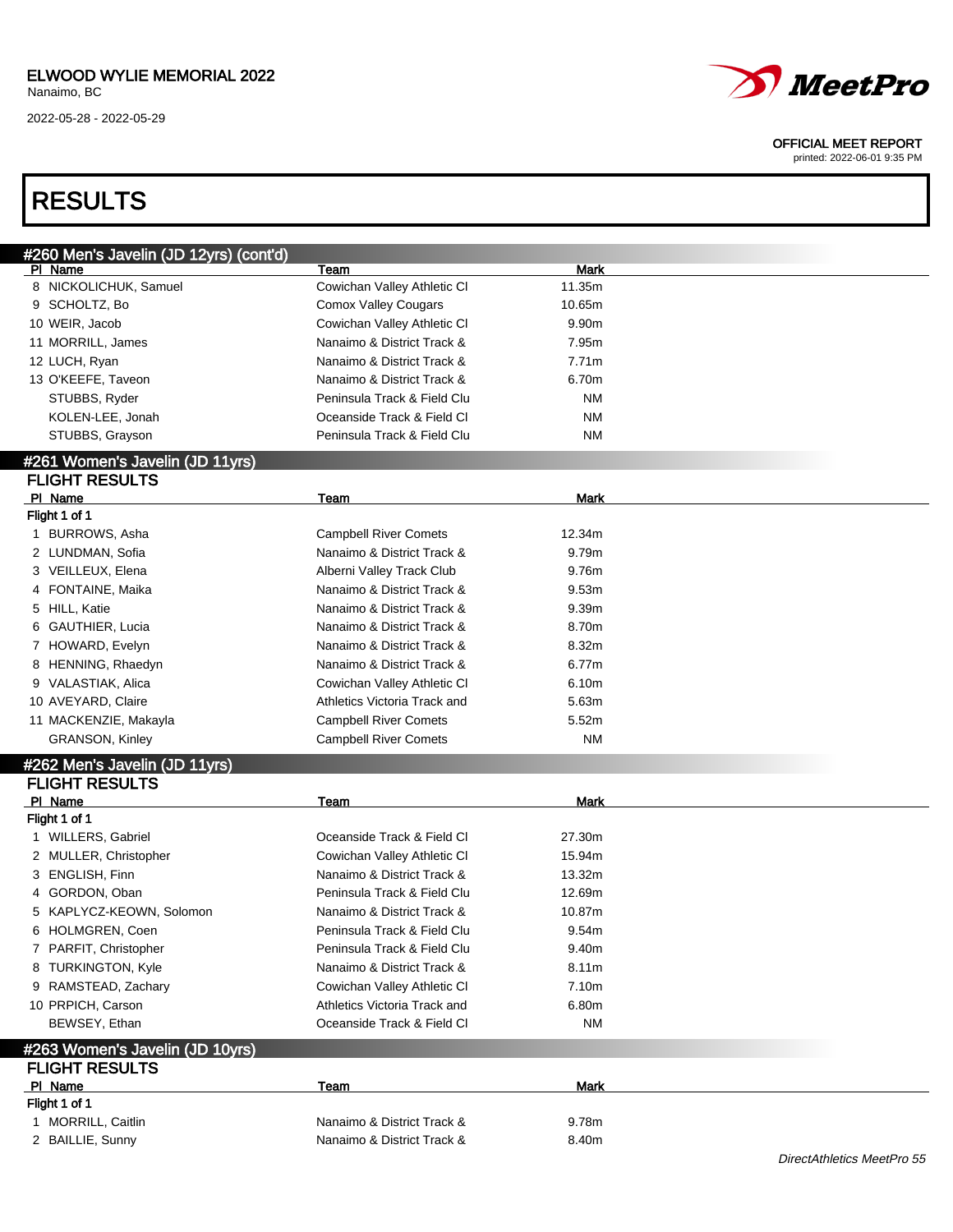# RESULTS

## #260 Men's Javelin (JD 12yrs) (cont'd)

| Pl | Name | Team | Mark |
|---|---|---|---|
| 8 | NICKOLICHUK, Samuel | Cowichan Valley Athletic Cl | 11.35m |
| 9 | SCHOLTZ, Bo | Comox Valley Cougars | 10.65m |
| 10 | WEIR, Jacob | Cowichan Valley Athletic Cl | 9.90m |
| 11 | MORRILL, James | Nanaimo & District Track & | 7.95m |
| 12 | LUCH, Ryan | Nanaimo & District Track & | 7.71m |
| 13 | O'KEEFE, Taveon | Nanaimo & District Track & | 6.70m |
| | STUBBS, Ryder | Peninsula Track & Field Clu | NM |
| | KOLEN-LEE, Jonah | Oceanside Track & Field Cl | NM |
| | STUBBS, Grayson | Peninsula Track & Field Clu | NM |

## #261 Women's Javelin (JD 11yrs)

### FLIGHT RESULTS

**Flight 1 of 1**

| Pl | Name | Team | Mark |
|---|---|---|---|
| 1 | BURROWS, Asha | Campbell River Comets | 12.34m |
| 2 | LUNDMAN, Sofia | Nanaimo & District Track & | 9.79m |
| 3 | VEILLEUX, Elena | Alberni Valley Track Club | 9.76m |
| 4 | FONTAINE, Maika | Nanaimo & District Track & | 9.53m |
| 5 | HILL, Katie | Nanaimo & District Track & | 9.39m |
| 6 | GAUTHIER, Lucia | Nanaimo & District Track & | 8.70m |
| 7 | HOWARD, Evelyn | Nanaimo & District Track & | 8.32m |
| 8 | HENNING, Rhaedyn | Nanaimo & District Track & | 6.77m |
| 9 | VALASTIAK, Alica | Cowichan Valley Athletic Cl | 6.10m |
| 10 | AVEYARD, Claire | Athletics Victoria Track and | 5.63m |
| 11 | MACKENZIE, Makayla | Campbell River Comets | 5.52m |
| | GRANSON, Kinley | Campbell River Comets | NM |

## #262 Men's Javelin (JD 11yrs)

### FLIGHT RESULTS

**Flight 1 of 1**

| Pl | Name | Team | Mark |
|---|---|---|---|
| 1 | WILLERS, Gabriel | Oceanside Track & Field Cl | 27.30m |
| 2 | MULLER, Christopher | Cowichan Valley Athletic Cl | 15.94m |
| 3 | ENGLISH, Finn | Nanaimo & District Track & | 13.32m |
| 4 | GORDON, Oban | Peninsula Track & Field Clu | 12.69m |
| 5 | KAPLYCZ-KEOWN, Solomon | Nanaimo & District Track & | 10.87m |
| 6 | HOLMGREN, Coen | Peninsula Track & Field Clu | 9.54m |
| 7 | PARFIT, Christopher | Peninsula Track & Field Clu | 9.40m |
| 8 | TURKINGTON, Kyle | Nanaimo & District Track & | 8.11m |
| 9 | RAMSTEAD, Zachary | Cowichan Valley Athletic Cl | 7.10m |
| 10 | PRPICH, Carson | Athletics Victoria Track and | 6.80m |
| | BEWSEY, Ethan | Oceanside Track & Field Cl | NM |

## #263 Women's Javelin (JD 10yrs)

### FLIGHT RESULTS

**Flight 1 of 1**

| Pl | Name | Team | Mark |
|---|---|---|---|
| 1 | MORRILL, Caitlin | Nanaimo & District Track & | 9.78m |
| 2 | BAILLIE, Sunny | Nanaimo & District Track & | 8.40m |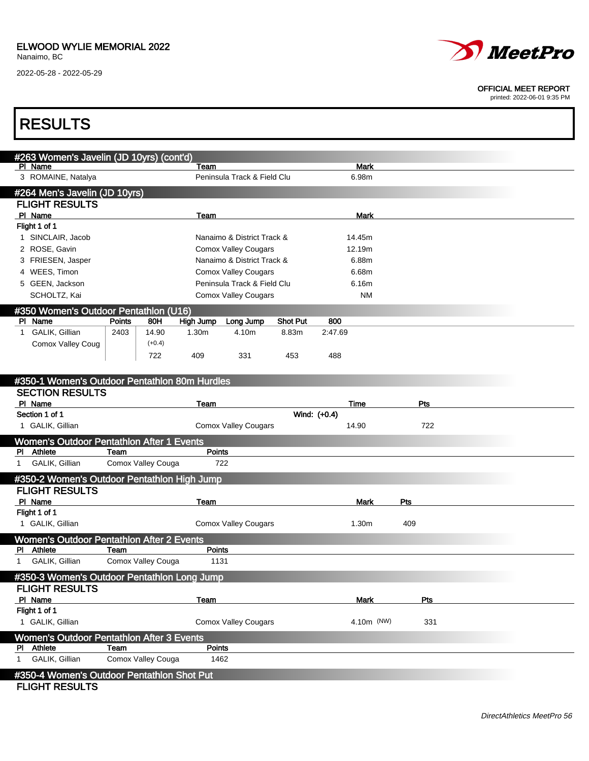## #263 Women's Javelin (JD 10yrs) (cont'd)

| Pl | Name | Team | Mark |
|---|---|---|---|
| 3 | ROMAINE, Natalya | Peninsula Track & Field Clu | 6.98m |

## #264 Men's Javelin (JD 10yrs)

### FLIGHT RESULTS

| Pl | Name | Team | Mark |
|---|---|---|---|
| **Flight 1 of 1** | | | |
| 1 | SINCLAIR, Jacob | Nanaimo & District Track & | 14.45m |
| 2 | ROSE, Gavin | Comox Valley Cougars | 12.19m |
| 3 | FRIESEN, Jasper | Nanaimo & District Track & | 6.88m |
| 4 | WEES, Timon | Comox Valley Cougars | 6.68m |
| 5 | GEEN, Jackson | Peninsula Track & Field Clu | 6.16m |
| | SCHOLTZ, Kai | Comox Valley Cougars | NM |

## #350 Women's Outdoor Pentathlon (U16)

| Pl | Name | Points | 80H | High Jump | Long Jump | Shot Put | 800 |
|---|---|---|---|---|---|---|---|
| 1 | GALIK, Gillian<br>Comox Valley Coug | 2403 | 14.90<br>(+0.4) | 1.30m | 4.10m | 8.83m | 2:47.69 |
| | | | 722 | 409 | 331 | 453 | 488 |

## #350-1 Women's Outdoor Pentathlon 80m Hurdles

### SECTION RESULTS

| Pl | Name | Team | Time | Pts |
|---|---|---|---|---|
| **Section 1 of 1** | | Wind: (+0.4) | | |
| 1 | GALIK, Gillian | Comox Valley Cougars | 14.90 | 722 |

## Women's Outdoor Pentathlon After 1 Events

| Pl | Athlete | Team | Points |
|---|---|---|---|
| 1 | GALIK, Gillian | Comox Valley Couga | 722 |

## #350-2 Women's Outdoor Pentathlon High Jump

### FLIGHT RESULTS

| Pl | Name | Team | Mark | Pts |
|---|---|---|---|---|
| **Flight 1 of 1** | | | | |
| 1 | GALIK, Gillian | Comox Valley Cougars | 1.30m | 409 |

## Women's Outdoor Pentathlon After 2 Events

| Pl | Athlete | Team | Points |
|---|---|---|---|
| 1 | GALIK, Gillian | Comox Valley Couga | 1131 |

## #350-3 Women's Outdoor Pentathlon Long Jump

### FLIGHT RESULTS

| Pl | Name | Team | Mark | Pts |
|---|---|---|---|---|
| **Flight 1 of 1** | | | | |
| 1 | GALIK, Gillian | Comox Valley Cougars | 4.10m (NW) | 331 |

## Women's Outdoor Pentathlon After 3 Events

| Pl | Athlete | Team | Points |
|---|---|---|---|
| 1 | GALIK, Gillian | Comox Valley Couga | 1462 |

## #350-4 Women's Outdoor Pentathlon Shot Put

### FLIGHT RESULTS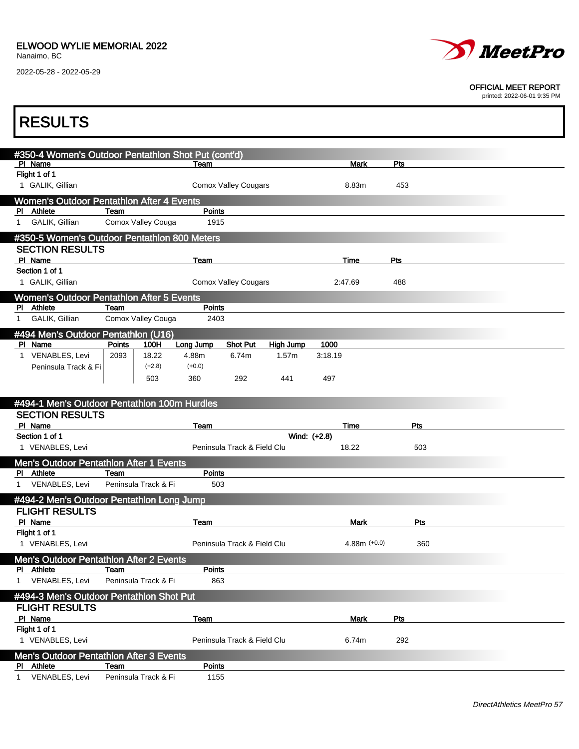ELWOOD WYLIE MEMORIAL 2022
Nanaimo, BC
2022-05-28 - 2022-05-29

OFFICIAL MEET REPORT
printed: 2022-06-01 9:35 PM

# RESULTS

## #350-4 Women's Outdoor Pentathlon Shot Put (cont'd)

| Pl | Name | Team | Mark | Pts |
|---|---|---|---|---|
| **Flight 1 of 1** | | | | |
| 1 | GALIK, Gillian | Comox Valley Cougars | 8.83m | 453 |

## Women's Outdoor Pentathlon After 4 Events

| Pl | Athlete | Team | Points |
|---|---|---|---|
| 1 | GALIK, Gillian | Comox Valley Couga | 1915 |

## #350-5 Women's Outdoor Pentathlon 800 Meters

### SECTION RESULTS

| Pl | Name | Team | Time | Pts |
|---|---|---|---|---|
| **Section 1 of 1** | | | | |
| 1 | GALIK, Gillian | Comox Valley Cougars | 2:47.69 | 488 |

## Women's Outdoor Pentathlon After 5 Events

| Pl | Athlete | Team | Points |
|---|---|---|---|
| 1 | GALIK, Gillian | Comox Valley Couga | 2403 |

## #494 Men's Outdoor Pentathlon (U16)

| Pl | Name | Points | 100H | Long Jump | Shot Put | High Jump | 1000 |
|---|---|---|---|---|---|---|---|
| 1 | VENABLES, Levi | 2093 | 18.22 | 4.88m | 6.74m | 1.57m | 3:18.19 |
| | Peninsula Track & Fi | | (+2.8) | (+0.0) | | | |
| | | | 503 | 360 | 292 | 441 | 497 |

## #494-1 Men's Outdoor Pentathlon 100m Hurdles

### SECTION RESULTS

| Pl | Name | Team | Time | Pts |
|---|---|---|---|---|
| **Section 1 of 1** | | Wind: (+2.8) | | |
| 1 | VENABLES, Levi | Peninsula Track & Field Clu | 18.22 | 503 |

## Men's Outdoor Pentathlon After 1 Events

| Pl | Athlete | Team | Points |
|---|---|---|---|
| 1 | VENABLES, Levi | Peninsula Track & Fi | 503 |

## #494-2 Men's Outdoor Pentathlon Long Jump

### FLIGHT RESULTS

| Pl | Name | Team | Mark | Pts |
|---|---|---|---|---|
| **Flight 1 of 1** | | | | |
| 1 | VENABLES, Levi | Peninsula Track & Field Clu | 4.88m (+0.0) | 360 |

## Men's Outdoor Pentathlon After 2 Events

| Pl | Athlete | Team | Points |
|---|---|---|---|
| 1 | VENABLES, Levi | Peninsula Track & Fi | 863 |

## #494-3 Men's Outdoor Pentathlon Shot Put

### FLIGHT RESULTS

| Pl | Name | Team | Mark | Pts |
|---|---|---|---|---|
| **Flight 1 of 1** | | | | |
| 1 | VENABLES, Levi | Peninsula Track & Field Clu | 6.74m | 292 |

## Men's Outdoor Pentathlon After 3 Events

| Pl | Athlete | Team | Points |
|---|---|---|---|
| 1 | VENABLES, Levi | Peninsula Track & Fi | 1155 |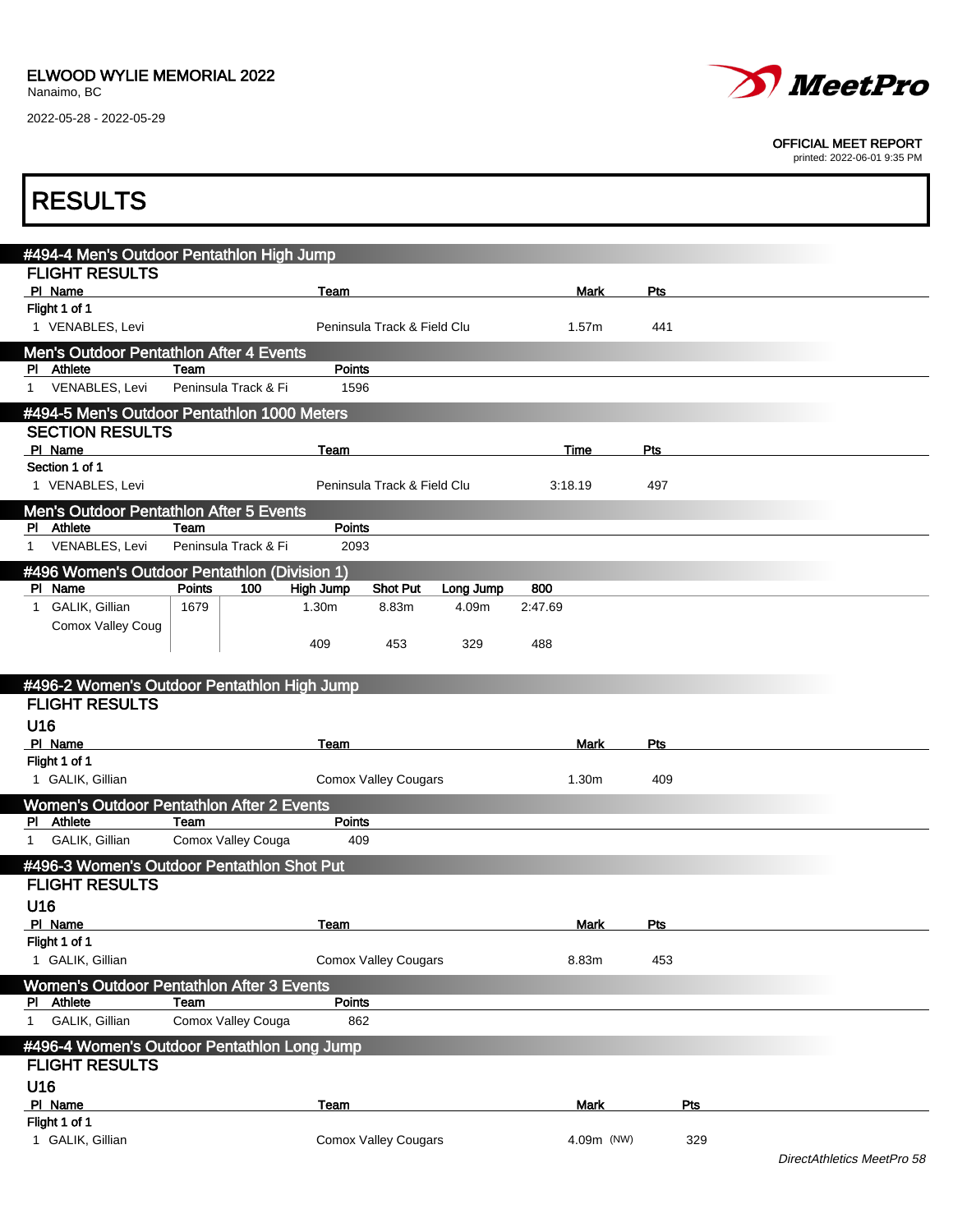# RESULTS

## #494-4 Men's Outdoor Pentathlon High Jump

### FLIGHT RESULTS

| Pl | Name | Team | Mark | Pts |
|---|---|---|---|---|
| Flight 1 of 1 | | | | |
| 1 | VENABLES, Levi | Peninsula Track & Field Clu | 1.57m | 441 |

## Men's Outdoor Pentathlon After 4 Events

| Pl | Athlete | Team | Points |
|---|---|---|---|
| 1 | VENABLES, Levi | Peninsula Track & Fi | 1596 |

## #494-5 Men's Outdoor Pentathlon 1000 Meters

### SECTION RESULTS

| Pl | Name | Team | Time | Pts |
|---|---|---|---|---|
| Section 1 of 1 | | | | |
| 1 | VENABLES, Levi | Peninsula Track & Field Clu | 3:18.19 | 497 |

## Men's Outdoor Pentathlon After 5 Events

| Pl | Athlete | Team | Points |
|---|---|---|---|
| 1 | VENABLES, Levi | Peninsula Track & Fi | 2093 |

## #496 Women's Outdoor Pentathlon (Division 1)

| Pl | Name | Points | 100 | High Jump | Shot Put | Long Jump | 800 |
|---|---|---|---|---|---|---|---|
| 1 | GALIK, Gillian<br>Comox Valley Coug | 1679 | | 1.30m<br>409 | 8.83m<br>453 | 4.09m<br>329 | 2:47.69<br>488 |

## #496-2 Women's Outdoor Pentathlon High Jump

### FLIGHT RESULTS

### U16

| Pl | Name | Team | Mark | Pts |
|---|---|---|---|---|
| Flight 1 of 1 | | | | |
| 1 | GALIK, Gillian | Comox Valley Cougars | 1.30m | 409 |

## Women's Outdoor Pentathlon After 2 Events

| Pl | Athlete | Team | Points |
|---|---|---|---|
| 1 | GALIK, Gillian | Comox Valley Couga | 409 |

## #496-3 Women's Outdoor Pentathlon Shot Put

### FLIGHT RESULTS

### U16

| Pl | Name | Team | Mark | Pts |
|---|---|---|---|---|
| Flight 1 of 1 | | | | |
| 1 | GALIK, Gillian | Comox Valley Cougars | 8.83m | 453 |

## Women's Outdoor Pentathlon After 3 Events

| Pl | Athlete | Team | Points |
|---|---|---|---|
| 1 | GALIK, Gillian | Comox Valley Couga | 862 |

## #496-4 Women's Outdoor Pentathlon Long Jump

### FLIGHT RESULTS

### U16

| Pl | Name | Team | Mark | Pts |
|---|---|---|---|---|
| Flight 1 of 1 | | | | |
| 1 | GALIK, Gillian | Comox Valley Cougars | 4.09m (NW) | 329 |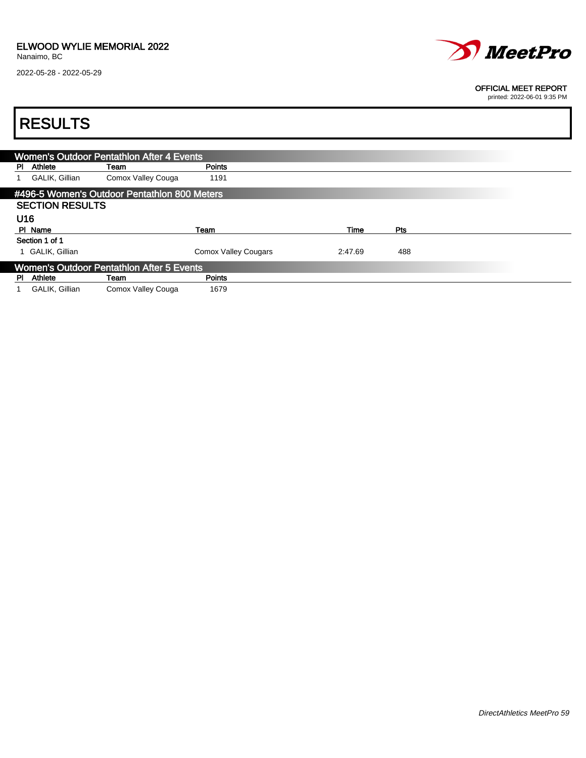## Women's Outdoor Pentathlon After 4 Events

| Pl | Athlete | Team | Points |
|---|---|---|---|
| 1 | GALIK, Gillian | Comox Valley Couga | 1191 |

## #496-5 Women's Outdoor Pentathlon 800 Meters

### SECTION RESULTS

### U16

| Pl | Name | Team | Time | Pts |
|---|---|---|---|---|
| **Section 1 of 1** | | | | |
| 1 | GALIK, Gillian | Comox Valley Cougars | 2:47.69 | 488 |

## Women's Outdoor Pentathlon After 5 Events

| Pl | Athlete | Team | Points |
|---|---|---|---|
| 1 | GALIK, Gillian | Comox Valley Couga | 1679 |